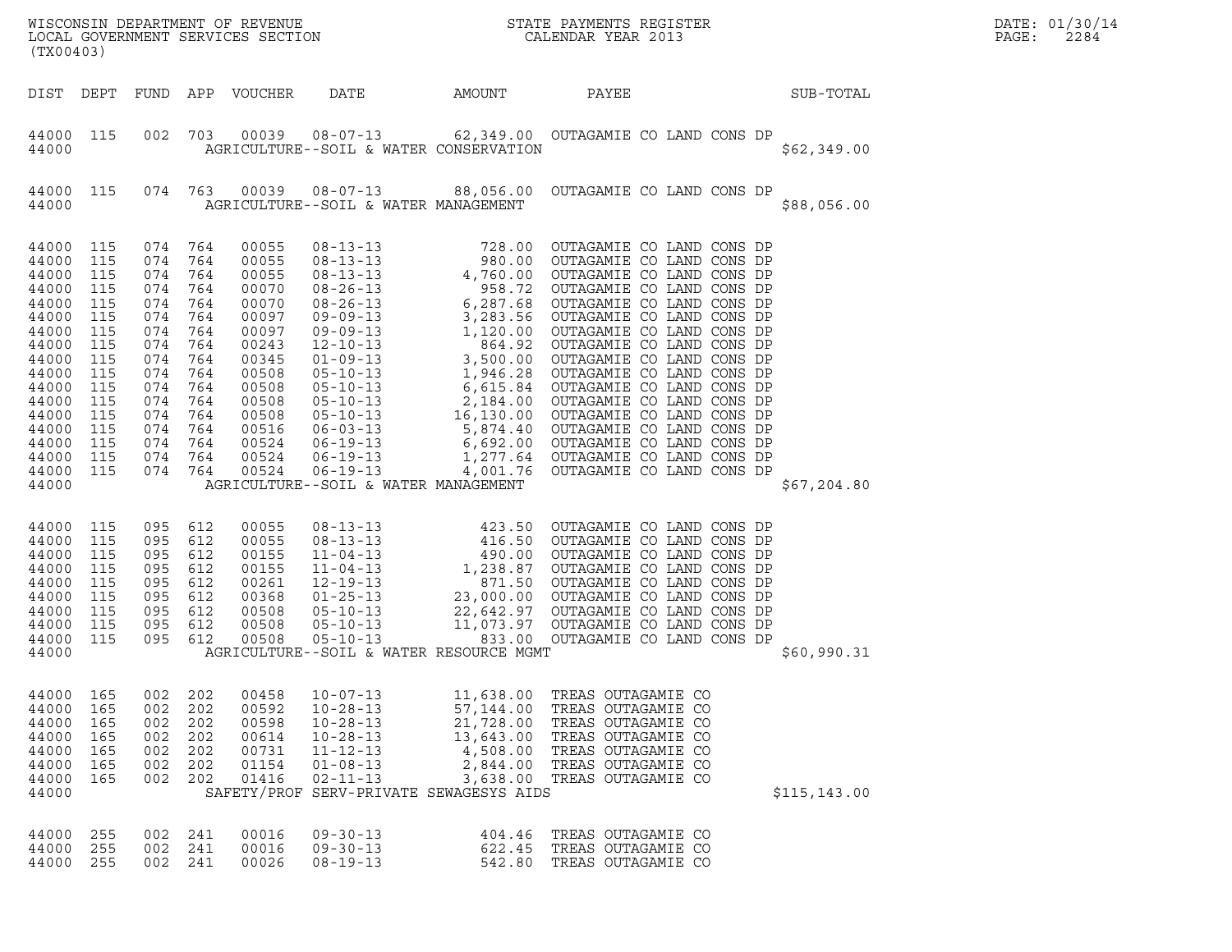WISCONSIN DEPARTMENT OF REVENUE
LOCAL GOVERNMENT SERVICES SECTION
(TX00403)

STATE PAYMENTS REGISTER
CALENDAR YEAR 2013

DATE: 01/30/14
PAGE: 2284

| DIST | DEPT | FUND | APP | VOUCHER | DATE | AMOUNT | PAYEE | SUB-TOTAL |
|---|---|---|---|---|---|---|---|---|
| 44000 | 115 | 002 | 703 | 00039 | 08-07-13 | 62,349.00 | OUTAGAMIE CO LAND CONS DP | |
| 44000 | | | | | AGRICULTURE--SOIL & WATER CONSERVATION | | | $62,349.00 |
| 44000 | 115 | 074 | 763 | 00039 | 08-07-13 | 88,056.00 | OUTAGAMIE CO LAND CONS DP | |
| 44000 | | | | | AGRICULTURE--SOIL & WATER MANAGEMENT | | | $88,056.00 |
| 44000 | 115 | 074 | 764 | 00055 | 08-13-13 | 728.00 | OUTAGAMIE CO LAND CONS DP | |
| 44000 | 115 | 074 | 764 | 00055 | 08-13-13 | 980.00 | OUTAGAMIE CO LAND CONS DP | |
| 44000 | 115 | 074 | 764 | 00055 | 08-13-13 | 4,760.00 | OUTAGAMIE CO LAND CONS DP | |
| 44000 | 115 | 074 | 764 | 00070 | 08-26-13 | 958.72 | OUTAGAMIE CO LAND CONS DP | |
| 44000 | 115 | 074 | 764 | 00070 | 08-26-13 | 6,287.68 | OUTAGAMIE CO LAND CONS DP | |
| 44000 | 115 | 074 | 764 | 00097 | 09-09-13 | 3,283.56 | OUTAGAMIE CO LAND CONS DP | |
| 44000 | 115 | 074 | 764 | 00097 | 09-09-13 | 1,120.00 | OUTAGAMIE CO LAND CONS DP | |
| 44000 | 115 | 074 | 764 | 00243 | 12-10-13 | 864.92 | OUTAGAMIE CO LAND CONS DP | |
| 44000 | 115 | 074 | 764 | 00345 | 01-09-13 | 3,500.00 | OUTAGAMIE CO LAND CONS DP | |
| 44000 | 115 | 074 | 764 | 00508 | 05-10-13 | 1,946.28 | OUTAGAMIE CO LAND CONS DP | |
| 44000 | 115 | 074 | 764 | 00508 | 05-10-13 | 6,615.84 | OUTAGAMIE CO LAND CONS DP | |
| 44000 | 115 | 074 | 764 | 00508 | 05-10-13 | 2,184.00 | OUTAGAMIE CO LAND CONS DP | |
| 44000 | 115 | 074 | 764 | 00508 | 05-10-13 | 16,130.00 | OUTAGAMIE CO LAND CONS DP | |
| 44000 | 115 | 074 | 764 | 00516 | 06-03-13 | 5,874.40 | OUTAGAMIE CO LAND CONS DP | |
| 44000 | 115 | 074 | 764 | 00524 | 06-19-13 | 6,692.00 | OUTAGAMIE CO LAND CONS DP | |
| 44000 | 115 | 074 | 764 | 00524 | 06-19-13 | 1,277.64 | OUTAGAMIE CO LAND CONS DP | |
| 44000 | 115 | 074 | 764 | 00524 | 06-19-13 | 4,001.76 | OUTAGAMIE CO LAND CONS DP | |
| 44000 | | | | | AGRICULTURE--SOIL & WATER MANAGEMENT | | | $67,204.80 |
| 44000 | 115 | 095 | 612 | 00055 | 08-13-13 | 423.50 | OUTAGAMIE CO LAND CONS DP | |
| 44000 | 115 | 095 | 612 | 00055 | 08-13-13 | 416.50 | OUTAGAMIE CO LAND CONS DP | |
| 44000 | 115 | 095 | 612 | 00155 | 11-04-13 | 490.00 | OUTAGAMIE CO LAND CONS DP | |
| 44000 | 115 | 095 | 612 | 00155 | 11-04-13 | 1,238.87 | OUTAGAMIE CO LAND CONS DP | |
| 44000 | 115 | 095 | 612 | 00261 | 12-19-13 | 871.50 | OUTAGAMIE CO LAND CONS DP | |
| 44000 | 115 | 095 | 612 | 00368 | 01-25-13 | 23,000.00 | OUTAGAMIE CO LAND CONS DP | |
| 44000 | 115 | 095 | 612 | 00508 | 05-10-13 | 22,642.97 | OUTAGAMIE CO LAND CONS DP | |
| 44000 | 115 | 095 | 612 | 00508 | 05-10-13 | 11,073.97 | OUTAGAMIE CO LAND CONS DP | |
| 44000 | 115 | 095 | 612 | 00508 | 05-10-13 | 833.00 | OUTAGAMIE CO LAND CONS DP | |
| 44000 | | | | | AGRICULTURE--SOIL & WATER RESOURCE MGMT | | | $60,990.31 |
| 44000 | 165 | 002 | 202 | 00458 | 10-07-13 | 11,638.00 | TREAS OUTAGAMIE CO | |
| 44000 | 165 | 002 | 202 | 00592 | 10-28-13 | 57,144.00 | TREAS OUTAGAMIE CO | |
| 44000 | 165 | 002 | 202 | 00598 | 10-28-13 | 21,728.00 | TREAS OUTAGAMIE CO | |
| 44000 | 165 | 002 | 202 | 00614 | 10-28-13 | 13,643.00 | TREAS OUTAGAMIE CO | |
| 44000 | 165 | 002 | 202 | 00731 | 11-12-13 | 4,508.00 | TREAS OUTAGAMIE CO | |
| 44000 | 165 | 002 | 202 | 01154 | 01-08-13 | 2,844.00 | TREAS OUTAGAMIE CO | |
| 44000 | 165 | 002 | 202 | 01416 | 02-11-13 | 3,638.00 | TREAS OUTAGAMIE CO | |
| 44000 | | | | | SAFETY/PROF SERV-PRIVATE SEWAGESYS AIDS | | | $115,143.00 |
| 44000 | 255 | 002 | 241 | 00016 | 09-30-13 | 404.46 | TREAS OUTAGAMIE CO | |
| 44000 | 255 | 002 | 241 | 00016 | 09-30-13 | 622.45 | TREAS OUTAGAMIE CO | |
| 44000 | 255 | 002 | 241 | 00026 | 08-19-13 | 542.80 | TREAS OUTAGAMIE CO | |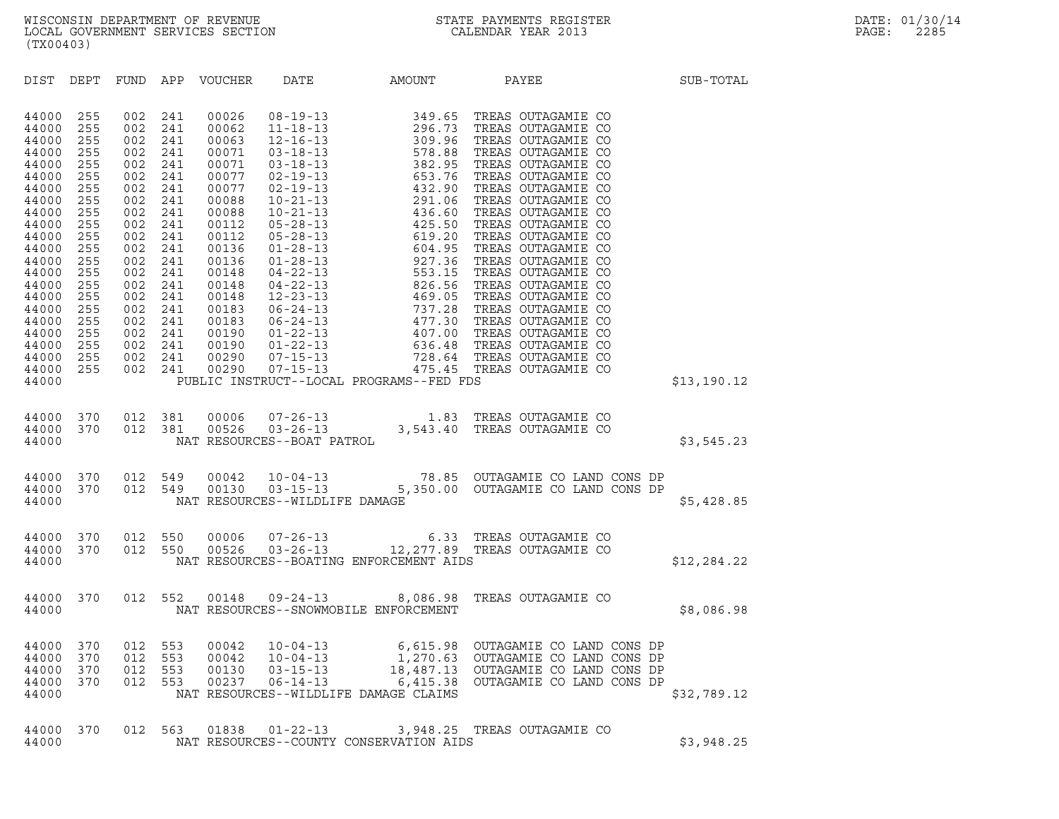| DIST | DEPT | FUND | APP | VOUCHER | DATE | AMOUNT | PAYEE | SUB-TOTAL |
|---|---|---|---|---|---|---|---|---|
| 44000 | 255 | 002 | 241 | 00026 | 08-19-13 | 349.65 | TREAS OUTAGAMIE CO | |
| 44000 | 255 | 002 | 241 | 00062 | 11-18-13 | 296.73 | TREAS OUTAGAMIE CO | |
| 44000 | 255 | 002 | 241 | 00063 | 12-16-13 | 309.96 | TREAS OUTAGAMIE CO | |
| 44000 | 255 | 002 | 241 | 00071 | 03-18-13 | 578.88 | TREAS OUTAGAMIE CO | |
| 44000 | 255 | 002 | 241 | 00071 | 03-18-13 | 382.95 | TREAS OUTAGAMIE CO | |
| 44000 | 255 | 002 | 241 | 00077 | 02-19-13 | 653.76 | TREAS OUTAGAMIE CO | |
| 44000 | 255 | 002 | 241 | 00077 | 02-19-13 | 432.90 | TREAS OUTAGAMIE CO | |
| 44000 | 255 | 002 | 241 | 00088 | 10-21-13 | 291.06 | TREAS OUTAGAMIE CO | |
| 44000 | 255 | 002 | 241 | 00088 | 10-21-13 | 436.60 | TREAS OUTAGAMIE CO | |
| 44000 | 255 | 002 | 241 | 00112 | 05-28-13 | 425.50 | TREAS OUTAGAMIE CO | |
| 44000 | 255 | 002 | 241 | 00112 | 05-28-13 | 619.20 | TREAS OUTAGAMIE CO | |
| 44000 | 255 | 002 | 241 | 00136 | 01-28-13 | 604.95 | TREAS OUTAGAMIE CO | |
| 44000 | 255 | 002 | 241 | 00136 | 01-28-13 | 927.36 | TREAS OUTAGAMIE CO | |
| 44000 | 255 | 002 | 241 | 00148 | 04-22-13 | 553.15 | TREAS OUTAGAMIE CO | |
| 44000 | 255 | 002 | 241 | 00148 | 04-22-13 | 826.56 | TREAS OUTAGAMIE CO | |
| 44000 | 255 | 002 | 241 | 00148 | 12-23-13 | 469.05 | TREAS OUTAGAMIE CO | |
| 44000 | 255 | 002 | 241 | 00183 | 06-24-13 | 737.28 | TREAS OUTAGAMIE CO | |
| 44000 | 255 | 002 | 241 | 00183 | 06-24-13 | 477.30 | TREAS OUTAGAMIE CO | |
| 44000 | 255 | 002 | 241 | 00190 | 01-22-13 | 407.00 | TREAS OUTAGAMIE CO | |
| 44000 | 255 | 002 | 241 | 00190 | 01-22-13 | 636.48 | TREAS OUTAGAMIE CO | |
| 44000 | 255 | 002 | 241 | 00290 | 07-15-13 | 728.64 | TREAS OUTAGAMIE CO | |
| 44000 | 255 | 002 | 241 | 00290 | 07-15-13 | 475.45 | TREAS OUTAGAMIE CO | |
| 44000 | | | | PUBLIC INSTRUCT--LOCAL PROGRAMS--FED FDS | | | | $13,190.12 |
| 44000 | 370 | 012 | 381 | 00006 | 07-26-13 | 1.83 | TREAS OUTAGAMIE CO | |
| 44000 | 370 | 012 | 381 | 00526 | 03-26-13 | 3,543.40 | TREAS OUTAGAMIE CO | |
| 44000 | | | | NAT RESOURCES--BOAT PATROL | | | | $3,545.23 |
| 44000 | 370 | 012 | 549 | 00042 | 10-04-13 | 78.85 | OUTAGAMIE CO LAND CONS DP | |
| 44000 | 370 | 012 | 549 | 00130 | 03-15-13 | 5,350.00 | OUTAGAMIE CO LAND CONS DP | |
| 44000 | | | | NAT RESOURCES--WILDLIFE DAMAGE | | | | $5,428.85 |
| 44000 | 370 | 012 | 550 | 00006 | 07-26-13 | 6.33 | TREAS OUTAGAMIE CO | |
| 44000 | 370 | 012 | 550 | 00526 | 03-26-13 | 12,277.89 | TREAS OUTAGAMIE CO | |
| 44000 | | | | NAT RESOURCES--BOATING ENFORCEMENT AIDS | | | | $12,284.22 |
| 44000 | 370 | 012 | 552 | 00148 | 09-24-13 | 8,086.98 | TREAS OUTAGAMIE CO | |
| 44000 | | | | NAT RESOURCES--SNOWMOBILE ENFORCEMENT | | | | $8,086.98 |
| 44000 | 370 | 012 | 553 | 00042 | 10-04-13 | 6,615.98 | OUTAGAMIE CO LAND CONS DP | |
| 44000 | 370 | 012 | 553 | 00042 | 10-04-13 | 1,270.63 | OUTAGAMIE CO LAND CONS DP | |
| 44000 | 370 | 012 | 553 | 00130 | 03-15-13 | 18,487.13 | OUTAGAMIE CO LAND CONS DP | |
| 44000 | 370 | 012 | 553 | 00237 | 06-14-13 | 6,415.38 | OUTAGAMIE CO LAND CONS DP | |
| 44000 | | | | NAT RESOURCES--WILDLIFE DAMAGE CLAIMS | | | | $32,789.12 |
| 44000 | 370 | 012 | 563 | 01838 | 01-22-13 | 3,948.25 | TREAS OUTAGAMIE CO | |
| 44000 | | | | NAT RESOURCES--COUNTY CONSERVATION AIDS | | | | $3,948.25 |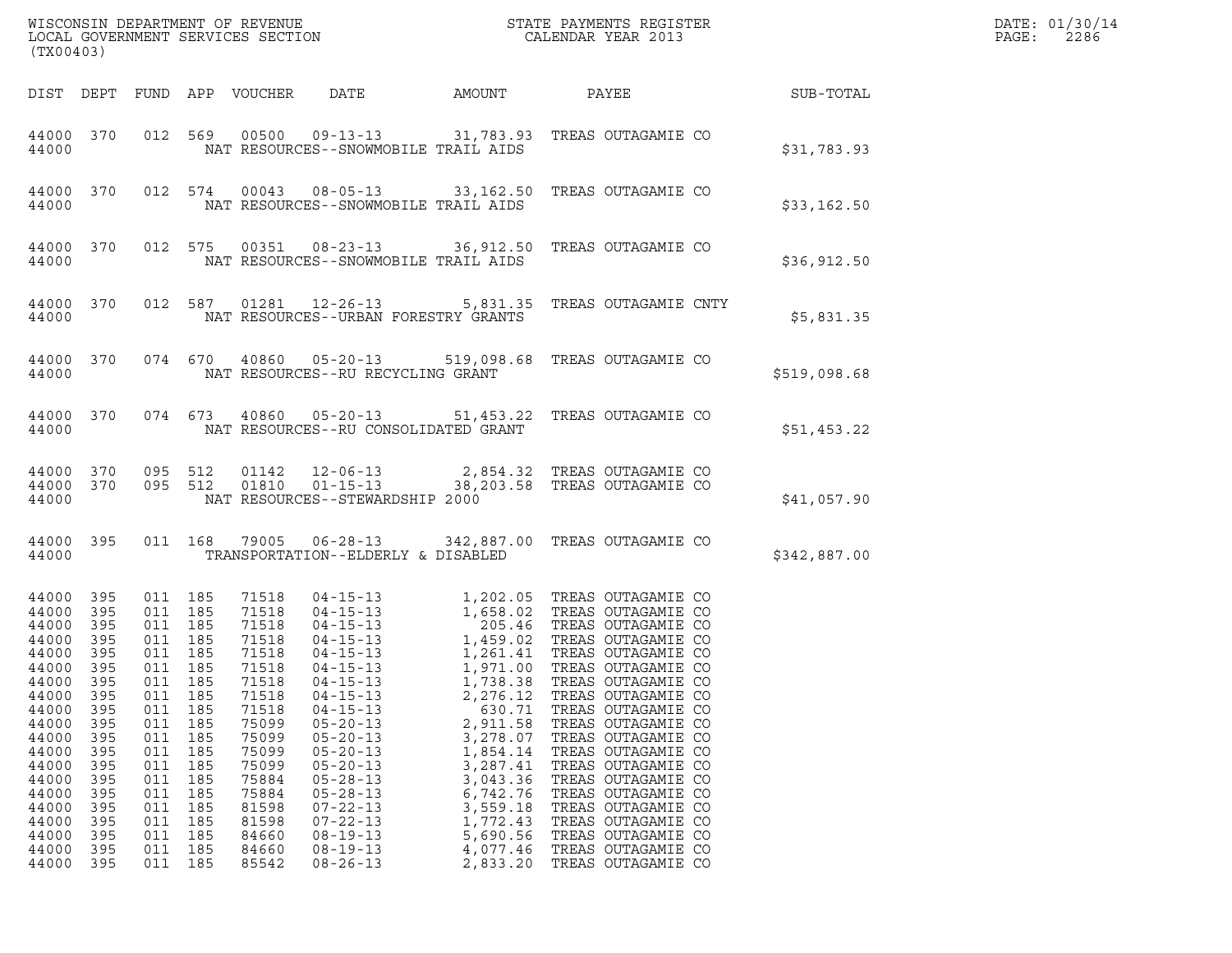WISCONSIN DEPARTMENT OF REVENUE
LOCAL GOVERNMENT SERVICES SECTION
(TX00403)

STATE PAYMENTS REGISTER
CALENDAR YEAR 2013

DATE: 01/30/14
PAGE: 2286

| DIST | DEPT | FUND | APP | VOUCHER | DATE | AMOUNT | PAYEE | SUB-TOTAL |
|---|---|---|---|---|---|---|---|---|
| 44000 | 370 | 012 | 569 | 00500 | 09-13-13 | 31,783.93 | TREAS OUTAGAMIE CO | |
| 44000 | | | | | NAT RESOURCES--SNOWMOBILE TRAIL AIDS | | | $31,783.93 |
| 44000 | 370 | 012 | 574 | 00043 | 08-05-13 | 33,162.50 | TREAS OUTAGAMIE CO | |
| 44000 | | | | | NAT RESOURCES--SNOWMOBILE TRAIL AIDS | | | $33,162.50 |
| 44000 | 370 | 012 | 575 | 00351 | 08-23-13 | 36,912.50 | TREAS OUTAGAMIE CO | |
| 44000 | | | | | NAT RESOURCES--SNOWMOBILE TRAIL AIDS | | | $36,912.50 |
| 44000 | 370 | 012 | 587 | 01281 | 12-26-13 | 5,831.35 | TREAS OUTAGAMIE CNTY | |
| 44000 | | | | | NAT RESOURCES--URBAN FORESTRY GRANTS | | | $5,831.35 |
| 44000 | 370 | 074 | 670 | 40860 | 05-20-13 | 519,098.68 | TREAS OUTAGAMIE CO | |
| 44000 | | | | | NAT RESOURCES--RU RECYCLING GRANT | | | $519,098.68 |
| 44000 | 370 | 074 | 673 | 40860 | 05-20-13 | 51,453.22 | TREAS OUTAGAMIE CO | |
| 44000 | | | | | NAT RESOURCES--RU CONSOLIDATED GRANT | | | $51,453.22 |
| 44000 | 370 | 095 | 512 | 01142 | 12-06-13 | 2,854.32 | TREAS OUTAGAMIE CO | |
| 44000 | 370 | 095 | 512 | 01810 | 01-15-13 | 38,203.58 | TREAS OUTAGAMIE CO | |
| 44000 | | | | | NAT RESOURCES--STEWARDSHIP 2000 | | | $41,057.90 |
| 44000 | 395 | 011 | 168 | 79005 | 06-28-13 | 342,887.00 | TREAS OUTAGAMIE CO | |
| 44000 | | | | | TRANSPORTATION--ELDERLY & DISABLED | | | $342,887.00 |
| 44000 | 395 | 011 | 185 | 71518 | 04-15-13 | 1,202.05 | TREAS OUTAGAMIE CO | |
| 44000 | 395 | 011 | 185 | 71518 | 04-15-13 | 1,658.02 | TREAS OUTAGAMIE CO | |
| 44000 | 395 | 011 | 185 | 71518 | 04-15-13 | 205.46 | TREAS OUTAGAMIE CO | |
| 44000 | 395 | 011 | 185 | 71518 | 04-15-13 | 1,459.02 | TREAS OUTAGAMIE CO | |
| 44000 | 395 | 011 | 185 | 71518 | 04-15-13 | 1,261.41 | TREAS OUTAGAMIE CO | |
| 44000 | 395 | 011 | 185 | 71518 | 04-15-13 | 1,971.00 | TREAS OUTAGAMIE CO | |
| 44000 | 395 | 011 | 185 | 71518 | 04-15-13 | 1,738.38 | TREAS OUTAGAMIE CO | |
| 44000 | 395 | 011 | 185 | 71518 | 04-15-13 | 2,276.12 | TREAS OUTAGAMIE CO | |
| 44000 | 395 | 011 | 185 | 71518 | 04-15-13 | 630.71 | TREAS OUTAGAMIE CO | |
| 44000 | 395 | 011 | 185 | 75099 | 05-20-13 | 2,911.58 | TREAS OUTAGAMIE CO | |
| 44000 | 395 | 011 | 185 | 75099 | 05-20-13 | 3,278.07 | TREAS OUTAGAMIE CO | |
| 44000 | 395 | 011 | 185 | 75099 | 05-20-13 | 1,854.14 | TREAS OUTAGAMIE CO | |
| 44000 | 395 | 011 | 185 | 75099 | 05-20-13 | 3,287.41 | TREAS OUTAGAMIE CO | |
| 44000 | 395 | 011 | 185 | 75884 | 05-28-13 | 3,043.36 | TREAS OUTAGAMIE CO | |
| 44000 | 395 | 011 | 185 | 75884 | 05-28-13 | 6,742.76 | TREAS OUTAGAMIE CO | |
| 44000 | 395 | 011 | 185 | 81598 | 07-22-13 | 3,559.18 | TREAS OUTAGAMIE CO | |
| 44000 | 395 | 011 | 185 | 81598 | 07-22-13 | 1,772.43 | TREAS OUTAGAMIE CO | |
| 44000 | 395 | 011 | 185 | 84660 | 08-19-13 | 5,690.56 | TREAS OUTAGAMIE CO | |
| 44000 | 395 | 011 | 185 | 84660 | 08-19-13 | 4,077.46 | TREAS OUTAGAMIE CO | |
| 44000 | 395 | 011 | 185 | 85542 | 08-26-13 | 2,833.20 | TREAS OUTAGAMIE CO | |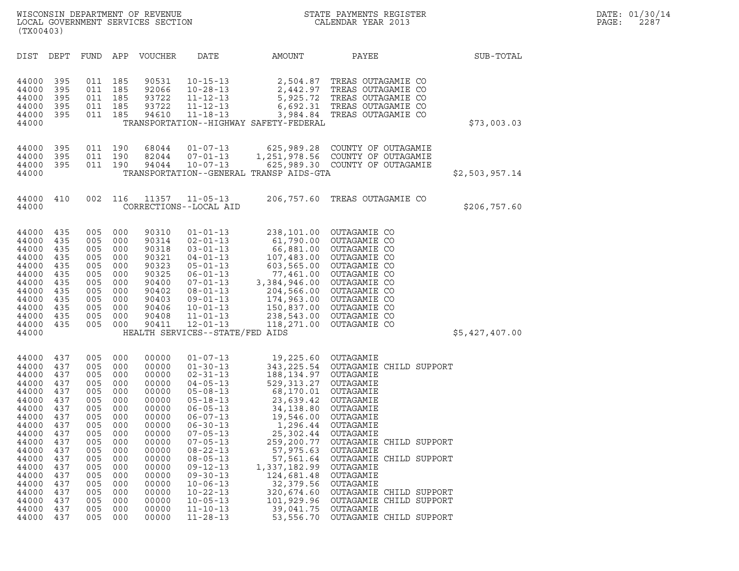WISCONSIN DEPARTMENT OF REVENUE
LOCAL GOVERNMENT SERVICES SECTION
(TX00403)

STATE PAYMENTS REGISTER
CALENDAR YEAR 2013

DATE: 01/30/14
PAGE: 2287

| DIST | DEPT | FUND | APP | VOUCHER | DATE | AMOUNT | PAYEE | SUB-TOTAL |
|---|---|---|---|---|---|---|---|---|
| 44000 | 395 | 011 | 185 | 90531 | 10-15-13 | 2,504.87 | TREAS OUTAGAMIE CO | |
| 44000 | 395 | 011 | 185 | 92066 | 10-28-13 | 2,442.97 | TREAS OUTAGAMIE CO | |
| 44000 | 395 | 011 | 185 | 93722 | 11-12-13 | 5,925.72 | TREAS OUTAGAMIE CO | |
| 44000 | 395 | 011 | 185 | 93722 | 11-12-13 | 6,692.31 | TREAS OUTAGAMIE CO | |
| 44000 | 395 | 011 | 185 | 94610 | 11-18-13 | 3,984.84 | TREAS OUTAGAMIE CO | |
| 44000 | | | | | TRANSPORTATION--HIGHWAY SAFETY-FEDERAL | | | $73,003.03 |
| 44000 | 395 | 011 | 190 | 68044 | 01-07-13 | 625,989.28 | COUNTY OF OUTAGAMIE | |
| 44000 | 395 | 011 | 190 | 82044 | 07-01-13 | 1,251,978.56 | COUNTY OF OUTAGAMIE | |
| 44000 | 395 | 011 | 190 | 94044 | 10-07-13 | 625,989.30 | COUNTY OF OUTAGAMIE | |
| 44000 | | | | | TRANSPORTATION--GENERAL TRANSP AIDS-GTA | | | $2,503,957.14 |
| 44000 | 410 | 002 | 116 | 11357 | 11-05-13 | 206,757.60 | TREAS OUTAGAMIE CO | |
| 44000 | | | | | CORRECTIONS--LOCAL AID | | | $206,757.60 |
| 44000 | 435 | 005 | 000 | 90310 | 01-01-13 | 238,101.00 | OUTAGAMIE CO | |
| 44000 | 435 | 005 | 000 | 90314 | 02-01-13 | 61,790.00 | OUTAGAMIE CO | |
| 44000 | 435 | 005 | 000 | 90318 | 03-01-13 | 66,881.00 | OUTAGAMIE CO | |
| 44000 | 435 | 005 | 000 | 90321 | 04-01-13 | 107,483.00 | OUTAGAMIE CO | |
| 44000 | 435 | 005 | 000 | 90323 | 05-01-13 | 603,565.00 | OUTAGAMIE CO | |
| 44000 | 435 | 005 | 000 | 90325 | 06-01-13 | 77,461.00 | OUTAGAMIE CO | |
| 44000 | 435 | 005 | 000 | 90400 | 07-01-13 | 3,384,946.00 | OUTAGAMIE CO | |
| 44000 | 435 | 005 | 000 | 90402 | 08-01-13 | 204,566.00 | OUTAGAMIE CO | |
| 44000 | 435 | 005 | 000 | 90403 | 09-01-13 | 174,963.00 | OUTAGAMIE CO | |
| 44000 | 435 | 005 | 000 | 90406 | 10-01-13 | 150,837.00 | OUTAGAMIE CO | |
| 44000 | 435 | 005 | 000 | 90408 | 11-01-13 | 238,543.00 | OUTAGAMIE CO | |
| 44000 | 435 | 005 | 000 | 90411 | 12-01-13 | 118,271.00 | OUTAGAMIE CO | |
| 44000 | | | | | HEALTH SERVICES--STATE/FED AIDS | | | $5,427,407.00 |
| 44000 | 437 | 005 | 000 | 00000 | 01-07-13 | 19,225.60 | OUTAGAMIE | |
| 44000 | 437 | 005 | 000 | 00000 | 01-30-13 | 343,225.54 | OUTAGAMIE CHILD SUPPORT | |
| 44000 | 437 | 005 | 000 | 00000 | 02-31-13 | 188,134.97 | OUTAGAMIE | |
| 44000 | 437 | 005 | 000 | 00000 | 04-05-13 | 529,313.27 | OUTAGAMIE | |
| 44000 | 437 | 005 | 000 | 00000 | 05-08-13 | 68,170.01 | OUTAGAMIE | |
| 44000 | 437 | 005 | 000 | 00000 | 05-18-13 | 23,639.42 | OUTAGAMIE | |
| 44000 | 437 | 005 | 000 | 00000 | 06-05-13 | 34,138.80 | OUTAGAMIE | |
| 44000 | 437 | 005 | 000 | 00000 | 06-07-13 | 19,546.00 | OUTAGAMIE | |
| 44000 | 437 | 005 | 000 | 00000 | 06-30-13 | 1,296.44 | OUTAGAMIE | |
| 44000 | 437 | 005 | 000 | 00000 | 07-05-13 | 25,302.44 | OUTAGAMIE | |
| 44000 | 437 | 005 | 000 | 00000 | 07-05-13 | 259,200.77 | OUTAGAMIE CHILD SUPPORT | |
| 44000 | 437 | 005 | 000 | 00000 | 08-22-13 | 57,975.63 | OUTAGAMIE | |
| 44000 | 437 | 005 | 000 | 00000 | 08-05-13 | 57,561.64 | OUTAGAMIE CHILD SUPPORT | |
| 44000 | 437 | 005 | 000 | 00000 | 09-12-13 | 1,337,182.99 | OUTAGAMIE | |
| 44000 | 437 | 005 | 000 | 00000 | 09-30-13 | 124,681.48 | OUTAGAMIE | |
| 44000 | 437 | 005 | 000 | 00000 | 10-06-13 | 32,379.56 | OUTAGAMIE | |
| 44000 | 437 | 005 | 000 | 00000 | 10-22-13 | 320,674.60 | OUTAGAMIE CHILD SUPPORT | |
| 44000 | 437 | 005 | 000 | 00000 | 10-05-13 | 101,929.96 | OUTAGAMIE CHILD SUPPORT | |
| 44000 | 437 | 005 | 000 | 00000 | 11-10-13 | 39,041.75 | OUTAGAMIE | |
| 44000 | 437 | 005 | 000 | 00000 | 11-28-13 | 53,556.70 | OUTAGAMIE CHILD SUPPORT | |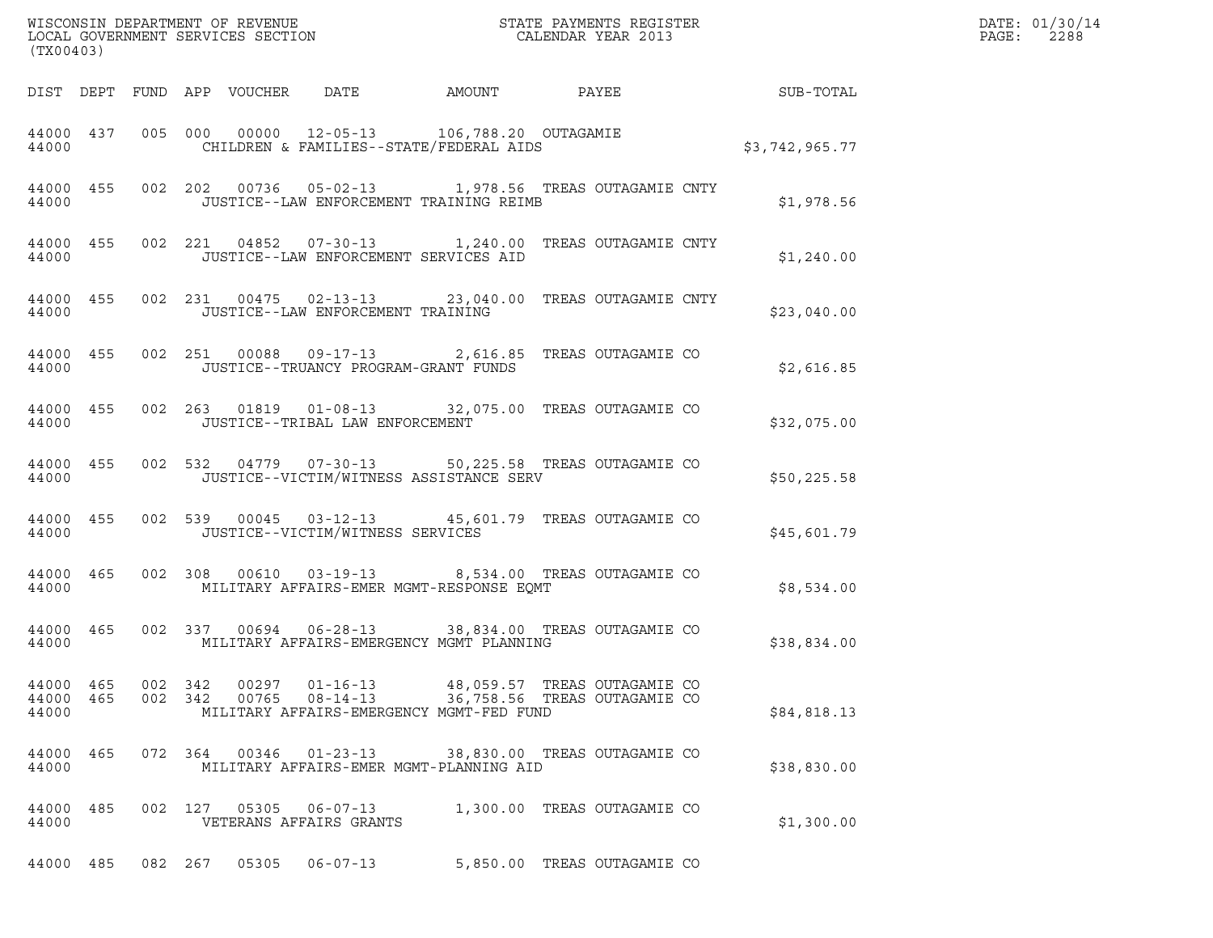WISCONSIN DEPARTMENT OF REVENUE
LOCAL GOVERNMENT SERVICES SECTION
(TX00403)

STATE PAYMENTS REGISTER
CALENDAR YEAR 2013

| DIST | DEPT | FUND | APP | VOUCHER | DATE | AMOUNT | PAYEE | SUB-TOTAL |
|---|---|---|---|---|---|---|---|---|
| 44000 | 437 | 005 | 000 | 00000 | 12-05-13 | 106,788.20 | OUTAGAMIE | |
| 44000 | | | | | CHILDREN & FAMILIES--STATE/FEDERAL AIDS | | | $3,742,965.77 |
| 44000 | 455 | 002 | 202 | 00736 | 05-02-13 | 1,978.56 | TREAS OUTAGAMIE CNTY | |
| 44000 | | | | | JUSTICE--LAW ENFORCEMENT TRAINING REIMB | | | $1,978.56 |
| 44000 | 455 | 002 | 221 | 04852 | 07-30-13 | 1,240.00 | TREAS OUTAGAMIE CNTY | |
| 44000 | | | | | JUSTICE--LAW ENFORCEMENT SERVICES AID | | | $1,240.00 |
| 44000 | 455 | 002 | 231 | 00475 | 02-13-13 | 23,040.00 | TREAS OUTAGAMIE CNTY | |
| 44000 | | | | | JUSTICE--LAW ENFORCEMENT TRAINING | | | $23,040.00 |
| 44000 | 455 | 002 | 251 | 00088 | 09-17-13 | 2,616.85 | TREAS OUTAGAMIE CO | |
| 44000 | | | | | JUSTICE--TRUANCY PROGRAM-GRANT FUNDS | | | $2,616.85 |
| 44000 | 455 | 002 | 263 | 01819 | 01-08-13 | 32,075.00 | TREAS OUTAGAMIE CO | |
| 44000 | | | | | JUSTICE--TRIBAL LAW ENFORCEMENT | | | $32,075.00 |
| 44000 | 455 | 002 | 532 | 04779 | 07-30-13 | 50,225.58 | TREAS OUTAGAMIE CO | |
| 44000 | | | | | JUSTICE--VICTIM/WITNESS ASSISTANCE SERV | | | $50,225.58 |
| 44000 | 455 | 002 | 539 | 00045 | 03-12-13 | 45,601.79 | TREAS OUTAGAMIE CO | |
| 44000 | | | | | JUSTICE--VICTIM/WITNESS SERVICES | | | $45,601.79 |
| 44000 | 465 | 002 | 308 | 00610 | 03-19-13 | 8,534.00 | TREAS OUTAGAMIE CO | |
| 44000 | | | | | MILITARY AFFAIRS-EMER MGMT-RESPONSE EQMT | | | $8,534.00 |
| 44000 | 465 | 002 | 337 | 00694 | 06-28-13 | 38,834.00 | TREAS OUTAGAMIE CO | |
| 44000 | | | | | MILITARY AFFAIRS-EMERGENCY MGMT PLANNING | | | $38,834.00 |
| 44000 | 465 | 002 | 342 | 00297 | 01-16-13 | 48,059.57 | TREAS OUTAGAMIE CO | |
| 44000 | 465 | 002 | 342 | 00765 | 08-14-13 | 36,758.56 | TREAS OUTAGAMIE CO | |
| 44000 | | | | | MILITARY AFFAIRS-EMERGENCY MGMT-FED FUND | | | $84,818.13 |
| 44000 | 465 | 072 | 364 | 00346 | 01-23-13 | 38,830.00 | TREAS OUTAGAMIE CO | |
| 44000 | | | | | MILITARY AFFAIRS-EMER MGMT-PLANNING AID | | | $38,830.00 |
| 44000 | 485 | 002 | 127 | 05305 | 06-07-13 | 1,300.00 | TREAS OUTAGAMIE CO | |
| 44000 | | | | | VETERANS AFFAIRS GRANTS | | | $1,300.00 |
| 44000 | 485 | 082 | 267 | 05305 | 06-07-13 | 5,850.00 | TREAS OUTAGAMIE CO | |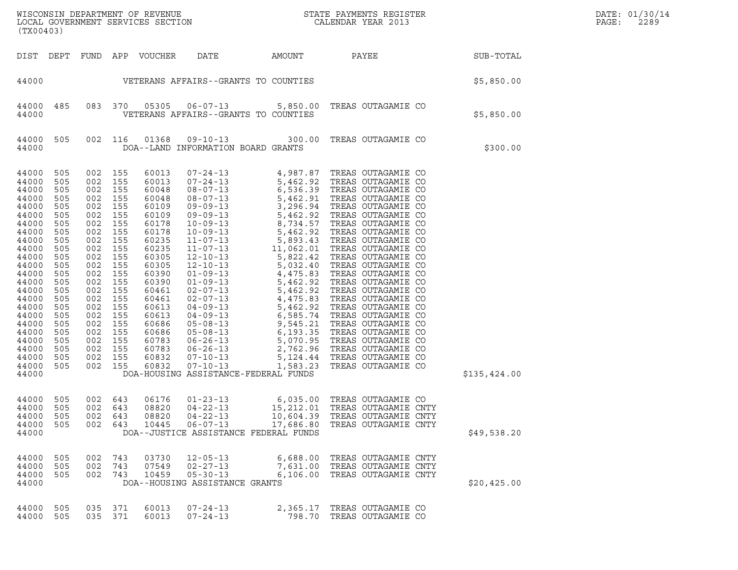WISCONSIN DEPARTMENT OF REVENUE
LOCAL GOVERNMENT SERVICES SECTION
(TX00403)

STATE PAYMENTS REGISTER
CALENDAR YEAR 2013

DATE: 01/30/14
PAGE: 2289

| DIST | DEPT | FUND | APP | VOUCHER | DATE | AMOUNT | PAYEE | SUB-TOTAL |
|---|---|---|---|---|---|---|---|---|
| 44000 | | | | | VETERANS AFFAIRS--GRANTS TO COUNTIES | | | $5,850.00 |
| 44000 | 485 | 083 | 370 | 05305 | 06-07-13 | 5,850.00 | TREAS OUTAGAMIE CO | |
| 44000 | | | | | VETERANS AFFAIRS--GRANTS TO COUNTIES | | | $5,850.00 |
| 44000 | 505 | 002 | 116 | 01368 | 09-10-13 | 300.00 | TREAS OUTAGAMIE CO | |
| 44000 | | | | | DOA--LAND INFORMATION BOARD GRANTS | | | $300.00 |
| 44000 | 505 | 002 | 155 | 60013 | 07-24-13 | 4,987.87 | TREAS OUTAGAMIE CO | |
| 44000 | 505 | 002 | 155 | 60013 | 07-24-13 | 5,462.92 | TREAS OUTAGAMIE CO | |
| 44000 | 505 | 002 | 155 | 60048 | 08-07-13 | 6,536.39 | TREAS OUTAGAMIE CO | |
| 44000 | 505 | 002 | 155 | 60048 | 08-07-13 | 5,462.91 | TREAS OUTAGAMIE CO | |
| 44000 | 505 | 002 | 155 | 60109 | 09-09-13 | 3,296.94 | TREAS OUTAGAMIE CO | |
| 44000 | 505 | 002 | 155 | 60109 | 09-09-13 | 5,462.92 | TREAS OUTAGAMIE CO | |
| 44000 | 505 | 002 | 155 | 60178 | 10-09-13 | 8,734.57 | TREAS OUTAGAMIE CO | |
| 44000 | 505 | 002 | 155 | 60178 | 10-09-13 | 5,462.92 | TREAS OUTAGAMIE CO | |
| 44000 | 505 | 002 | 155 | 60235 | 11-07-13 | 5,893.43 | TREAS OUTAGAMIE CO | |
| 44000 | 505 | 002 | 155 | 60235 | 11-07-13 | 11,062.01 | TREAS OUTAGAMIE CO | |
| 44000 | 505 | 002 | 155 | 60305 | 12-10-13 | 5,822.42 | TREAS OUTAGAMIE CO | |
| 44000 | 505 | 002 | 155 | 60305 | 12-10-13 | 5,032.40 | TREAS OUTAGAMIE CO | |
| 44000 | 505 | 002 | 155 | 60390 | 01-09-13 | 4,475.83 | TREAS OUTAGAMIE CO | |
| 44000 | 505 | 002 | 155 | 60390 | 01-09-13 | 5,462.92 | TREAS OUTAGAMIE CO | |
| 44000 | 505 | 002 | 155 | 60461 | 02-07-13 | 5,462.92 | TREAS OUTAGAMIE CO | |
| 44000 | 505 | 002 | 155 | 60461 | 02-07-13 | 4,475.83 | TREAS OUTAGAMIE CO | |
| 44000 | 505 | 002 | 155 | 60613 | 04-09-13 | 5,462.92 | TREAS OUTAGAMIE CO | |
| 44000 | 505 | 002 | 155 | 60613 | 04-09-13 | 6,585.74 | TREAS OUTAGAMIE CO | |
| 44000 | 505 | 002 | 155 | 60686 | 05-08-13 | 9,545.21 | TREAS OUTAGAMIE CO | |
| 44000 | 505 | 002 | 155 | 60686 | 05-08-13 | 6,193.35 | TREAS OUTAGAMIE CO | |
| 44000 | 505 | 002 | 155 | 60783 | 06-26-13 | 5,070.95 | TREAS OUTAGAMIE CO | |
| 44000 | 505 | 002 | 155 | 60783 | 06-26-13 | 2,762.96 | TREAS OUTAGAMIE CO | |
| 44000 | 505 | 002 | 155 | 60832 | 07-10-13 | 5,124.44 | TREAS OUTAGAMIE CO | |
| 44000 | 505 | 002 | 155 | 60832 | 07-10-13 | 1,583.23 | TREAS OUTAGAMIE CO | |
| 44000 | | | | | DOA-HOUSING ASSISTANCE-FEDERAL FUNDS | | | $135,424.00 |
| 44000 | 505 | 002 | 643 | 06176 | 01-23-13 | 6,035.00 | TREAS OUTAGAMIE CO | |
| 44000 | 505 | 002 | 643 | 08820 | 04-22-13 | 15,212.01 | TREAS OUTAGAMIE CNTY | |
| 44000 | 505 | 002 | 643 | 08820 | 04-22-13 | 10,604.39 | TREAS OUTAGAMIE CNTY | |
| 44000 | 505 | 002 | 643 | 10445 | 06-07-13 | 17,686.80 | TREAS OUTAGAMIE CNTY | |
| 44000 | | | | | DOA--JUSTICE ASSISTANCE FEDERAL FUNDS | | | $49,538.20 |
| 44000 | 505 | 002 | 743 | 03730 | 12-05-13 | 6,688.00 | TREAS OUTAGAMIE CNTY | |
| 44000 | 505 | 002 | 743 | 07549 | 02-27-13 | 7,631.00 | TREAS OUTAGAMIE CNTY | |
| 44000 | 505 | 002 | 743 | 10459 | 05-30-13 | 6,106.00 | TREAS OUTAGAMIE CNTY | |
| 44000 | | | | | DOA--HOUSING ASSISTANCE GRANTS | | | $20,425.00 |
| 44000 | 505 | 035 | 371 | 60013 | 07-24-13 | 2,365.17 | TREAS OUTAGAMIE CO | |
| 44000 | 505 | 035 | 371 | 60013 | 07-24-13 | 798.70 | TREAS OUTAGAMIE CO | |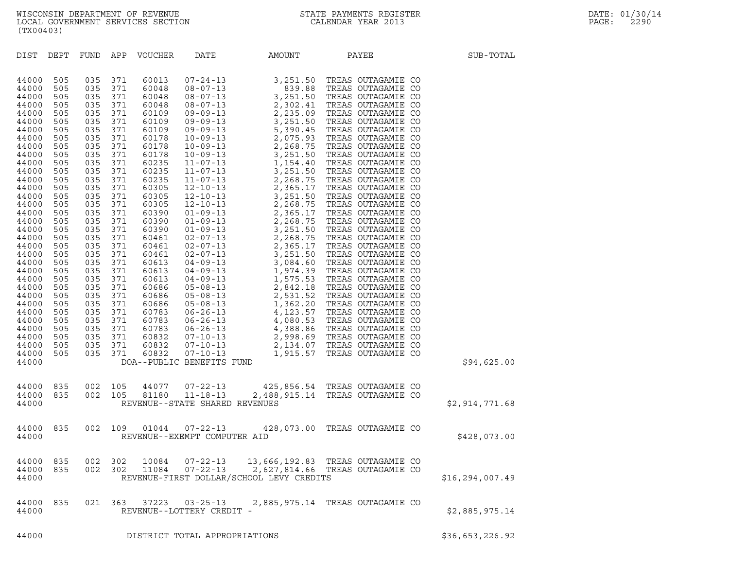WISCONSIN DEPARTMENT OF REVENUE
LOCAL GOVERNMENT SERVICES SECTION
(TX00403)

STATE PAYMENTS REGISTER
CALENDAR YEAR 2013

DATE: 01/30/14

| DIST | DEPT | FUND | APP | VOUCHER | DATE | AMOUNT | PAYEE | SUB-TOTAL |
|---|---|---|---|---|---|---|---|---|
| 44000 | 505 | 035 | 371 | 60013 | 07-24-13 | 3,251.50 | TREAS OUTAGAMIE CO | |
| 44000 | 505 | 035 | 371 | 60048 | 08-07-13 | 839.88 | TREAS OUTAGAMIE CO | |
| 44000 | 505 | 035 | 371 | 60048 | 08-07-13 | 3,251.50 | TREAS OUTAGAMIE CO | |
| 44000 | 505 | 035 | 371 | 60048 | 08-07-13 | 2,302.41 | TREAS OUTAGAMIE CO | |
| 44000 | 505 | 035 | 371 | 60109 | 09-09-13 | 2,235.09 | TREAS OUTAGAMIE CO | |
| 44000 | 505 | 035 | 371 | 60109 | 09-09-13 | 3,251.50 | TREAS OUTAGAMIE CO | |
| 44000 | 505 | 035 | 371 | 60109 | 09-09-13 | 5,390.45 | TREAS OUTAGAMIE CO | |
| 44000 | 505 | 035 | 371 | 60178 | 10-09-13 | 2,075.93 | TREAS OUTAGAMIE CO | |
| 44000 | 505 | 035 | 371 | 60178 | 10-09-13 | 2,268.75 | TREAS OUTAGAMIE CO | |
| 44000 | 505 | 035 | 371 | 60178 | 10-09-13 | 3,251.50 | TREAS OUTAGAMIE CO | |
| 44000 | 505 | 035 | 371 | 60235 | 11-07-13 | 1,154.40 | TREAS OUTAGAMIE CO | |
| 44000 | 505 | 035 | 371 | 60235 | 11-07-13 | 3,251.50 | TREAS OUTAGAMIE CO | |
| 44000 | 505 | 035 | 371 | 60235 | 11-07-13 | 2,268.75 | TREAS OUTAGAMIE CO | |
| 44000 | 505 | 035 | 371 | 60305 | 12-10-13 | 2,365.17 | TREAS OUTAGAMIE CO | |
| 44000 | 505 | 035 | 371 | 60305 | 12-10-13 | 3,251.50 | TREAS OUTAGAMIE CO | |
| 44000 | 505 | 035 | 371 | 60305 | 12-10-13 | 2,268.75 | TREAS OUTAGAMIE CO | |
| 44000 | 505 | 035 | 371 | 60390 | 01-09-13 | 2,365.17 | TREAS OUTAGAMIE CO | |
| 44000 | 505 | 035 | 371 | 60390 | 01-09-13 | 2,268.75 | TREAS OUTAGAMIE CO | |
| 44000 | 505 | 035 | 371 | 60390 | 01-09-13 | 3,251.50 | TREAS OUTAGAMIE CO | |
| 44000 | 505 | 035 | 371 | 60461 | 02-07-13 | 2,268.75 | TREAS OUTAGAMIE CO | |
| 44000 | 505 | 035 | 371 | 60461 | 02-07-13 | 2,365.17 | TREAS OUTAGAMIE CO | |
| 44000 | 505 | 035 | 371 | 60461 | 02-07-13 | 3,251.50 | TREAS OUTAGAMIE CO | |
| 44000 | 505 | 035 | 371 | 60613 | 04-09-13 | 3,084.60 | TREAS OUTAGAMIE CO | |
| 44000 | 505 | 035 | 371 | 60613 | 04-09-13 | 1,974.39 | TREAS OUTAGAMIE CO | |
| 44000 | 505 | 035 | 371 | 60613 | 04-09-13 | 1,575.53 | TREAS OUTAGAMIE CO | |
| 44000 | 505 | 035 | 371 | 60686 | 05-08-13 | 2,842.18 | TREAS OUTAGAMIE CO | |
| 44000 | 505 | 035 | 371 | 60686 | 05-08-13 | 2,531.52 | TREAS OUTAGAMIE CO | |
| 44000 | 505 | 035 | 371 | 60686 | 05-08-13 | 1,362.20 | TREAS OUTAGAMIE CO | |
| 44000 | 505 | 035 | 371 | 60783 | 06-26-13 | 4,123.57 | TREAS OUTAGAMIE CO | |
| 44000 | 505 | 035 | 371 | 60783 | 06-26-13 | 4,080.53 | TREAS OUTAGAMIE CO | |
| 44000 | 505 | 035 | 371 | 60783 | 06-26-13 | 4,388.86 | TREAS OUTAGAMIE CO | |
| 44000 | 505 | 035 | 371 | 60832 | 07-10-13 | 2,998.69 | TREAS OUTAGAMIE CO | |
| 44000 | 505 | 035 | 371 | 60832 | 07-10-13 | 2,134.07 | TREAS OUTAGAMIE CO | |
| 44000 | 505 | 035 | 371 | 60832 | 07-10-13 | 1,915.57 | TREAS OUTAGAMIE CO | |
| 44000 | | | | DOA--PUBLIC BENEFITS FUND | | | | $94,625.00 |
| 44000 | 835 | 002 | 105 | 44077 | 07-22-13 | 425,856.54 | TREAS OUTAGAMIE CO | |
| 44000 | 835 | 002 | 105 | 81180 | 11-18-13 | 2,488,915.14 | TREAS OUTAGAMIE CO | |
| 44000 | | | | REVENUE--STATE SHARED REVENUES | | | | $2,914,771.68 |
| 44000 | 835 | 002 | 109 | 01044 | 07-22-13 | 428,073.00 | TREAS OUTAGAMIE CO | |
| 44000 | | | | REVENUE--EXEMPT COMPUTER AID | | | | $428,073.00 |
| 44000 | 835 | 002 | 302 | 10084 | 07-22-13 | 13,666,192.83 | TREAS OUTAGAMIE CO | |
| 44000 | 835 | 002 | 302 | 11084 | 07-22-13 | 2,627,814.66 | TREAS OUTAGAMIE CO | |
| 44000 | | | | REVENUE-FIRST DOLLAR/SCHOOL LEVY CREDITS | | | | $16,294,007.49 |
| 44000 | 835 | 021 | 363 | 37223 | 03-25-13 | 2,885,975.14 | TREAS OUTAGAMIE CO | |
| 44000 | | | | REVENUE--LOTTERY CREDIT - | | | | $2,885,975.14 |
| 44000 | | | | DISTRICT TOTAL APPROPRIATIONS | | | | $36,653,226.92 |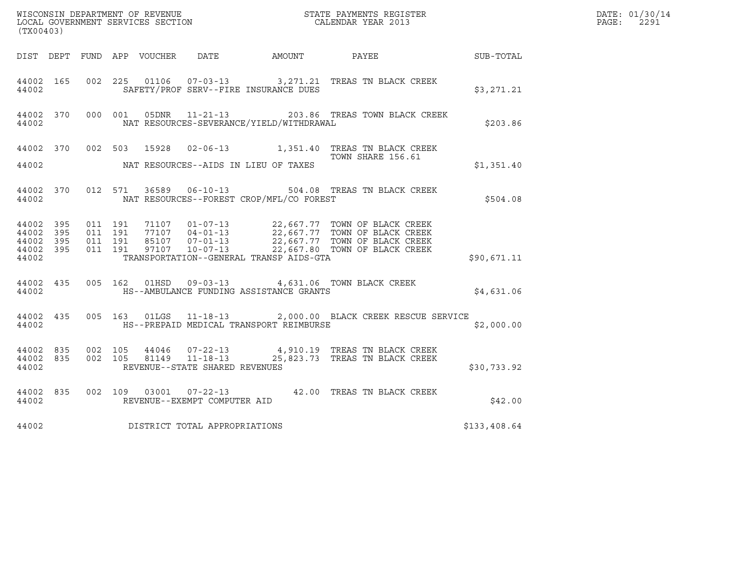WISCONSIN DEPARTMENT OF REVENUE
LOCAL GOVERNMENT SERVICES SECTION
(TX00403)

STATE PAYMENTS REGISTER
CALENDAR YEAR 2013

DATE: 01/30/14

| DIST | DEPT | FUND | APP | VOUCHER | DATE | AMOUNT | PAYEE | SUB-TOTAL |
|---|---|---|---|---|---|---|---|---|
| 44002 | 165 | 002 | 225 | 01106 | 07-03-13 | 3,271.21 | TREAS TN BLACK CREEK | |
| 44002 | | | | SAFETY/PROF SERV--FIRE INSURANCE DUES | | | | $3,271.21 |
| 44002 | 370 | 000 | 001 | 05DNR | 11-21-13 | 203.86 | TREAS TOWN BLACK CREEK | |
| 44002 | | | | NAT RESOURCES-SEVERANCE/YIELD/WITHDRAWAL | | | | $203.86 |
| 44002 | 370 | 002 | 503 | 15928 | 02-06-13 | 1,351.40 | TREAS TN BLACK CREEK | |
| | | | | | | | TOWN SHARE 156.61 | |
| 44002 | | | | NAT RESOURCES--AIDS IN LIEU OF TAXES | | | | $1,351.40 |
| 44002 | 370 | 012 | 571 | 36589 | 06-10-13 | 504.08 | TREAS TN BLACK CREEK | |
| 44002 | | | | NAT RESOURCES--FOREST CROP/MFL/CO FOREST | | | | $504.08 |
| 44002 | 395 | 011 | 191 | 71107 | 01-07-13 | 22,667.77 | TOWN OF BLACK CREEK | |
| 44002 | 395 | 011 | 191 | 77107 | 04-01-13 | 22,667.77 | TOWN OF BLACK CREEK | |
| 44002 | 395 | 011 | 191 | 85107 | 07-01-13 | 22,667.77 | TOWN OF BLACK CREEK | |
| 44002 | 395 | 011 | 191 | 97107 | 10-07-13 | 22,667.80 | TOWN OF BLACK CREEK | |
| 44002 | | | | TRANSPORTATION--GENERAL TRANSP AIDS-GTA | | | | $90,671.11 |
| 44002 | 435 | 005 | 162 | 01HSD | 09-03-13 | 4,631.06 | TOWN BLACK CREEK | |
| 44002 | | | | HS--AMBULANCE FUNDING ASSISTANCE GRANTS | | | | $4,631.06 |
| 44002 | 435 | 005 | 163 | 01LGS | 11-18-13 | 2,000.00 | BLACK CREEK RESCUE SERVICE | |
| 44002 | | | | HS--PREPAID MEDICAL TRANSPORT REIMBURSE | | | | $2,000.00 |
| 44002 | 835 | 002 | 105 | 44046 | 07-22-13 | 4,910.19 | TREAS TN BLACK CREEK | |
| 44002 | 835 | 002 | 105 | 81149 | 11-18-13 | 25,823.73 | TREAS TN BLACK CREEK | |
| 44002 | | | | REVENUE--STATE SHARED REVENUES | | | | $30,733.92 |
| 44002 | 835 | 002 | 109 | 03001 | 07-22-13 | 42.00 | TREAS TN BLACK CREEK | |
| 44002 | | | | REVENUE--EXEMPT COMPUTER AID | | | | $42.00 |
| 44002 | | | | DISTRICT TOTAL APPROPRIATIONS | | | | $133,408.64 |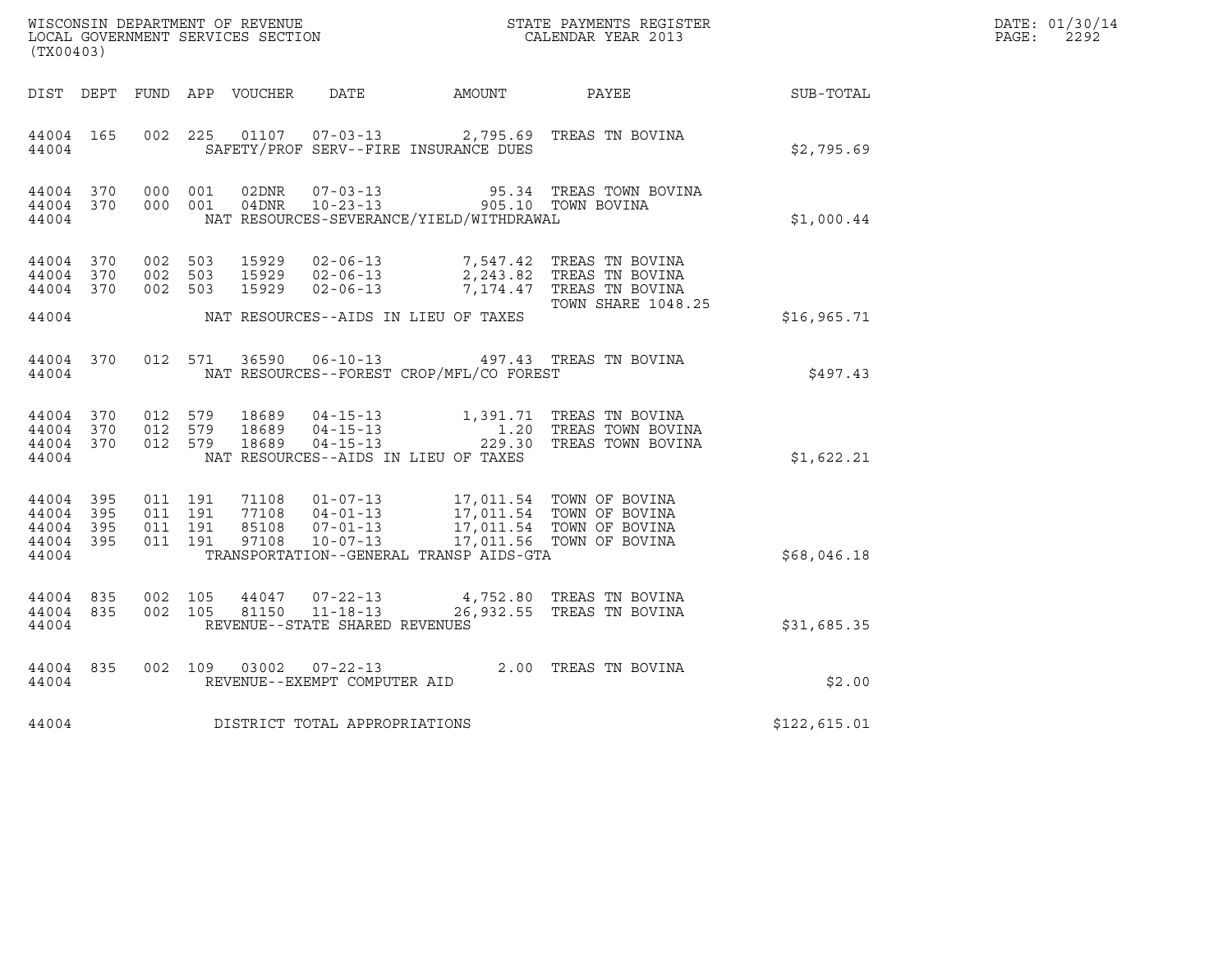WISCONSIN DEPARTMENT OF REVENUE
LOCAL GOVERNMENT SERVICES SECTION
(TX00403)

STATE PAYMENTS REGISTER
CALENDAR YEAR 2013

DATE: 01/30/14
PAGE: 2292

| DIST | DEPT | FUND | APP | VOUCHER | DATE | AMOUNT | PAYEE | SUB-TOTAL |
|---|---|---|---|---|---|---|---|---|
| 44004 | 165 | 002 | 225 | 01107 | 07-03-13 | 2,795.69 | TREAS TN BOVINA | |
| 44004 | | | | | SAFETY/PROF SERV--FIRE INSURANCE DUES | | | $2,795.69 |
| 44004 | 370 | 000 | 001 | 02DNR | 07-03-13 | 95.34 | TREAS TOWN BOVINA | |
| 44004 | 370 | 000 | 001 | 04DNR | 10-23-13 | 905.10 | TOWN BOVINA | |
| 44004 | | | | | NAT RESOURCES-SEVERANCE/YIELD/WITHDRAWAL | | | $1,000.44 |
| 44004 | 370 | 002 | 503 | 15929 | 02-06-13 | 7,547.42 | TREAS TN BOVINA | |
| 44004 | 370 | 002 | 503 | 15929 | 02-06-13 | 2,243.82 | TREAS TN BOVINA | |
| 44004 | 370 | 002 | 503 | 15929 | 02-06-13 | 7,174.47 | TREAS TN BOVINA | |
| | | | | | | | TOWN SHARE 1048.25 | |
| 44004 | | | | | NAT RESOURCES--AIDS IN LIEU OF TAXES | | | $16,965.71 |
| 44004 | 370 | 012 | 571 | 36590 | 06-10-13 | 497.43 | TREAS TN BOVINA | |
| 44004 | | | | | NAT RESOURCES--FOREST CROP/MFL/CO FOREST | | | $497.43 |
| 44004 | 370 | 012 | 579 | 18689 | 04-15-13 | 1,391.71 | TREAS TN BOVINA | |
| 44004 | 370 | 012 | 579 | 18689 | 04-15-13 | 1.20 | TREAS TOWN BOVINA | |
| 44004 | 370 | 012 | 579 | 18689 | 04-15-13 | 229.30 | TREAS TOWN BOVINA | |
| 44004 | | | | | NAT RESOURCES--AIDS IN LIEU OF TAXES | | | $1,622.21 |
| 44004 | 395 | 011 | 191 | 71108 | 01-07-13 | 17,011.54 | TOWN OF BOVINA | |
| 44004 | 395 | 011 | 191 | 77108 | 04-01-13 | 17,011.54 | TOWN OF BOVINA | |
| 44004 | 395 | 011 | 191 | 85108 | 07-01-13 | 17,011.54 | TOWN OF BOVINA | |
| 44004 | 395 | 011 | 191 | 97108 | 10-07-13 | 17,011.56 | TOWN OF BOVINA | |
| 44004 | | | | | TRANSPORTATION--GENERAL TRANSP AIDS-GTA | | | $68,046.18 |
| 44004 | 835 | 002 | 105 | 44047 | 07-22-13 | 4,752.80 | TREAS TN BOVINA | |
| 44004 | 835 | 002 | 105 | 81150 | 11-18-13 | 26,932.55 | TREAS TN BOVINA | |
| 44004 | | | | | REVENUE--STATE SHARED REVENUES | | | $31,685.35 |
| 44004 | 835 | 002 | 109 | 03002 | 07-22-13 | 2.00 | TREAS TN BOVINA | |
| 44004 | | | | | REVENUE--EXEMPT COMPUTER AID | | | $2.00 |
| 44004 | | | | | DISTRICT TOTAL APPROPRIATIONS | | | $122,615.01 |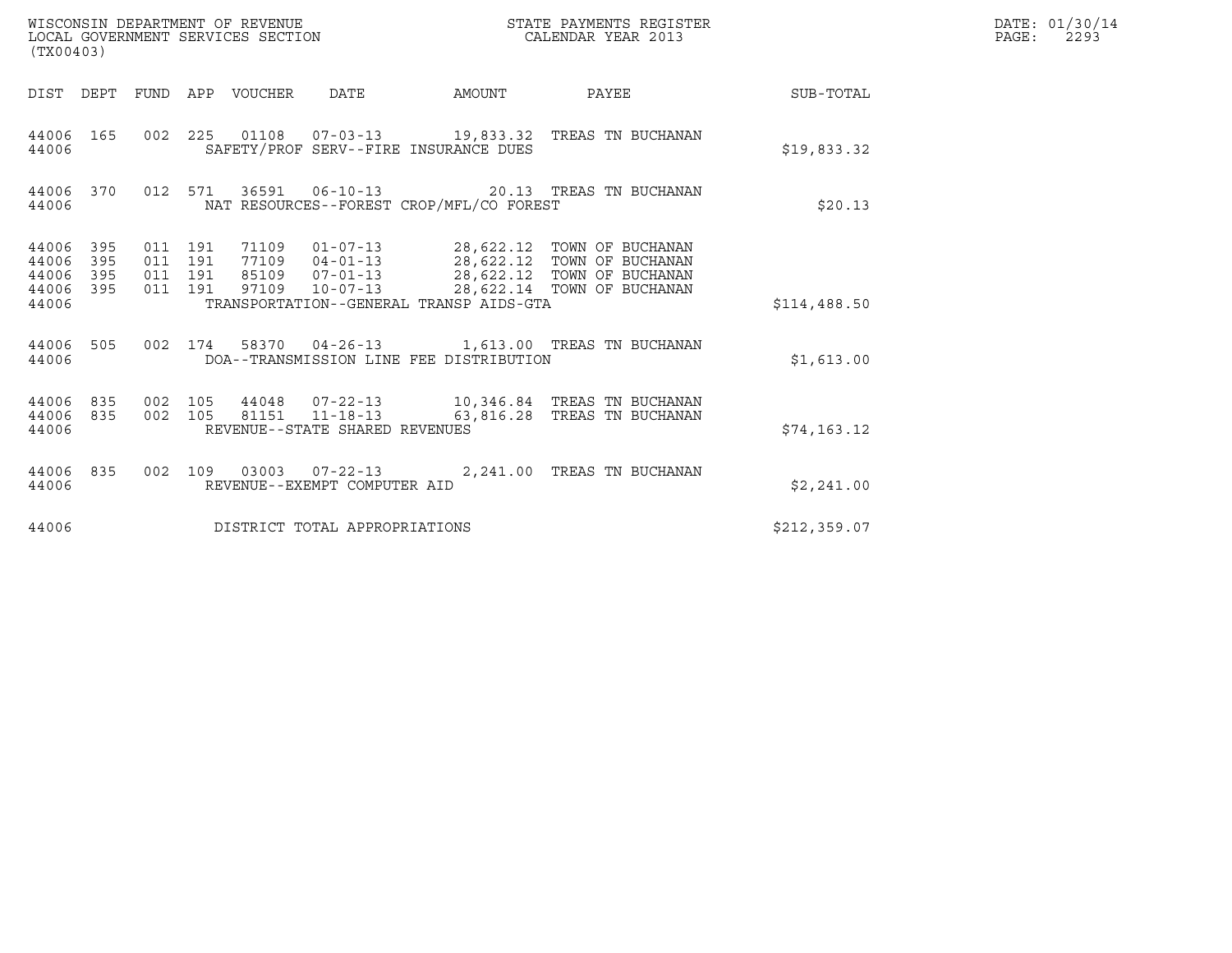WISCONSIN DEPARTMENT OF REVENUE
LOCAL GOVERNMENT SERVICES SECTION
(TX00403)

STATE PAYMENTS REGISTER
CALENDAR YEAR 2013

DATE: 01/30/14

| DIST | DEPT | FUND | APP | VOUCHER | DATE | AMOUNT | PAYEE | SUB-TOTAL |
|---|---|---|---|---|---|---|---|---|
| 44006 | 165 | 002 | 225 | 01108 | 07-03-13 | 19,833.32 | TREAS TN BUCHANAN | |
| 44006 | | | | SAFETY/PROF SERV--FIRE INSURANCE DUES | | | | $19,833.32 |
| 44006 | 370 | 012 | 571 | 36591 | 06-10-13 | 20.13 | TREAS TN BUCHANAN | |
| 44006 | | | | NAT RESOURCES--FOREST CROP/MFL/CO FOREST | | | | $20.13 |
| 44006 | 395 | 011 | 191 | 71109 | 01-07-13 | 28,622.12 | TOWN OF BUCHANAN | |
| 44006 | 395 | 011 | 191 | 77109 | 04-01-13 | 28,622.12 | TOWN OF BUCHANAN | |
| 44006 | 395 | 011 | 191 | 85109 | 07-01-13 | 28,622.12 | TOWN OF BUCHANAN | |
| 44006 | 395 | 011 | 191 | 97109 | 10-07-13 | 28,622.14 | TOWN OF BUCHANAN | |
| 44006 | | | | TRANSPORTATION--GENERAL TRANSP AIDS-GTA | | | | $114,488.50 |
| 44006 | 505 | 002 | 174 | 58370 | 04-26-13 | 1,613.00 | TREAS TN BUCHANAN | |
| 44006 | | | | DOA--TRANSMISSION LINE FEE DISTRIBUTION | | | | $1,613.00 |
| 44006 | 835 | 002 | 105 | 44048 | 07-22-13 | 10,346.84 | TREAS TN BUCHANAN | |
| 44006 | 835 | 002 | 105 | 81151 | 11-18-13 | 63,816.28 | TREAS TN BUCHANAN | |
| 44006 | | | | REVENUE--STATE SHARED REVENUES | | | | $74,163.12 |
| 44006 | 835 | 002 | 109 | 03003 | 07-22-13 | 2,241.00 | TREAS TN BUCHANAN | |
| 44006 | | | | REVENUE--EXEMPT COMPUTER AID | | | | $2,241.00 |
| 44006 | | | | DISTRICT TOTAL APPROPRIATIONS | | | | $212,359.07 |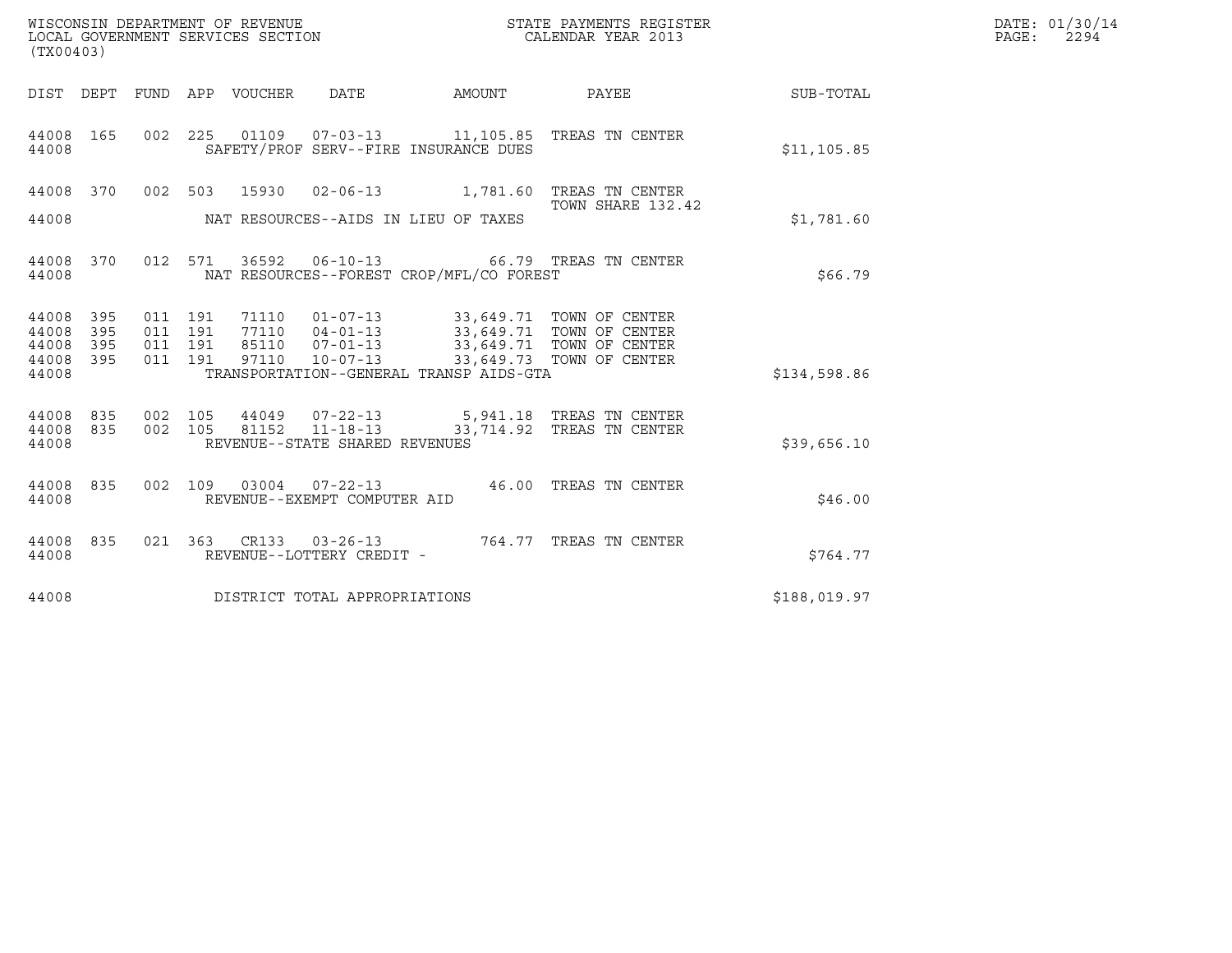WISCONSIN DEPARTMENT OF REVENUE
LOCAL GOVERNMENT SERVICES SECTION
(TX00403)

STATE PAYMENTS REGISTER
CALENDAR YEAR 2013

DATE: 01/30/14
PAGE: 2294

| DIST | DEPT | FUND | APP | VOUCHER | DATE | AMOUNT | PAYEE | SUB-TOTAL |
|---|---|---|---|---|---|---|---|---|
| 44008 | 165 | 002 | 225 | 01109 | 07-03-13 | 11,105.85 | TREAS TN CENTER | |
| 44008 | | | | SAFETY/PROF SERV--FIRE INSURANCE DUES | | | | $11,105.85 |
| 44008 | 370 | 002 | 503 | 15930 | 02-06-13 | 1,781.60 | TREAS TN CENTER<br>TOWN SHARE 132.42 | |
| 44008 | | | | NAT RESOURCES--AIDS IN LIEU OF TAXES | | | | $1,781.60 |
| 44008 | 370 | 012 | 571 | 36592 | 06-10-13 | 66.79 | TREAS TN CENTER | |
| 44008 | | | | NAT RESOURCES--FOREST CROP/MFL/CO FOREST | | | | $66.79 |
| 44008 | 395 | 011 | 191 | 71110 | 01-07-13 | 33,649.71 | TOWN OF CENTER | |
| 44008 | 395 | 011 | 191 | 77110 | 04-01-13 | 33,649.71 | TOWN OF CENTER | |
| 44008 | 395 | 011 | 191 | 85110 | 07-01-13 | 33,649.71 | TOWN OF CENTER | |
| 44008 | 395 | 011 | 191 | 97110 | 10-07-13 | 33,649.73 | TOWN OF CENTER | |
| 44008 | | | | TRANSPORTATION--GENERAL TRANSP AIDS-GTA | | | | $134,598.86 |
| 44008 | 835 | 002 | 105 | 44049 | 07-22-13 | 5,941.18 | TREAS TN CENTER | |
| 44008 | 835 | 002 | 105 | 81152 | 11-18-13 | 33,714.92 | TREAS TN CENTER | |
| 44008 | | | | REVENUE--STATE SHARED REVENUES | | | | $39,656.10 |
| 44008 | 835 | 002 | 109 | 03004 | 07-22-13 | 46.00 | TREAS TN CENTER | |
| 44008 | | | | REVENUE--EXEMPT COMPUTER AID | | | | $46.00 |
| 44008 | 835 | 021 | 363 | CR133 | 03-26-13 | 764.77 | TREAS TN CENTER | |
| 44008 | | | | REVENUE--LOTTERY CREDIT - | | | | $764.77 |
| 44008 | | | | DISTRICT TOTAL APPROPRIATIONS | | | | $188,019.97 |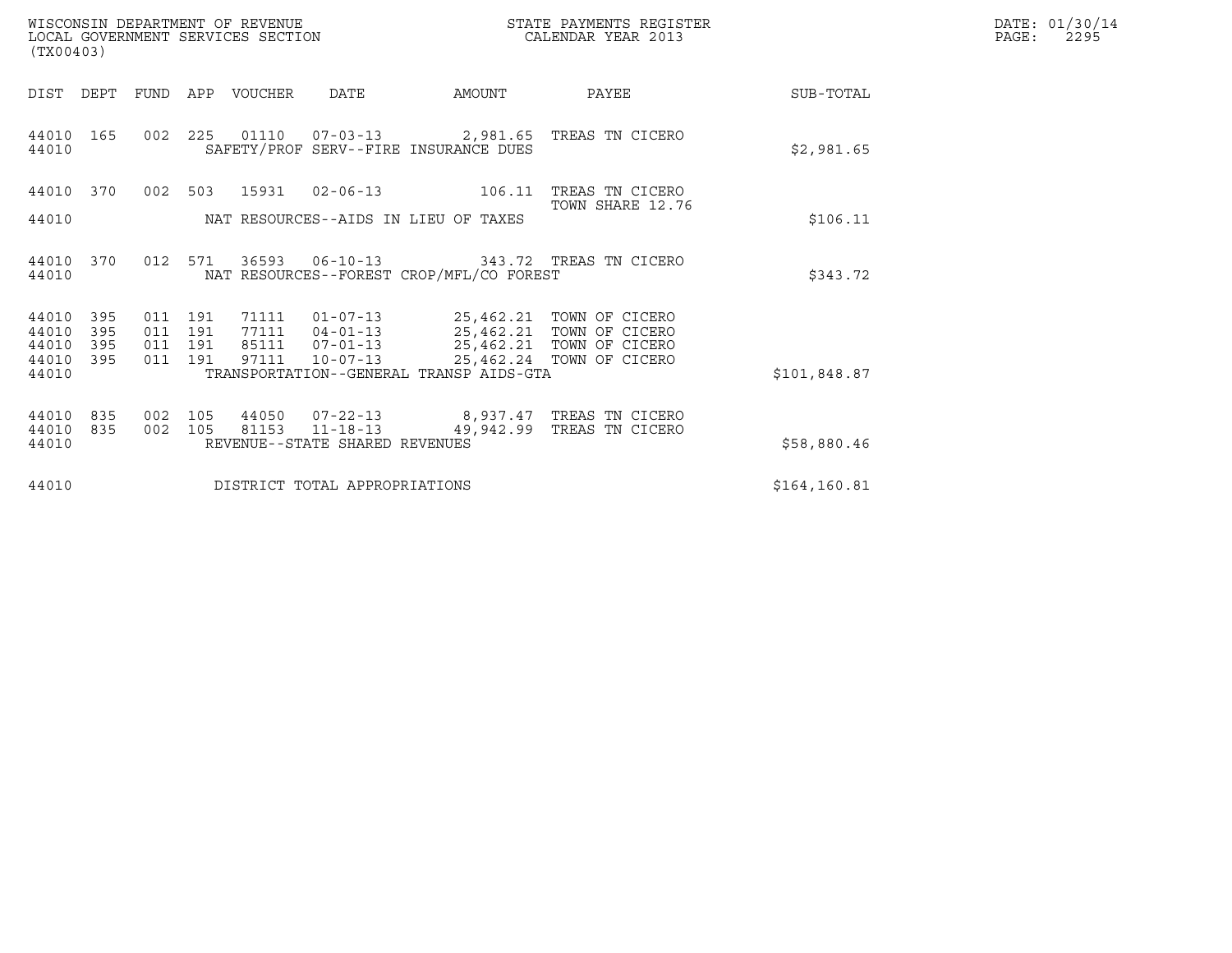WISCONSIN DEPARTMENT OF REVENUE
LOCAL GOVERNMENT SERVICES SECTION
(TX00403)

STATE PAYMENTS REGISTER
CALENDAR YEAR 2013

DATE: 01/30/14
PAGE: 2295

| DIST | DEPT | FUND | APP | VOUCHER | DATE | AMOUNT | PAYEE | SUB-TOTAL |
|---|---|---|---|---|---|---|---|---|
| 44010 | 165 | 002 | 225 | 01110 | 07-03-13 | 2,981.65 | TREAS TN CICERO | |
| 44010 | | | | SAFETY/PROF SERV--FIRE INSURANCE DUES | | | | $2,981.65 |
| 44010 | 370 | 002 | 503 | 15931 | 02-06-13 | 106.11 | TREAS TN CICERO TOWN SHARE 12.76 | |
| 44010 | | | | NAT RESOURCES--AIDS IN LIEU OF TAXES | | | | $106.11 |
| 44010 | 370 | 012 | 571 | 36593 | 06-10-13 | 343.72 | TREAS TN CICERO | |
| 44010 | | | | NAT RESOURCES--FOREST CROP/MFL/CO FOREST | | | | $343.72 |
| 44010 | 395 | 011 | 191 | 71111 | 01-07-13 | 25,462.21 | TOWN OF CICERO | |
| 44010 | 395 | 011 | 191 | 77111 | 04-01-13 | 25,462.21 | TOWN OF CICERO | |
| 44010 | 395 | 011 | 191 | 85111 | 07-01-13 | 25,462.21 | TOWN OF CICERO | |
| 44010 | 395 | 011 | 191 | 97111 | 10-07-13 | 25,462.24 | TOWN OF CICERO | |
| 44010 | | | | TRANSPORTATION--GENERAL TRANSP AIDS-GTA | | | | $101,848.87 |
| 44010 | 835 | 002 | 105 | 44050 | 07-22-13 | 8,937.47 | TREAS TN CICERO | |
| 44010 | 835 | 002 | 105 | 81153 | 11-18-13 | 49,942.99 | TREAS TN CICERO | |
| 44010 | | | | REVENUE--STATE SHARED REVENUES | | | | $58,880.46 |
| 44010 | | | | DISTRICT TOTAL APPROPRIATIONS | | | | $164,160.81 |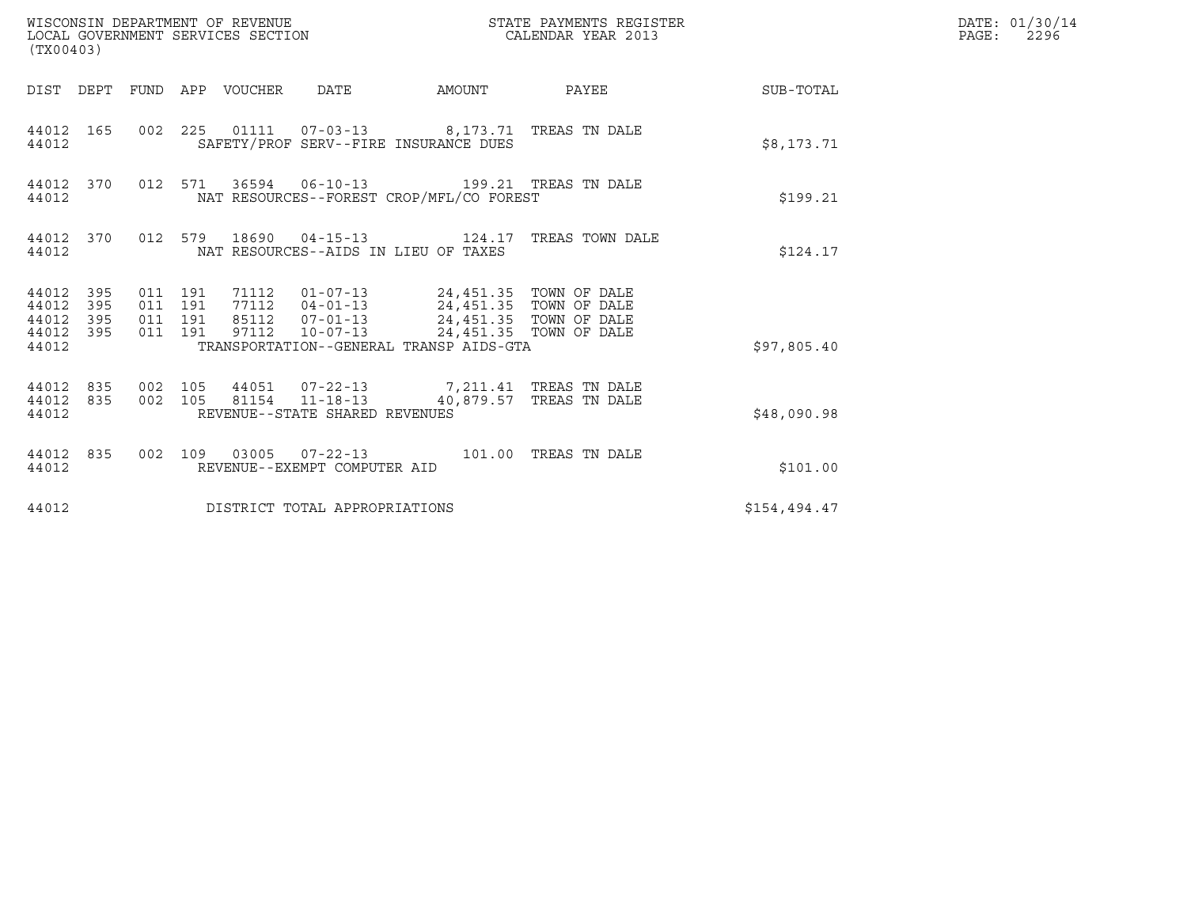WISCONSIN DEPARTMENT OF REVENUE
LOCAL GOVERNMENT SERVICES SECTION
(TX00403)

STATE PAYMENTS REGISTER
CALENDAR YEAR 2013

DATE: 01/30/14

| DIST | DEPT | FUND | APP | VOUCHER | DATE | AMOUNT | PAYEE | SUB-TOTAL |
|---|---|---|---|---|---|---|---|---|
| 44012 | 165 | 002 | 225 | 01111 | 07-03-13 | 8,173.71 | TREAS TN DALE | |
| 44012 | | | | SAFETY/PROF SERV--FIRE INSURANCE DUES | | | | $8,173.71 |
| 44012 | 370 | 012 | 571 | 36594 | 06-10-13 | 199.21 | TREAS TN DALE | |
| 44012 | | | | NAT RESOURCES--FOREST CROP/MFL/CO FOREST | | | | $199.21 |
| 44012 | 370 | 012 | 579 | 18690 | 04-15-13 | 124.17 | TREAS TOWN DALE | |
| 44012 | | | | NAT RESOURCES--AIDS IN LIEU OF TAXES | | | | $124.17 |
| 44012 | 395 | 011 | 191 | 71112 | 01-07-13 | 24,451.35 | TOWN OF DALE | |
| 44012 | 395 | 011 | 191 | 77112 | 04-01-13 | 24,451.35 | TOWN OF DALE | |
| 44012 | 395 | 011 | 191 | 85112 | 07-01-13 | 24,451.35 | TOWN OF DALE | |
| 44012 | 395 | 011 | 191 | 97112 | 10-07-13 | 24,451.35 | TOWN OF DALE | |
| 44012 | | | | TRANSPORTATION--GENERAL TRANSP AIDS-GTA | | | | $97,805.40 |
| 44012 | 835 | 002 | 105 | 44051 | 07-22-13 | 7,211.41 | TREAS TN DALE | |
| 44012 | 835 | 002 | 105 | 81154 | 11-18-13 | 40,879.57 | TREAS TN DALE | |
| 44012 | | | | REVENUE--STATE SHARED REVENUES | | | | $48,090.98 |
| 44012 | 835 | 002 | 109 | 03005 | 07-22-13 | 101.00 | TREAS TN DALE | |
| 44012 | | | | REVENUE--EXEMPT COMPUTER AID | | | | $101.00 |
| 44012 | | | | DISTRICT TOTAL APPROPRIATIONS | | | | $154,494.47 |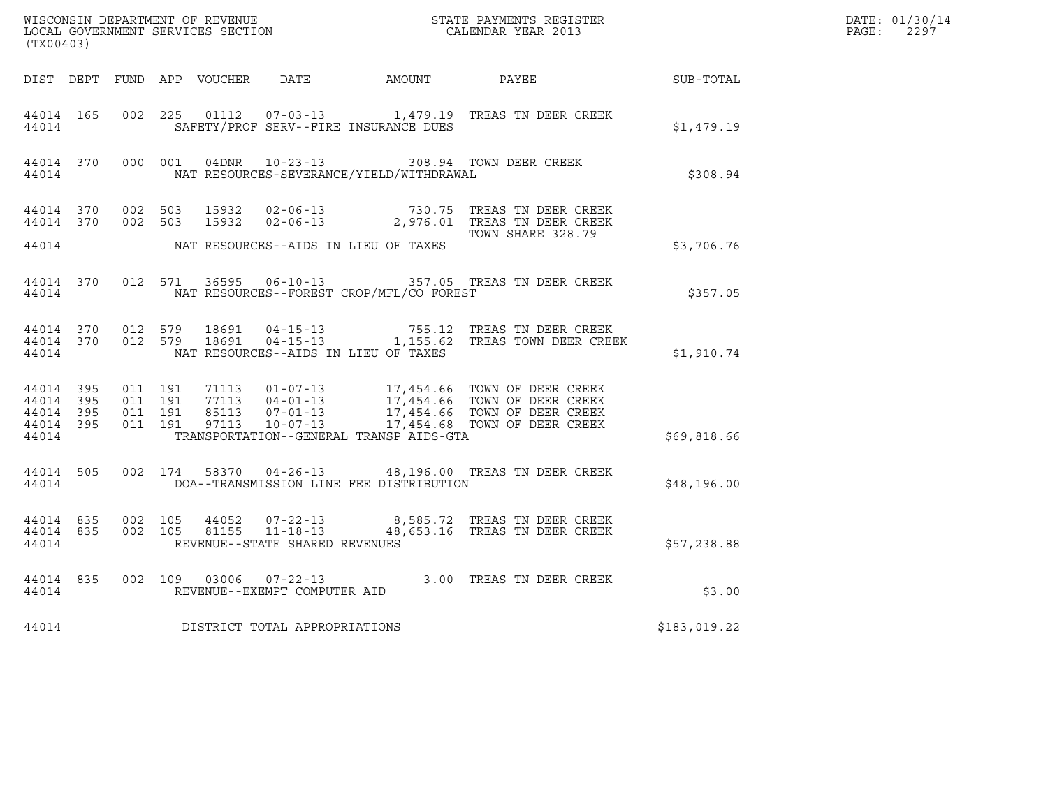WISCONSIN DEPARTMENT OF REVENUE
LOCAL GOVERNMENT SERVICES SECTION
(TX00403)

STATE PAYMENTS REGISTER
CALENDAR YEAR 2013

DATE: 01/30/14
PAGE: 2297

| DIST | DEPT | FUND | APP | VOUCHER | DATE | AMOUNT | PAYEE | SUB-TOTAL |
|---|---|---|---|---|---|---|---|---|
| 44014 | 165 | 002 | 225 | 01112 | 07-03-13 | 1,479.19 | TREAS TN DEER CREEK | |
| 44014 | | | | | SAFETY/PROF SERV--FIRE INSURANCE DUES | | | $1,479.19 |
| 44014 | 370 | 000 | 001 | 04DNR | 10-23-13 | 308.94 | TOWN DEER CREEK | |
| 44014 | | | | | NAT RESOURCES-SEVERANCE/YIELD/WITHDRAWAL | | | $308.94 |
| 44014 | 370 | 002 | 503 | 15932 | 02-06-13 | 730.75 | TREAS TN DEER CREEK | |
| 44014 | 370 | 002 | 503 | 15932 | 02-06-13 | 2,976.01 | TREAS TN DEER CREEK TOWN SHARE 328.79 | |
| 44014 | | | | | NAT RESOURCES--AIDS IN LIEU OF TAXES | | | $3,706.76 |
| 44014 | 370 | 012 | 571 | 36595 | 06-10-13 | 357.05 | TREAS TN DEER CREEK | |
| 44014 | | | | | NAT RESOURCES--FOREST CROP/MFL/CO FOREST | | | $357.05 |
| 44014 | 370 | 012 | 579 | 18691 | 04-15-13 | 755.12 | TREAS TN DEER CREEK | |
| 44014 | 370 | 012 | 579 | 18691 | 04-15-13 | 1,155.62 | TREAS TOWN DEER CREEK | |
| 44014 | | | | | NAT RESOURCES--AIDS IN LIEU OF TAXES | | | $1,910.74 |
| 44014 | 395 | 011 | 191 | 71113 | 01-07-13 | 17,454.66 | TOWN OF DEER CREEK | |
| 44014 | 395 | 011 | 191 | 77113 | 04-01-13 | 17,454.66 | TOWN OF DEER CREEK | |
| 44014 | 395 | 011 | 191 | 85113 | 07-01-13 | 17,454.66 | TOWN OF DEER CREEK | |
| 44014 | 395 | 011 | 191 | 97113 | 10-07-13 | 17,454.68 | TOWN OF DEER CREEK | |
| 44014 | | | | | TRANSPORTATION--GENERAL TRANSP AIDS-GTA | | | $69,818.66 |
| 44014 | 505 | 002 | 174 | 58370 | 04-26-13 | 48,196.00 | TREAS TN DEER CREEK | |
| 44014 | | | | | DOA--TRANSMISSION LINE FEE DISTRIBUTION | | | $48,196.00 |
| 44014 | 835 | 002 | 105 | 44052 | 07-22-13 | 8,585.72 | TREAS TN DEER CREEK | |
| 44014 | 835 | 002 | 105 | 81155 | 11-18-13 | 48,653.16 | TREAS TN DEER CREEK | |
| 44014 | | | | | REVENUE--STATE SHARED REVENUES | | | $57,238.88 |
| 44014 | 835 | 002 | 109 | 03006 | 07-22-13 | 3.00 | TREAS TN DEER CREEK | |
| 44014 | | | | | REVENUE--EXEMPT COMPUTER AID | | | $3.00 |
| 44014 | | | | | DISTRICT TOTAL APPROPRIATIONS | | | $183,019.22 |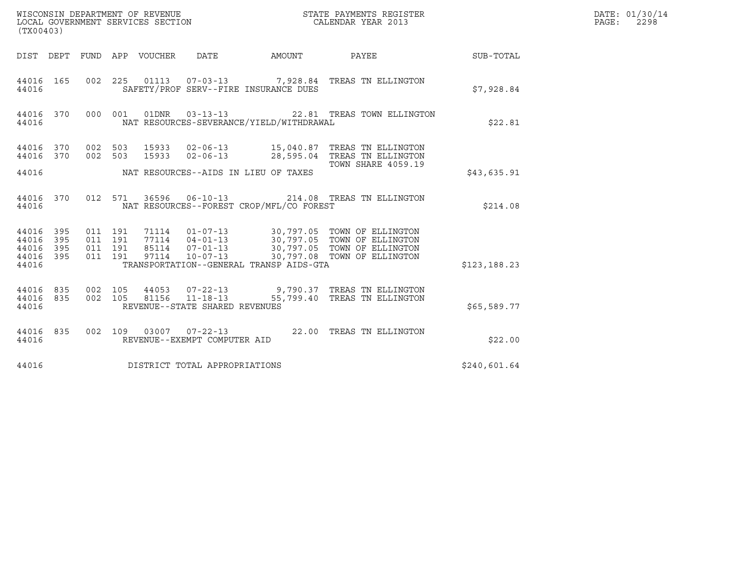WISCONSIN DEPARTMENT OF REVENUE
LOCAL GOVERNMENT SERVICES SECTION
(TX00403)

STATE PAYMENTS REGISTER
CALENDAR YEAR 2013

DATE: 01/30/14
PAGE: 2298

| DIST | DEPT | FUND | APP | VOUCHER | DATE | AMOUNT | PAYEE | SUB-TOTAL |
|---|---|---|---|---|---|---|---|---|
| 44016 | 165 | 002 | 225 | 01113 | 07-03-13 | 7,928.84 | TREAS TN ELLINGTON | |
| 44016 | | | | SAFETY/PROF SERV--FIRE INSURANCE DUES | | | | $7,928.84 |
| 44016 | 370 | 000 | 001 | 01DNR | 03-13-13 | 22.81 | TREAS TOWN ELLINGTON | |
| 44016 | | | | NAT RESOURCES-SEVERANCE/YIELD/WITHDRAWAL | | | | $22.81 |
| 44016 | 370 | 002 | 503 | 15933 | 02-06-13 | 15,040.87 | TREAS TN ELLINGTON | |
| 44016 | 370 | 002 | 503 | 15933 | 02-06-13 | 28,595.04 | TREAS TN ELLINGTON TOWN SHARE 4059.19 | |
| 44016 | | | | NAT RESOURCES--AIDS IN LIEU OF TAXES | | | | $43,635.91 |
| 44016 | 370 | 012 | 571 | 36596 | 06-10-13 | 214.08 | TREAS TN ELLINGTON | |
| 44016 | | | | NAT RESOURCES--FOREST CROP/MFL/CO FOREST | | | | $214.08 |
| 44016 | 395 | 011 | 191 | 71114 | 01-07-13 | 30,797.05 | TOWN OF ELLINGTON | |
| 44016 | 395 | 011 | 191 | 77114 | 04-01-13 | 30,797.05 | TOWN OF ELLINGTON | |
| 44016 | 395 | 011 | 191 | 85114 | 07-01-13 | 30,797.05 | TOWN OF ELLINGTON | |
| 44016 | 395 | 011 | 191 | 97114 | 10-07-13 | 30,797.08 | TOWN OF ELLINGTON | |
| 44016 | | | | TRANSPORTATION--GENERAL TRANSP AIDS-GTA | | | | $123,188.23 |
| 44016 | 835 | 002 | 105 | 44053 | 07-22-13 | 9,790.37 | TREAS TN ELLINGTON | |
| 44016 | 835 | 002 | 105 | 81156 | 11-18-13 | 55,799.40 | TREAS TN ELLINGTON | |
| 44016 | | | | REVENUE--STATE SHARED REVENUES | | | | $65,589.77 |
| 44016 | 835 | 002 | 109 | 03007 | 07-22-13 | 22.00 | TREAS TN ELLINGTON | |
| 44016 | | | | REVENUE--EXEMPT COMPUTER AID | | | | $22.00 |
| 44016 | | | | DISTRICT TOTAL APPROPRIATIONS | | | | $240,601.64 |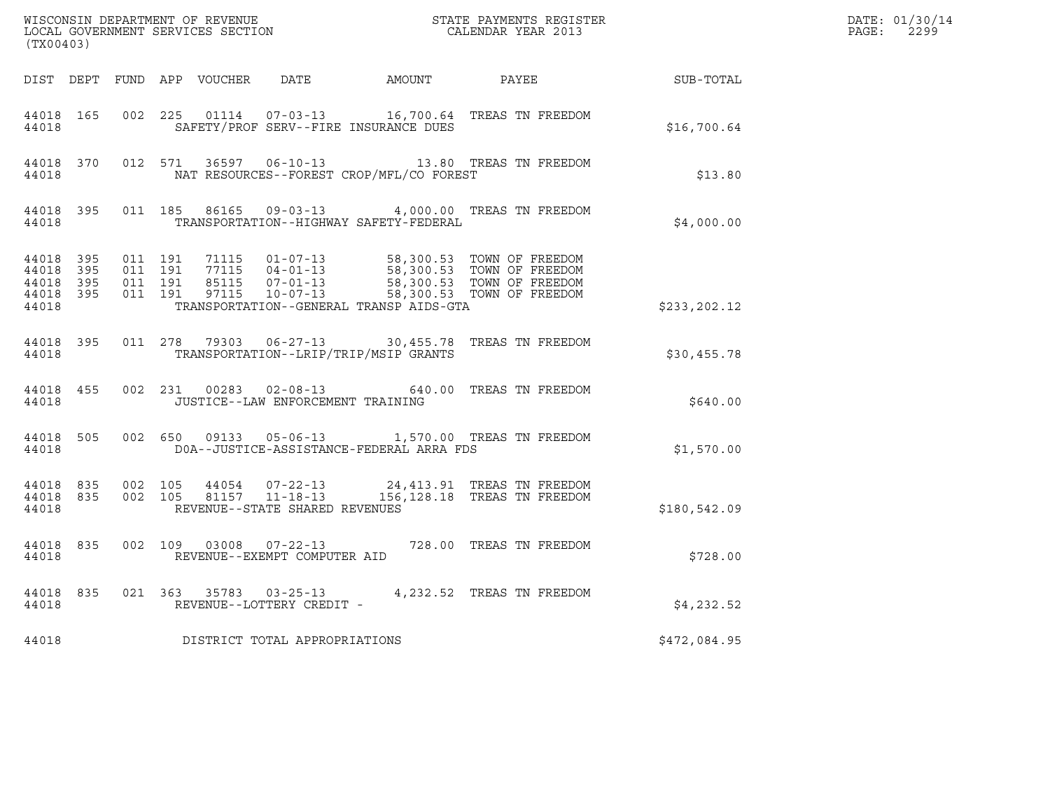WISCONSIN DEPARTMENT OF REVENUE
LOCAL GOVERNMENT SERVICES SECTION
(TX00403)

STATE PAYMENTS REGISTER
CALENDAR YEAR 2013

DATE: 01/30/14
PAGE: 2299

| DIST | DEPT | FUND | APP | VOUCHER | DATE | AMOUNT | PAYEE | SUB-TOTAL |
|---|---|---|---|---|---|---|---|---|
| 44018 | 165 | 002 | 225 | 01114 | 07-03-13 | 16,700.64 | TREAS TN FREEDOM | |
| 44018 | | | | | SAFETY/PROF SERV--FIRE INSURANCE DUES | | | $16,700.64 |
| 44018 | 370 | 012 | 571 | 36597 | 06-10-13 | 13.80 | TREAS TN FREEDOM | |
| 44018 | | | | | NAT RESOURCES--FOREST CROP/MFL/CO FOREST | | | $13.80 |
| 44018 | 395 | 011 | 185 | 86165 | 09-03-13 | 4,000.00 | TREAS TN FREEDOM | |
| 44018 | | | | | TRANSPORTATION--HIGHWAY SAFETY-FEDERAL | | | $4,000.00 |
| 44018 | 395 | 011 | 191 | 71115 | 01-07-13 | 58,300.53 | TOWN OF FREEDOM | |
| 44018 | 395 | 011 | 191 | 77115 | 04-01-13 | 58,300.53 | TOWN OF FREEDOM | |
| 44018 | 395 | 011 | 191 | 85115 | 07-01-13 | 58,300.53 | TOWN OF FREEDOM | |
| 44018 | 395 | 011 | 191 | 97115 | 10-07-13 | 58,300.53 | TOWN OF FREEDOM | |
| 44018 | | | | | TRANSPORTATION--GENERAL TRANSP AIDS-GTA | | | $233,202.12 |
| 44018 | 395 | 011 | 278 | 79303 | 06-27-13 | 30,455.78 | TREAS TN FREEDOM | |
| 44018 | | | | | TRANSPORTATION--LRIP/TRIP/MSIP GRANTS | | | $30,455.78 |
| 44018 | 455 | 002 | 231 | 00283 | 02-08-13 | 640.00 | TREAS TN FREEDOM | |
| 44018 | | | | | JUSTICE--LAW ENFORCEMENT TRAINING | | | $640.00 |
| 44018 | 505 | 002 | 650 | 09133 | 05-06-13 | 1,570.00 | TREAS TN FREEDOM | |
| 44018 | | | | | DOA--JUSTICE-ASSISTANCE-FEDERAL ARRA FDS | | | $1,570.00 |
| 44018 | 835 | 002 | 105 | 44054 | 07-22-13 | 24,413.91 | TREAS TN FREEDOM | |
| 44018 | 835 | 002 | 105 | 81157 | 11-18-13 | 156,128.18 | TREAS TN FREEDOM | |
| 44018 | | | | | REVENUE--STATE SHARED REVENUES | | | $180,542.09 |
| 44018 | 835 | 002 | 109 | 03008 | 07-22-13 | 728.00 | TREAS TN FREEDOM | |
| 44018 | | | | | REVENUE--EXEMPT COMPUTER AID | | | $728.00 |
| 44018 | 835 | 021 | 363 | 35783 | 03-25-13 | 4,232.52 | TREAS TN FREEDOM | |
| 44018 | | | | | REVENUE--LOTTERY CREDIT - | | | $4,232.52 |
| 44018 | | | | | DISTRICT TOTAL APPROPRIATIONS | | | $472,084.95 |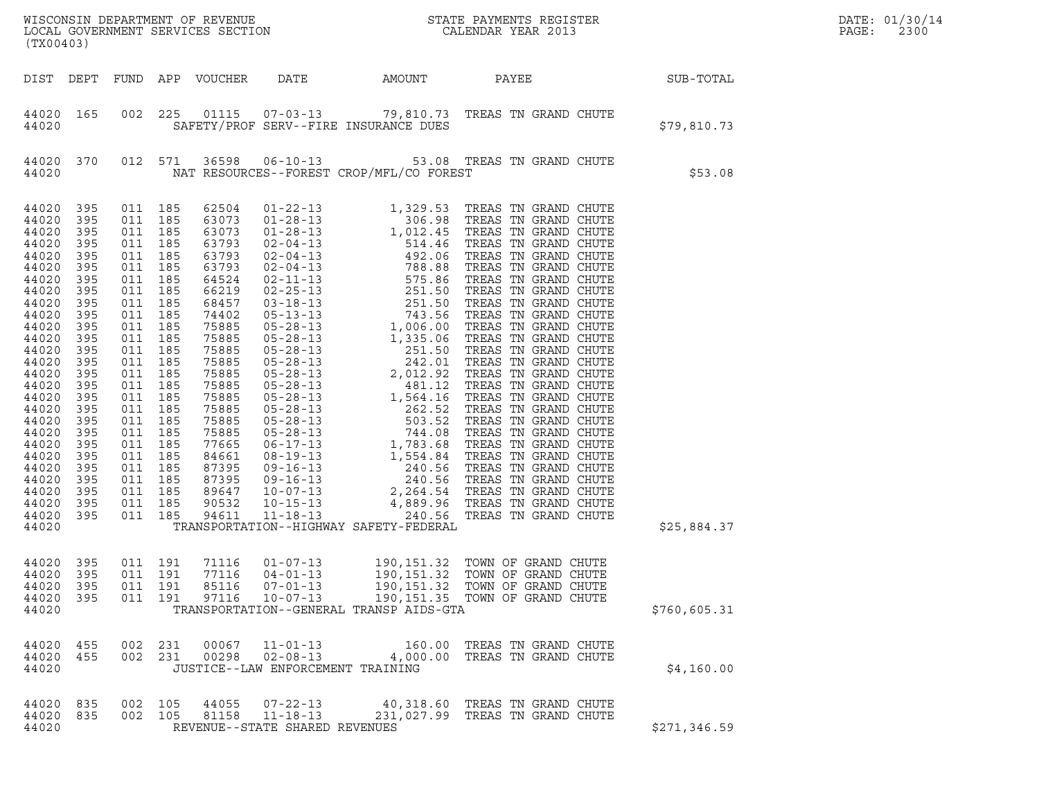WISCONSIN DEPARTMENT OF REVENUE
LOCAL GOVERNMENT SERVICES SECTION
(TX00403)

STATE PAYMENTS REGISTER
CALENDAR YEAR 2013

DATE: 01/30/14
PAGE: 2300

| DIST | DEPT | FUND | APP | VOUCHER | DATE | AMOUNT | PAYEE | SUB-TOTAL |
|---|---|---|---|---|---|---|---|---|
| 44020 | 165 | 002 | 225 | 01115 | 07-03-13 | 79,810.73 | TREAS TN GRAND CHUTE | |
| 44020 | | | | | SAFETY/PROF SERV--FIRE INSURANCE DUES | | | $79,810.73 |
| 44020 | 370 | 012 | 571 | 36598 | 06-10-13 | 53.08 | TREAS TN GRAND CHUTE | |
| 44020 | | | | | NAT RESOURCES--FOREST CROP/MFL/CO FOREST | | | $53.08 |
| 44020 | 395 | 011 | 185 | 62504 | 01-22-13 | 1,329.53 | TREAS TN GRAND CHUTE | |
| 44020 | 395 | 011 | 185 | 63073 | 01-28-13 | 306.98 | TREAS TN GRAND CHUTE | |
| 44020 | 395 | 011 | 185 | 63073 | 01-28-13 | 1,012.45 | TREAS TN GRAND CHUTE | |
| 44020 | 395 | 011 | 185 | 63793 | 02-04-13 | 514.46 | TREAS TN GRAND CHUTE | |
| 44020 | 395 | 011 | 185 | 63793 | 02-04-13 | 492.06 | TREAS TN GRAND CHUTE | |
| 44020 | 395 | 011 | 185 | 63793 | 02-04-13 | 788.88 | TREAS TN GRAND CHUTE | |
| 44020 | 395 | 011 | 185 | 64524 | 02-11-13 | 575.86 | TREAS TN GRAND CHUTE | |
| 44020 | 395 | 011 | 185 | 66219 | 02-25-13 | 251.50 | TREAS TN GRAND CHUTE | |
| 44020 | 395 | 011 | 185 | 68457 | 03-18-13 | 251.50 | TREAS TN GRAND CHUTE | |
| 44020 | 395 | 011 | 185 | 74402 | 05-13-13 | 743.56 | TREAS TN GRAND CHUTE | |
| 44020 | 395 | 011 | 185 | 75885 | 05-28-13 | 1,006.00 | TREAS TN GRAND CHUTE | |
| 44020 | 395 | 011 | 185 | 75885 | 05-28-13 | 1,335.06 | TREAS TN GRAND CHUTE | |
| 44020 | 395 | 011 | 185 | 75885 | 05-28-13 | 251.50 | TREAS TN GRAND CHUTE | |
| 44020 | 395 | 011 | 185 | 75885 | 05-28-13 | 242.01 | TREAS TN GRAND CHUTE | |
| 44020 | 395 | 011 | 185 | 75885 | 05-28-13 | 2,012.92 | TREAS TN GRAND CHUTE | |
| 44020 | 395 | 011 | 185 | 75885 | 05-28-13 | 481.12 | TREAS TN GRAND CHUTE | |
| 44020 | 395 | 011 | 185 | 75885 | 05-28-13 | 1,564.16 | TREAS TN GRAND CHUTE | |
| 44020 | 395 | 011 | 185 | 75885 | 05-28-13 | 262.52 | TREAS TN GRAND CHUTE | |
| 44020 | 395 | 011 | 185 | 75885 | 05-28-13 | 503.52 | TREAS TN GRAND CHUTE | |
| 44020 | 395 | 011 | 185 | 75885 | 05-28-13 | 744.08 | TREAS TN GRAND CHUTE | |
| 44020 | 395 | 011 | 185 | 77665 | 06-17-13 | 1,783.68 | TREAS TN GRAND CHUTE | |
| 44020 | 395 | 011 | 185 | 84661 | 08-19-13 | 1,554.84 | TREAS TN GRAND CHUTE | |
| 44020 | 395 | 011 | 185 | 87395 | 09-16-13 | 240.56 | TREAS TN GRAND CHUTE | |
| 44020 | 395 | 011 | 185 | 87395 | 09-16-13 | 240.56 | TREAS TN GRAND CHUTE | |
| 44020 | 395 | 011 | 185 | 89647 | 10-07-13 | 2,264.54 | TREAS TN GRAND CHUTE | |
| 44020 | 395 | 011 | 185 | 90532 | 10-15-13 | 4,889.96 | TREAS TN GRAND CHUTE | |
| 44020 | 395 | 011 | 185 | 94611 | 11-18-13 | 240.56 | TREAS TN GRAND CHUTE | |
| 44020 | | | | | TRANSPORTATION--HIGHWAY SAFETY-FEDERAL | | | $25,884.37 |
| 44020 | 395 | 011 | 191 | 71116 | 01-07-13 | 190,151.32 | TOWN OF GRAND CHUTE | |
| 44020 | 395 | 011 | 191 | 77116 | 04-01-13 | 190,151.32 | TOWN OF GRAND CHUTE | |
| 44020 | 395 | 011 | 191 | 85116 | 07-01-13 | 190,151.32 | TOWN OF GRAND CHUTE | |
| 44020 | 395 | 011 | 191 | 97116 | 10-07-13 | 190,151.35 | TOWN OF GRAND CHUTE | |
| 44020 | | | | | TRANSPORTATION--GENERAL TRANSP AIDS-GTA | | | $760,605.31 |
| 44020 | 455 | 002 | 231 | 00067 | 11-01-13 | 160.00 | TREAS TN GRAND CHUTE | |
| 44020 | 455 | 002 | 231 | 00298 | 02-08-13 | 4,000.00 | TREAS TN GRAND CHUTE | |
| 44020 | | | | | JUSTICE--LAW ENFORCEMENT TRAINING | | | $4,160.00 |
| 44020 | 835 | 002 | 105 | 44055 | 07-22-13 | 40,318.60 | TREAS TN GRAND CHUTE | |
| 44020 | 835 | 002 | 105 | 81158 | 11-18-13 | 231,027.99 | TREAS TN GRAND CHUTE | |
| 44020 | | | | | REVENUE--STATE SHARED REVENUES | | | $271,346.59 |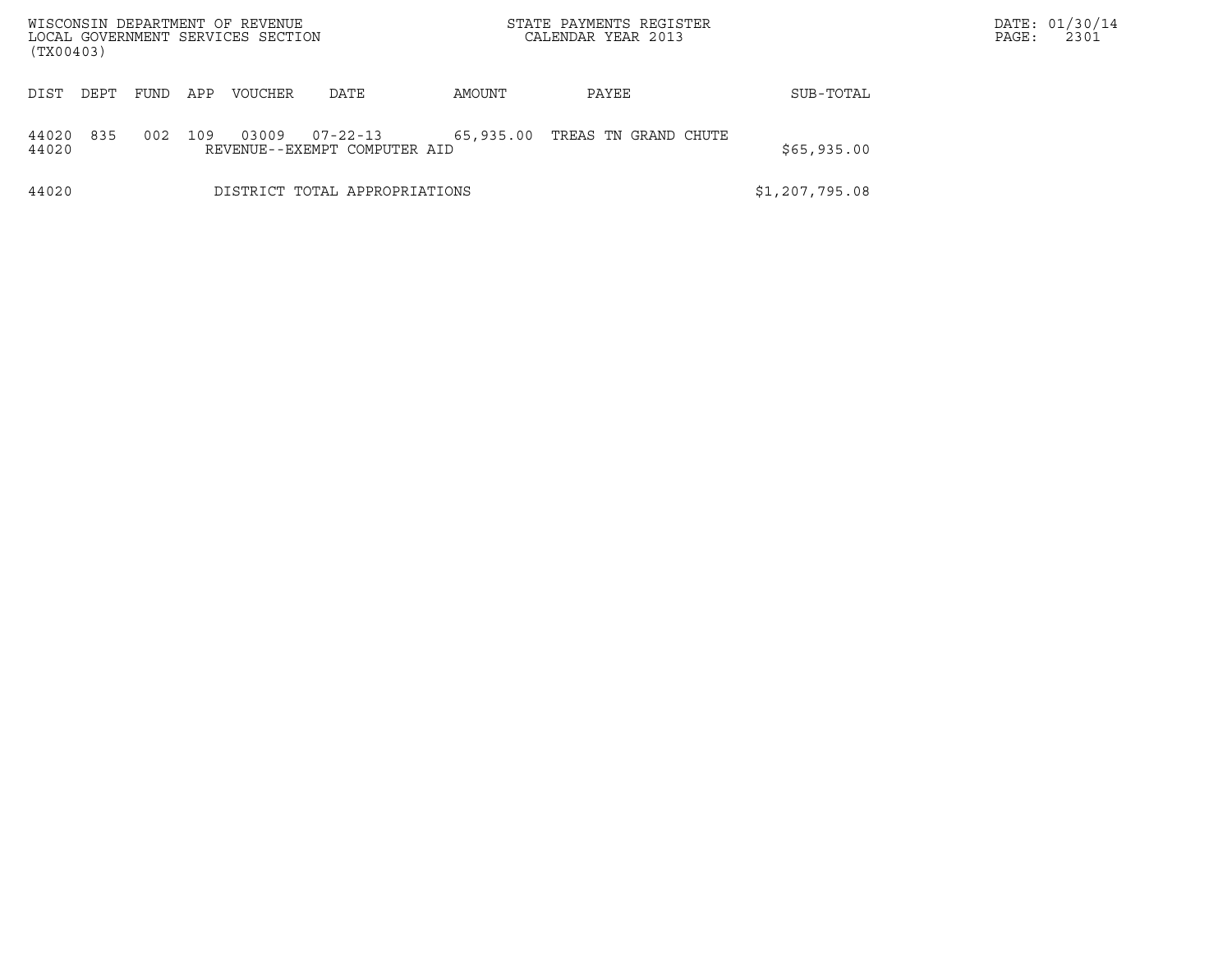WISCONSIN DEPARTMENT OF REVENUE
LOCAL GOVERNMENT SERVICES SECTION
(TX00403)

STATE PAYMENTS REGISTER
CALENDAR YEAR 2013

| DIST | DEPT | FUND | APP | VOUCHER | DATE | AMOUNT | PAYEE | SUB-TOTAL |
|---|---|---|---|---|---|---|---|---|
| 44020 | 835 | 002 | 109 | 03009 | 07-22-13 | 65,935.00 | TREAS TN GRAND CHUTE | |
| 44020 | | | | REVENUE--EXEMPT COMPUTER AID | | | | $65,935.00 |
| 44020 | | | | DISTRICT TOTAL APPROPRIATIONS | | | | $1,207,795.08 |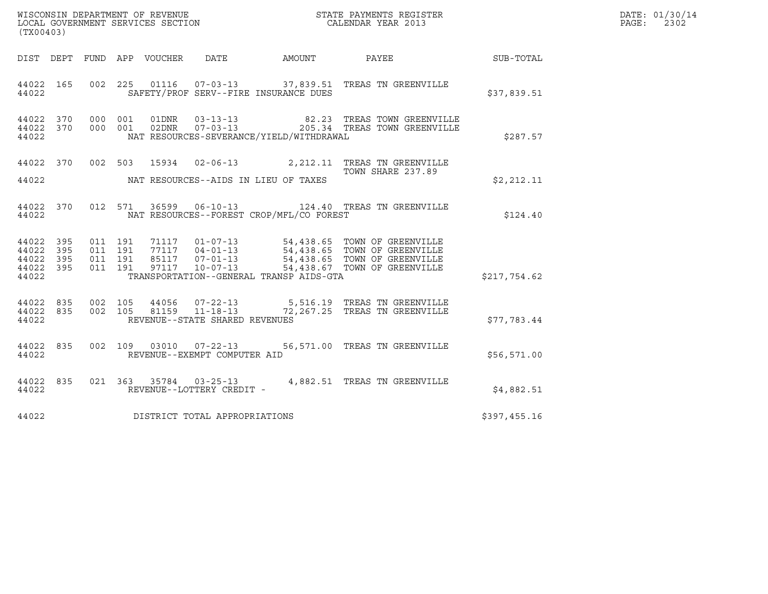WISCONSIN DEPARTMENT OF REVENUE
LOCAL GOVERNMENT SERVICES SECTION
(TX00403)

STATE PAYMENTS REGISTER
CALENDAR YEAR 2013

DATE: 01/30/14
PAGE: 2302

| DIST | DEPT | FUND | APP | VOUCHER | DATE | AMOUNT | PAYEE | SUB-TOTAL |
|---|---|---|---|---|---|---|---|---|
| 44022 | 165 | 002 | 225 | 01116 | 07-03-13 | 37,839.51 | TREAS TN GREENVILLE | |
| 44022 | | | | SAFETY/PROF SERV--FIRE INSURANCE DUES | | | | $37,839.51 |
| 44022 | 370 | 000 | 001 | 01DNR | 03-13-13 | 82.23 | TREAS TOWN GREENVILLE | |
| 44022 | 370 | 000 | 001 | 02DNR | 07-03-13 | 205.34 | TREAS TOWN GREENVILLE | |
| 44022 | | | | NAT RESOURCES-SEVERANCE/YIELD/WITHDRAWAL | | | | $287.57 |
| 44022 | 370 | 002 | 503 | 15934 | 02-06-13 | 2,212.11 | TREAS TN GREENVILLE TOWN SHARE 237.89 | |
| 44022 | | | | NAT RESOURCES--AIDS IN LIEU OF TAXES | | | | $2,212.11 |
| 44022 | 370 | 012 | 571 | 36599 | 06-10-13 | 124.40 | TREAS TN GREENVILLE | |
| 44022 | | | | NAT RESOURCES--FOREST CROP/MFL/CO FOREST | | | | $124.40 |
| 44022 | 395 | 011 | 191 | 71117 | 01-07-13 | 54,438.65 | TOWN OF GREENVILLE | |
| 44022 | 395 | 011 | 191 | 77117 | 04-01-13 | 54,438.65 | TOWN OF GREENVILLE | |
| 44022 | 395 | 011 | 191 | 85117 | 07-01-13 | 54,438.65 | TOWN OF GREENVILLE | |
| 44022 | 395 | 011 | 191 | 97117 | 10-07-13 | 54,438.67 | TOWN OF GREENVILLE | |
| 44022 | | | | TRANSPORTATION--GENERAL TRANSP AIDS-GTA | | | | $217,754.62 |
| 44022 | 835 | 002 | 105 | 44056 | 07-22-13 | 5,516.19 | TREAS TN GREENVILLE | |
| 44022 | 835 | 002 | 105 | 81159 | 11-18-13 | 72,267.25 | TREAS TN GREENVILLE | |
| 44022 | | | | REVENUE--STATE SHARED REVENUES | | | | $77,783.44 |
| 44022 | 835 | 002 | 109 | 03010 | 07-22-13 | 56,571.00 | TREAS TN GREENVILLE | |
| 44022 | | | | REVENUE--EXEMPT COMPUTER AID | | | | $56,571.00 |
| 44022 | 835 | 021 | 363 | 35784 | 03-25-13 | 4,882.51 | TREAS TN GREENVILLE | |
| 44022 | | | | REVENUE--LOTTERY CREDIT - | | | | $4,882.51 |
| 44022 | | | | DISTRICT TOTAL APPROPRIATIONS | | | | $397,455.16 |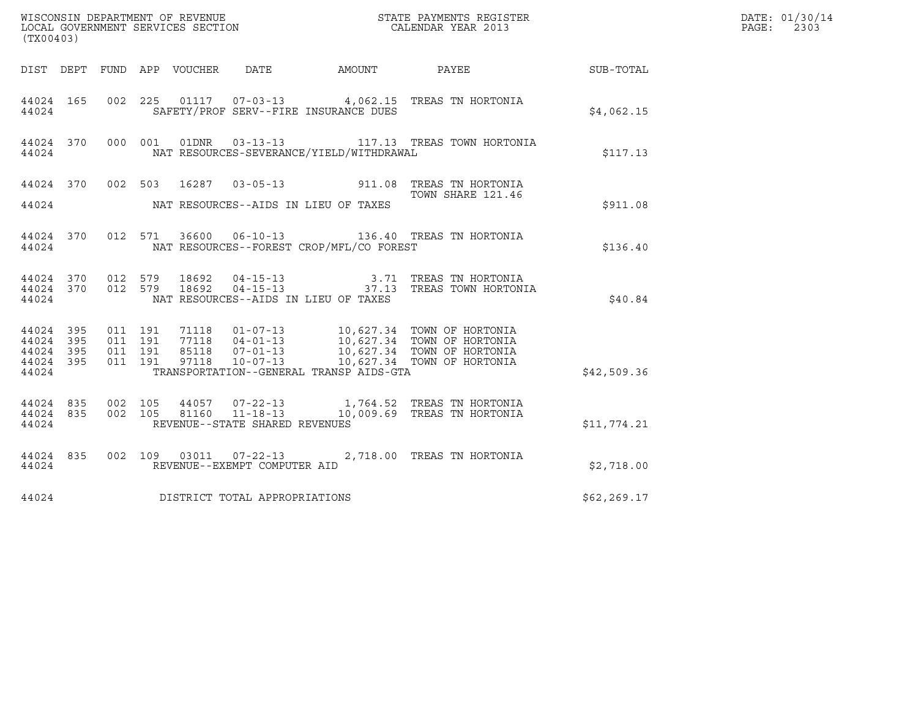WISCONSIN DEPARTMENT OF REVENUE
LOCAL GOVERNMENT SERVICES SECTION
(TX00403)

STATE PAYMENTS REGISTER
CALENDAR YEAR 2013

DATE: 01/30/14
PAGE: 2303

| DIST | DEPT | FUND | APP | VOUCHER | DATE | AMOUNT | PAYEE | SUB-TOTAL |
|---|---|---|---|---|---|---|---|---|
| 44024 | 165 | 002 | 225 | 01117 | 07-03-13 | 4,062.15 | TREAS TN HORTONIA | |
| 44024 | | | | SAFETY/PROF SERV--FIRE INSURANCE DUES | | | | $4,062.15 |
| 44024 | 370 | 000 | 001 | 01DNR | 03-13-13 | 117.13 | TREAS TOWN HORTONIA | |
| 44024 | | | | NAT RESOURCES-SEVERANCE/YIELD/WITHDRAWAL | | | | $117.13 |
| 44024 | 370 | 002 | 503 | 16287 | 03-05-13 | 911.08 | TREAS TN HORTONIA TOWN SHARE 121.46 | |
| 44024 | | | | NAT RESOURCES--AIDS IN LIEU OF TAXES | | | | $911.08 |
| 44024 | 370 | 012 | 571 | 36600 | 06-10-13 | 136.40 | TREAS TN HORTONIA | |
| 44024 | | | | NAT RESOURCES--FOREST CROP/MFL/CO FOREST | | | | $136.40 |
| 44024 | 370 | 012 | 579 | 18692 | 04-15-13 | 3.71 | TREAS TN HORTONIA | |
| 44024 | 370 | 012 | 579 | 18692 | 04-15-13 | 37.13 | TREAS TOWN HORTONIA | |
| 44024 | | | | NAT RESOURCES--AIDS IN LIEU OF TAXES | | | | $40.84 |
| 44024 | 395 | 011 | 191 | 71118 | 01-07-13 | 10,627.34 | TOWN OF HORTONIA | |
| 44024 | 395 | 011 | 191 | 77118 | 04-01-13 | 10,627.34 | TOWN OF HORTONIA | |
| 44024 | 395 | 011 | 191 | 85118 | 07-01-13 | 10,627.34 | TOWN OF HORTONIA | |
| 44024 | 395 | 011 | 191 | 97118 | 10-07-13 | 10,627.34 | TOWN OF HORTONIA | |
| 44024 | | | | TRANSPORTATION--GENERAL TRANSP AIDS-GTA | | | | $42,509.36 |
| 44024 | 835 | 002 | 105 | 44057 | 07-22-13 | 1,764.52 | TREAS TN HORTONIA | |
| 44024 | 835 | 002 | 105 | 81160 | 11-18-13 | 10,009.69 | TREAS TN HORTONIA | |
| 44024 | | | | REVENUE--STATE SHARED REVENUES | | | | $11,774.21 |
| 44024 | 835 | 002 | 109 | 03011 | 07-22-13 | 2,718.00 | TREAS TN HORTONIA | |
| 44024 | | | | REVENUE--EXEMPT COMPUTER AID | | | | $2,718.00 |
| 44024 | | | | DISTRICT TOTAL APPROPRIATIONS | | | | $62,269.17 |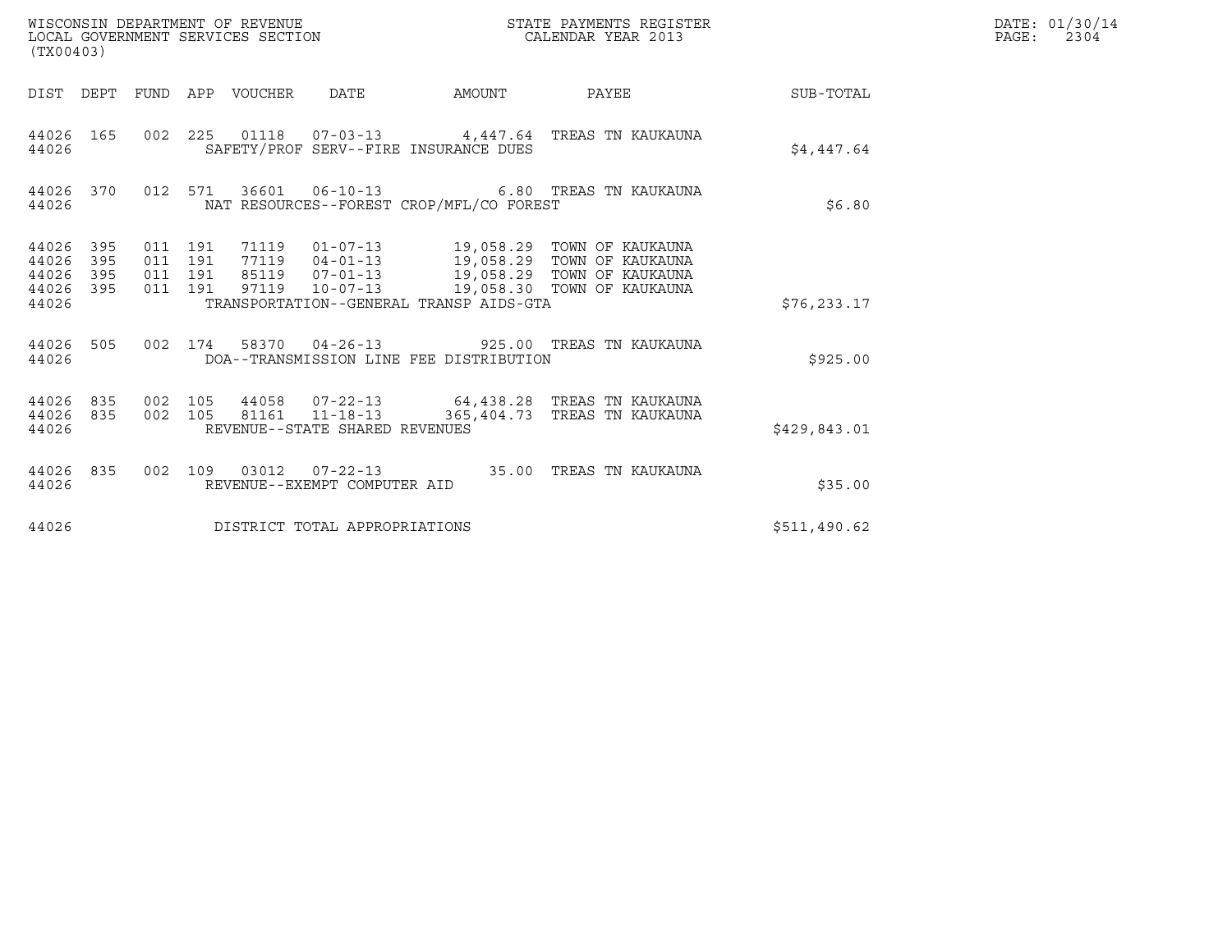WISCONSIN DEPARTMENT OF REVENUE
LOCAL GOVERNMENT SERVICES SECTION
(TX00403)

STATE PAYMENTS REGISTER
CALENDAR YEAR 2013

| DIST | DEPT | FUND | APP | VOUCHER | DATE | AMOUNT | PAYEE | SUB-TOTAL |
|---|---|---|---|---|---|---|---|---|
| 44026 | 165 | 002 | 225 | 01118 | 07-03-13 | 4,447.64 | TREAS TN KAUKAUNA | |
| 44026 | | | | SAFETY/PROF SERV--FIRE INSURANCE DUES | | | | $4,447.64 |
| 44026 | 370 | 012 | 571 | 36601 | 06-10-13 | 6.80 | TREAS TN KAUKAUNA | |
| 44026 | | | | NAT RESOURCES--FOREST CROP/MFL/CO FOREST | | | | $6.80 |
| 44026 | 395 | 011 | 191 | 71119 | 01-07-13 | 19,058.29 | TOWN OF KAUKAUNA | |
| 44026 | 395 | 011 | 191 | 77119 | 04-01-13 | 19,058.29 | TOWN OF KAUKAUNA | |
| 44026 | 395 | 011 | 191 | 85119 | 07-01-13 | 19,058.29 | TOWN OF KAUKAUNA | |
| 44026 | 395 | 011 | 191 | 97119 | 10-07-13 | 19,058.30 | TOWN OF KAUKAUNA | |
| 44026 | | | | TRANSPORTATION--GENERAL TRANSP AIDS-GTA | | | | $76,233.17 |
| 44026 | 505 | 002 | 174 | 58370 | 04-26-13 | 925.00 | TREAS TN KAUKAUNA | |
| 44026 | | | | DOA--TRANSMISSION LINE FEE DISTRIBUTION | | | | $925.00 |
| 44026 | 835 | 002 | 105 | 44058 | 07-22-13 | 64,438.28 | TREAS TN KAUKAUNA | |
| 44026 | 835 | 002 | 105 | 81161 | 11-18-13 | 365,404.73 | TREAS TN KAUKAUNA | |
| 44026 | | | | REVENUE--STATE SHARED REVENUES | | | | $429,843.01 |
| 44026 | 835 | 002 | 109 | 03012 | 07-22-13 | 35.00 | TREAS TN KAUKAUNA | |
| 44026 | | | | REVENUE--EXEMPT COMPUTER AID | | | | $35.00 |
| 44026 | | | | DISTRICT TOTAL APPROPRIATIONS | | | | $511,490.62 |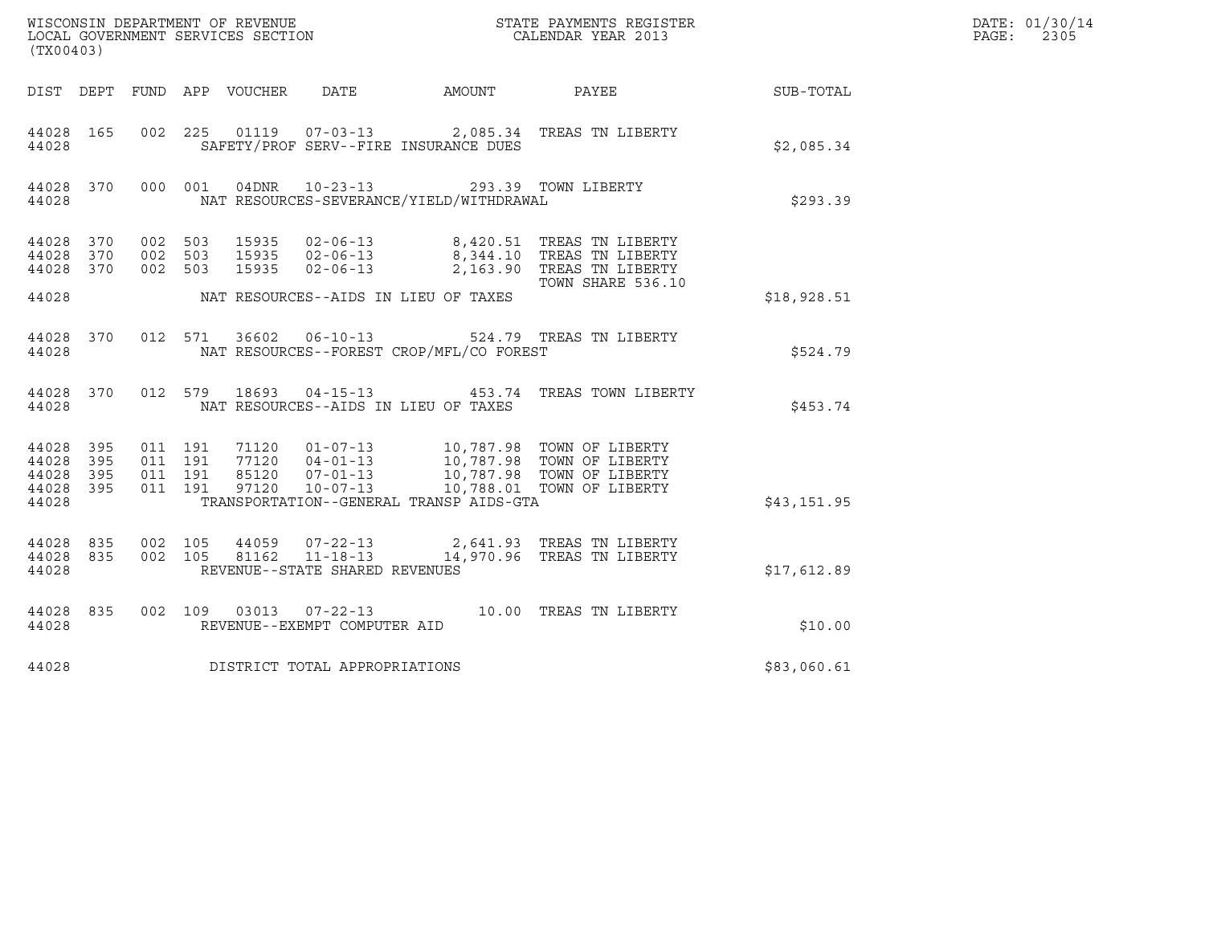WISCONSIN DEPARTMENT OF REVENUE
LOCAL GOVERNMENT SERVICES SECTION
(TX00403)

STATE PAYMENTS REGISTER
CALENDAR YEAR 2013

DATE: 01/30/14
PAGE: 2305

| DIST | DEPT | FUND | APP | VOUCHER | DATE | AMOUNT | PAYEE | SUB-TOTAL |
|---|---|---|---|---|---|---|---|---|
| 44028 | 165 | 002 | 225 | 01119 | 07-03-13 | 2,085.34 | TREAS TN LIBERTY | |
| 44028 | | | | SAFETY/PROF SERV--FIRE INSURANCE DUES | | | | $2,085.34 |
| 44028 | 370 | 000 | 001 | 04DNR | 10-23-13 | 293.39 | TOWN LIBERTY | |
| 44028 | | | | NAT RESOURCES-SEVERANCE/YIELD/WITHDRAWAL | | | | $293.39 |
| 44028 | 370 | 002 | 503 | 15935 | 02-06-13 | 8,420.51 | TREAS TN LIBERTY | |
| 44028 | 370 | 002 | 503 | 15935 | 02-06-13 | 8,344.10 | TREAS TN LIBERTY | |
| 44028 | 370 | 002 | 503 | 15935 | 02-06-13 | 2,163.90 | TREAS TN LIBERTY TOWN SHARE 536.10 | |
| 44028 | | | | NAT RESOURCES--AIDS IN LIEU OF TAXES | | | | $18,928.51 |
| 44028 | 370 | 012 | 571 | 36602 | 06-10-13 | 524.79 | TREAS TN LIBERTY | |
| 44028 | | | | NAT RESOURCES--FOREST CROP/MFL/CO FOREST | | | | $524.79 |
| 44028 | 370 | 012 | 579 | 18693 | 04-15-13 | 453.74 | TREAS TOWN LIBERTY | |
| 44028 | | | | NAT RESOURCES--AIDS IN LIEU OF TAXES | | | | $453.74 |
| 44028 | 395 | 011 | 191 | 71120 | 01-07-13 | 10,787.98 | TOWN OF LIBERTY | |
| 44028 | 395 | 011 | 191 | 77120 | 04-01-13 | 10,787.98 | TOWN OF LIBERTY | |
| 44028 | 395 | 011 | 191 | 85120 | 07-01-13 | 10,787.98 | TOWN OF LIBERTY | |
| 44028 | 395 | 011 | 191 | 97120 | 10-07-13 | 10,788.01 | TOWN OF LIBERTY | |
| 44028 | | | | TRANSPORTATION--GENERAL TRANSP AIDS-GTA | | | | $43,151.95 |
| 44028 | 835 | 002 | 105 | 44059 | 07-22-13 | 2,641.93 | TREAS TN LIBERTY | |
| 44028 | 835 | 002 | 105 | 81162 | 11-18-13 | 14,970.96 | TREAS TN LIBERTY | |
| 44028 | | | | REVENUE--STATE SHARED REVENUES | | | | $17,612.89 |
| 44028 | 835 | 002 | 109 | 03013 | 07-22-13 | 10.00 | TREAS TN LIBERTY | |
| 44028 | | | | REVENUE--EXEMPT COMPUTER AID | | | | $10.00 |
| 44028 | | | | DISTRICT TOTAL APPROPRIATIONS | | | | $83,060.61 |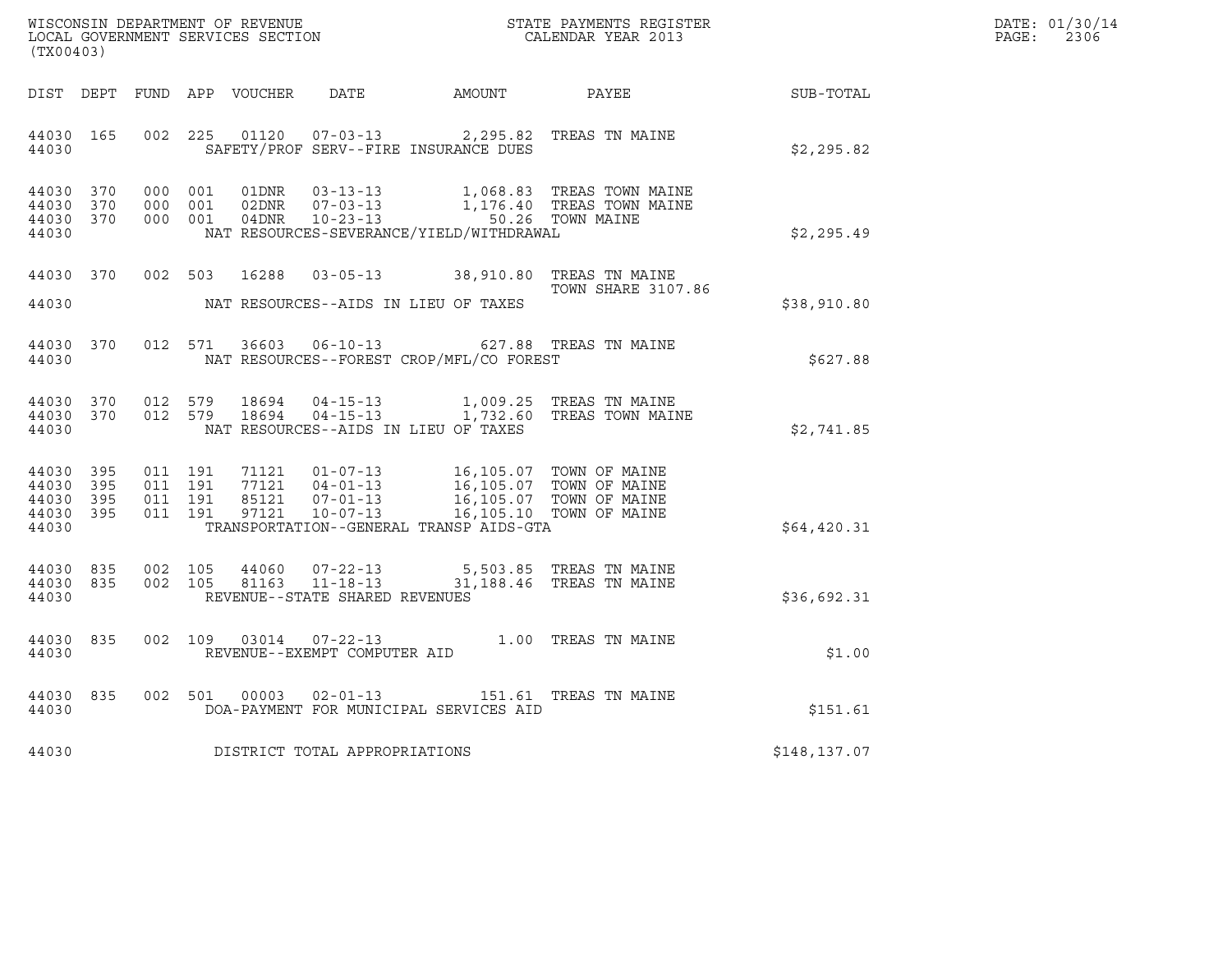WISCONSIN DEPARTMENT OF REVENUE
LOCAL GOVERNMENT SERVICES SECTION
(TX00403)

STATE PAYMENTS REGISTER
CALENDAR YEAR 2013

DATE: 01/30/14
PAGE: 2306

| DIST | DEPT | FUND | APP | VOUCHER | DATE | AMOUNT | PAYEE | SUB-TOTAL |
|---|---|---|---|---|---|---|---|---|
| 44030 | 165 | 002 | 225 | 01120 | 07-03-13 | 2,295.82 | TREAS TN MAINE | |
| 44030 | | | | | SAFETY/PROF SERV--FIRE INSURANCE DUES | | | $2,295.82 |
| 44030 | 370 | 000 | 001 | 01DNR | 03-13-13 | 1,068.83 | TREAS TOWN MAINE | |
| 44030 | 370 | 000 | 001 | 02DNR | 07-03-13 | 1,176.40 | TREAS TOWN MAINE | |
| 44030 | 370 | 000 | 001 | 04DNR | 10-23-13 | 50.26 | TOWN MAINE | |
| 44030 | | | | | NAT RESOURCES-SEVERANCE/YIELD/WITHDRAWAL | | | $2,295.49 |
| 44030 | 370 | 002 | 503 | 16288 | 03-05-13 | 38,910.80 | TREAS TN MAINE TOWN SHARE 3107.86 | |
| 44030 | | | | | NAT RESOURCES--AIDS IN LIEU OF TAXES | | | $38,910.80 |
| 44030 | 370 | 012 | 571 | 36603 | 06-10-13 | 627.88 | TREAS TN MAINE | |
| 44030 | | | | | NAT RESOURCES--FOREST CROP/MFL/CO FOREST | | | $627.88 |
| 44030 | 370 | 012 | 579 | 18694 | 04-15-13 | 1,009.25 | TREAS TN MAINE | |
| 44030 | 370 | 012 | 579 | 18694 | 04-15-13 | 1,732.60 | TREAS TOWN MAINE | |
| 44030 | | | | | NAT RESOURCES--AIDS IN LIEU OF TAXES | | | $2,741.85 |
| 44030 | 395 | 011 | 191 | 71121 | 01-07-13 | 16,105.07 | TOWN OF MAINE | |
| 44030 | 395 | 011 | 191 | 77121 | 04-01-13 | 16,105.07 | TOWN OF MAINE | |
| 44030 | 395 | 011 | 191 | 85121 | 07-01-13 | 16,105.07 | TOWN OF MAINE | |
| 44030 | 395 | 011 | 191 | 97121 | 10-07-13 | 16,105.10 | TOWN OF MAINE | |
| 44030 | | | | | TRANSPORTATION--GENERAL TRANSP AIDS-GTA | | | $64,420.31 |
| 44030 | 835 | 002 | 105 | 44060 | 07-22-13 | 5,503.85 | TREAS TN MAINE | |
| 44030 | 835 | 002 | 105 | 81163 | 11-18-13 | 31,188.46 | TREAS TN MAINE | |
| 44030 | | | | | REVENUE--STATE SHARED REVENUES | | | $36,692.31 |
| 44030 | 835 | 002 | 109 | 03014 | 07-22-13 | 1.00 | TREAS TN MAINE | |
| 44030 | | | | | REVENUE--EXEMPT COMPUTER AID | | | $1.00 |
| 44030 | 835 | 002 | 501 | 00003 | 02-01-13 | 151.61 | TREAS TN MAINE | |
| 44030 | | | | | DOA-PAYMENT FOR MUNICIPAL SERVICES AID | | | $151.61 |
| 44030 | | | | | DISTRICT TOTAL APPROPRIATIONS | | | $148,137.07 |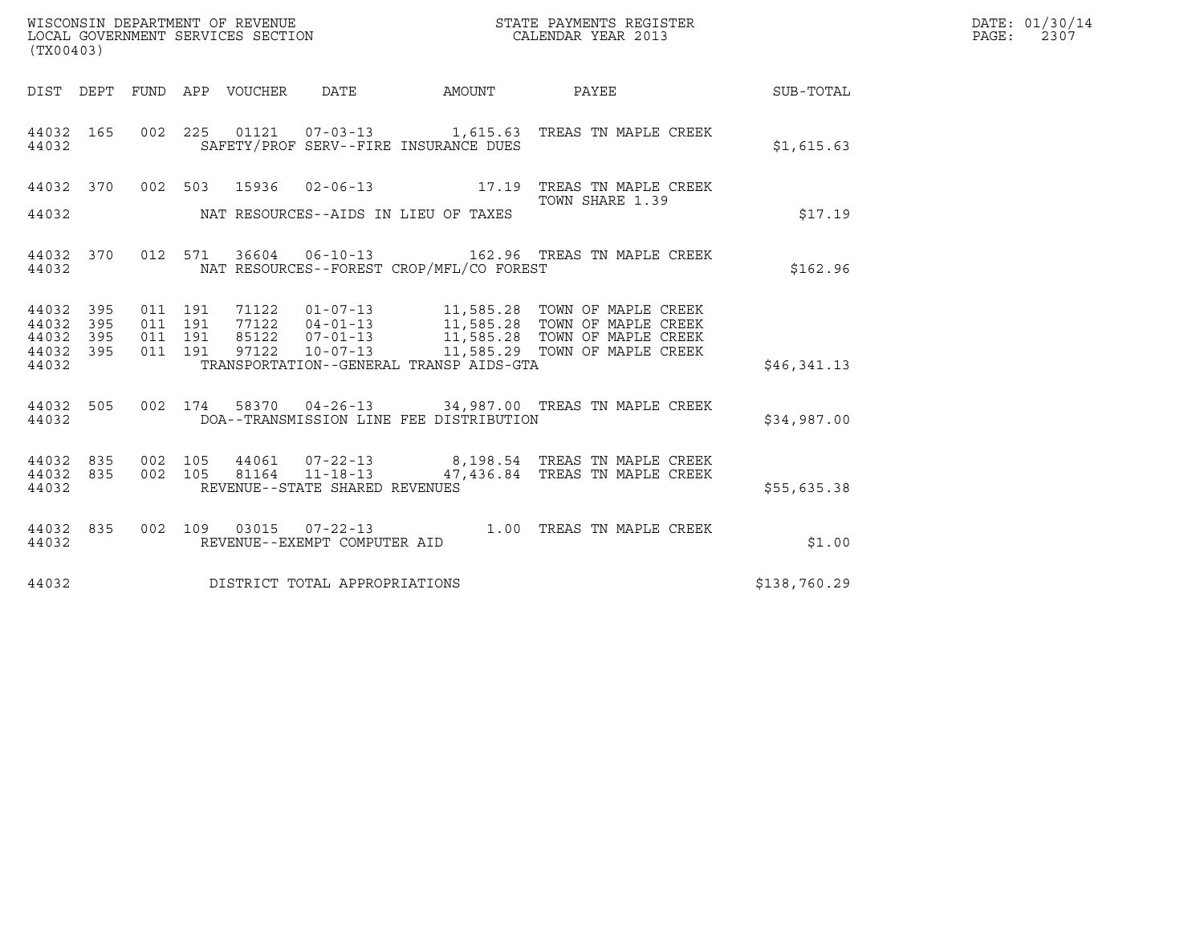WISCONSIN DEPARTMENT OF REVENUE
LOCAL GOVERNMENT SERVICES SECTION
(TX00403)

STATE PAYMENTS REGISTER
CALENDAR YEAR 2013

DATE: 01/30/14
PAGE: 2307

| DIST | DEPT | FUND | APP | VOUCHER | DATE | AMOUNT | PAYEE | SUB-TOTAL |
|---|---|---|---|---|---|---|---|---|
| 44032 | 165 | 002 | 225 | 01121 | 07-03-13 | 1,615.63 | TREAS TN MAPLE CREEK | |
| 44032 | | | | | SAFETY/PROF SERV--FIRE INSURANCE DUES | | | $1,615.63 |
| 44032 | 370 | 002 | 503 | 15936 | 02-06-13 | 17.19 | TREAS TN MAPLE CREEK<br>TOWN SHARE 1.39 | |
| 44032 | | | | | NAT RESOURCES--AIDS IN LIEU OF TAXES | | | $17.19 |
| 44032 | 370 | 012 | 571 | 36604 | 06-10-13 | 162.96 | TREAS TN MAPLE CREEK | |
| 44032 | | | | | NAT RESOURCES--FOREST CROP/MFL/CO FOREST | | | $162.96 |
| 44032 | 395 | 011 | 191 | 71122 | 01-07-13 | 11,585.28 | TOWN OF MAPLE CREEK | |
| 44032 | 395 | 011 | 191 | 77122 | 04-01-13 | 11,585.28 | TOWN OF MAPLE CREEK | |
| 44032 | 395 | 011 | 191 | 85122 | 07-01-13 | 11,585.28 | TOWN OF MAPLE CREEK | |
| 44032 | 395 | 011 | 191 | 97122 | 10-07-13 | 11,585.29 | TOWN OF MAPLE CREEK | |
| 44032 | | | | | TRANSPORTATION--GENERAL TRANSP AIDS-GTA | | | $46,341.13 |
| 44032 | 505 | 002 | 174 | 58370 | 04-26-13 | 34,987.00 | TREAS TN MAPLE CREEK | |
| 44032 | | | | | DOA--TRANSMISSION LINE FEE DISTRIBUTION | | | $34,987.00 |
| 44032 | 835 | 002 | 105 | 44061 | 07-22-13 | 8,198.54 | TREAS TN MAPLE CREEK | |
| 44032 | 835 | 002 | 105 | 81164 | 11-18-13 | 47,436.84 | TREAS TN MAPLE CREEK | |
| 44032 | | | | | REVENUE--STATE SHARED REVENUES | | | $55,635.38 |
| 44032 | 835 | 002 | 109 | 03015 | 07-22-13 | 1.00 | TREAS TN MAPLE CREEK | |
| 44032 | | | | | REVENUE--EXEMPT COMPUTER AID | | | $1.00 |
| 44032 | | | | | DISTRICT TOTAL APPROPRIATIONS | | | $138,760.29 |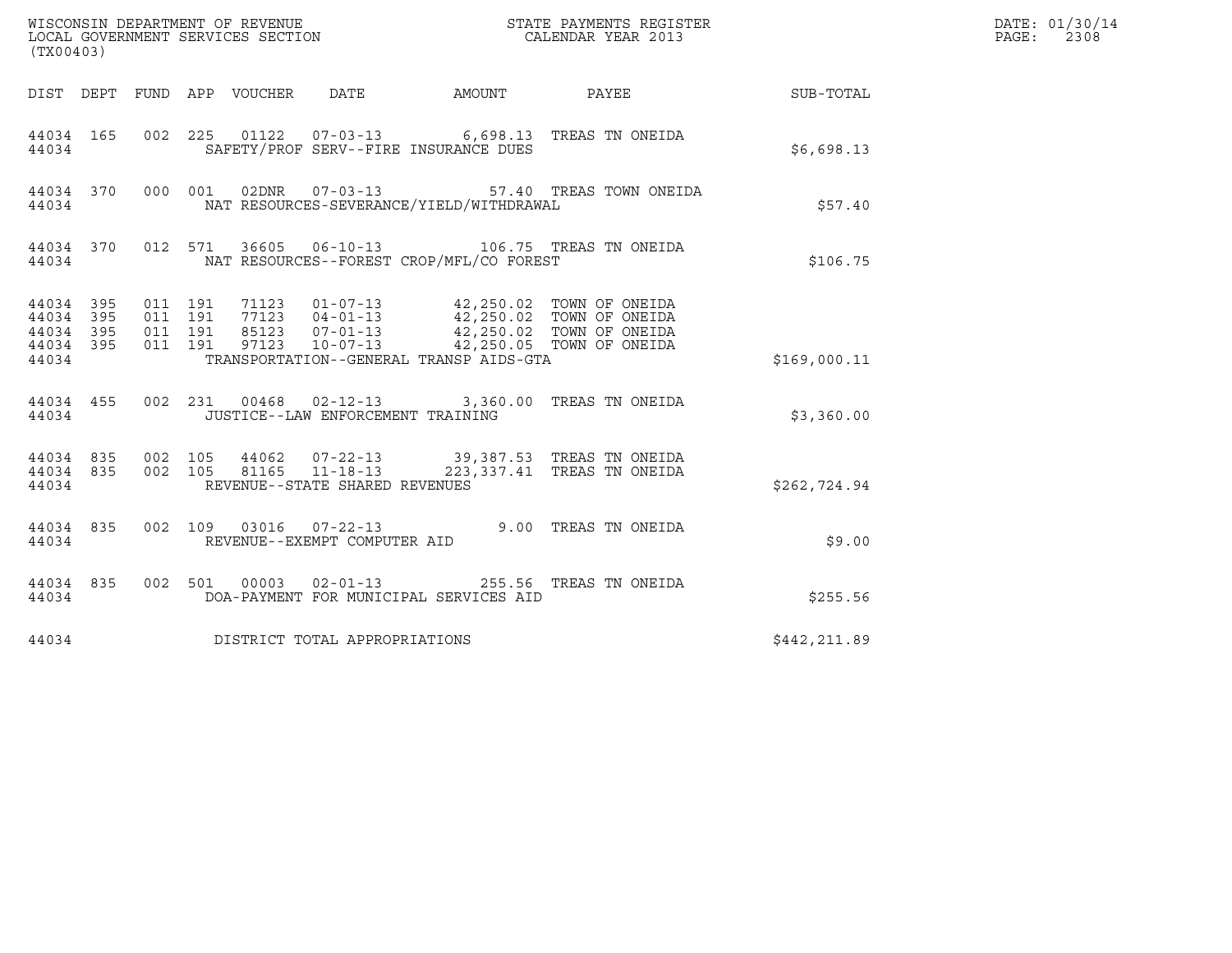WISCONSIN DEPARTMENT OF REVENUE
LOCAL GOVERNMENT SERVICES SECTION
(TX00403)

STATE PAYMENTS REGISTER
CALENDAR YEAR 2013

DATE: 01/30/14
PAGE: 2308

| DIST | DEPT | FUND | APP | VOUCHER | DATE | AMOUNT | PAYEE | SUB-TOTAL |
|---|---|---|---|---|---|---|---|---|
| 44034 | 165 | 002 | 225 | 01122 | 07-03-13 | 6,698.13 | TREAS TN ONEIDA | |
| 44034 | | | | SAFETY/PROF SERV--FIRE INSURANCE DUES | | | | $6,698.13 |
| 44034 | 370 | 000 | 001 | 02DNR | 07-03-13 | 57.40 | TREAS TOWN ONEIDA | |
| 44034 | | | | NAT RESOURCES-SEVERANCE/YIELD/WITHDRAWAL | | | | $57.40 |
| 44034 | 370 | 012 | 571 | 36605 | 06-10-13 | 106.75 | TREAS TN ONEIDA | |
| 44034 | | | | NAT RESOURCES--FOREST CROP/MFL/CO FOREST | | | | $106.75 |
| 44034 | 395 | 011 | 191 | 71123 | 01-07-13 | 42,250.02 | TOWN OF ONEIDA | |
| 44034 | 395 | 011 | 191 | 77123 | 04-01-13 | 42,250.02 | TOWN OF ONEIDA | |
| 44034 | 395 | 011 | 191 | 85123 | 07-01-13 | 42,250.02 | TOWN OF ONEIDA | |
| 44034 | 395 | 011 | 191 | 97123 | 10-07-13 | 42,250.05 | TOWN OF ONEIDA | |
| 44034 | | | | TRANSPORTATION--GENERAL TRANSP AIDS-GTA | | | | $169,000.11 |
| 44034 | 455 | 002 | 231 | 00468 | 02-12-13 | 3,360.00 | TREAS TN ONEIDA | |
| 44034 | | | | JUSTICE--LAW ENFORCEMENT TRAINING | | | | $3,360.00 |
| 44034 | 835 | 002 | 105 | 44062 | 07-22-13 | 39,387.53 | TREAS TN ONEIDA | |
| 44034 | 835 | 002 | 105 | 81165 | 11-18-13 | 223,337.41 | TREAS TN ONEIDA | |
| 44034 | | | | REVENUE--STATE SHARED REVENUES | | | | $262,724.94 |
| 44034 | 835 | 002 | 109 | 03016 | 07-22-13 | 9.00 | TREAS TN ONEIDA | |
| 44034 | | | | REVENUE--EXEMPT COMPUTER AID | | | | $9.00 |
| 44034 | 835 | 002 | 501 | 00003 | 02-01-13 | 255.56 | TREAS TN ONEIDA | |
| 44034 | | | | DOA-PAYMENT FOR MUNICIPAL SERVICES AID | | | | $255.56 |
| 44034 | | | | DISTRICT TOTAL APPROPRIATIONS | | | | $442,211.89 |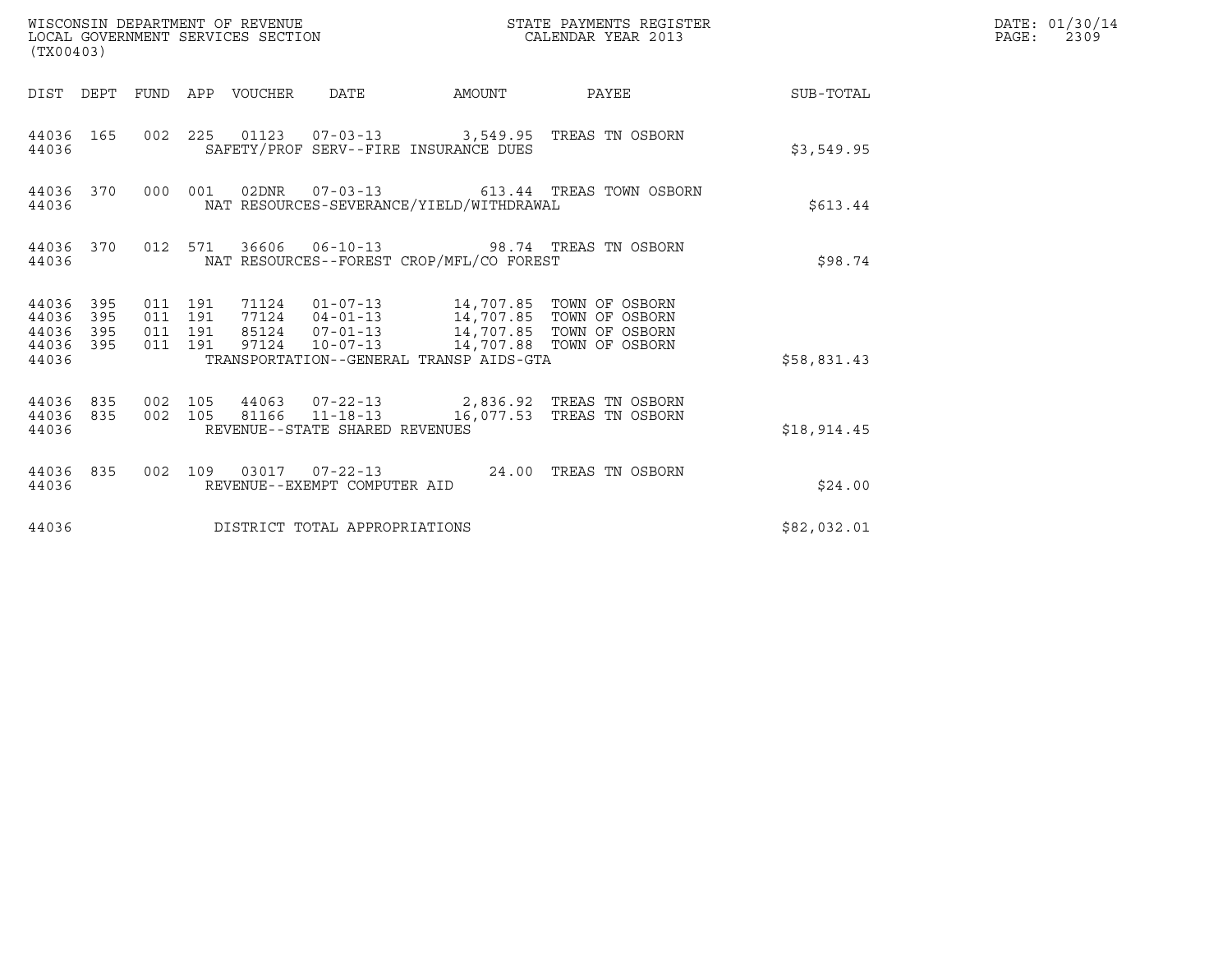WISCONSIN DEPARTMENT OF REVENUE
LOCAL GOVERNMENT SERVICES SECTION
(TX00403)

STATE PAYMENTS REGISTER
CALENDAR YEAR 2013

DATE: 01/30/14
PAGE: 2309

| DIST | DEPT | FUND | APP | VOUCHER | DATE | AMOUNT | PAYEE | SUB-TOTAL |
|---|---|---|---|---|---|---|---|---|
| 44036 | 165 | 002 | 225 | 01123 | 07-03-13 | 3,549.95 | TREAS TN OSBORN | |
| 44036 | | | | SAFETY/PROF SERV--FIRE INSURANCE DUES | | | | $3,549.95 |
| 44036 | 370 | 000 | 001 | 02DNR | 07-03-13 | 613.44 | TREAS TOWN OSBORN | |
| 44036 | | | | NAT RESOURCES-SEVERANCE/YIELD/WITHDRAWAL | | | | $613.44 |
| 44036 | 370 | 012 | 571 | 36606 | 06-10-13 | 98.74 | TREAS TN OSBORN | |
| 44036 | | | | NAT RESOURCES--FOREST CROP/MFL/CO FOREST | | | | $98.74 |
| 44036 | 395 | 011 | 191 | 71124 | 01-07-13 | 14,707.85 | TOWN OF OSBORN | |
| 44036 | 395 | 011 | 191 | 77124 | 04-01-13 | 14,707.85 | TOWN OF OSBORN | |
| 44036 | 395 | 011 | 191 | 85124 | 07-01-13 | 14,707.85 | TOWN OF OSBORN | |
| 44036 | 395 | 011 | 191 | 97124 | 10-07-13 | 14,707.88 | TOWN OF OSBORN | |
| 44036 | | | | TRANSPORTATION--GENERAL TRANSP AIDS-GTA | | | | $58,831.43 |
| 44036 | 835 | 002 | 105 | 44063 | 07-22-13 | 2,836.92 | TREAS TN OSBORN | |
| 44036 | 835 | 002 | 105 | 81166 | 11-18-13 | 16,077.53 | TREAS TN OSBORN | |
| 44036 | | | | REVENUE--STATE SHARED REVENUES | | | | $18,914.45 |
| 44036 | 835 | 002 | 109 | 03017 | 07-22-13 | 24.00 | TREAS TN OSBORN | |
| 44036 | | | | REVENUE--EXEMPT COMPUTER AID | | | | $24.00 |
| 44036 | | | | DISTRICT TOTAL APPROPRIATIONS | | | | $82,032.01 |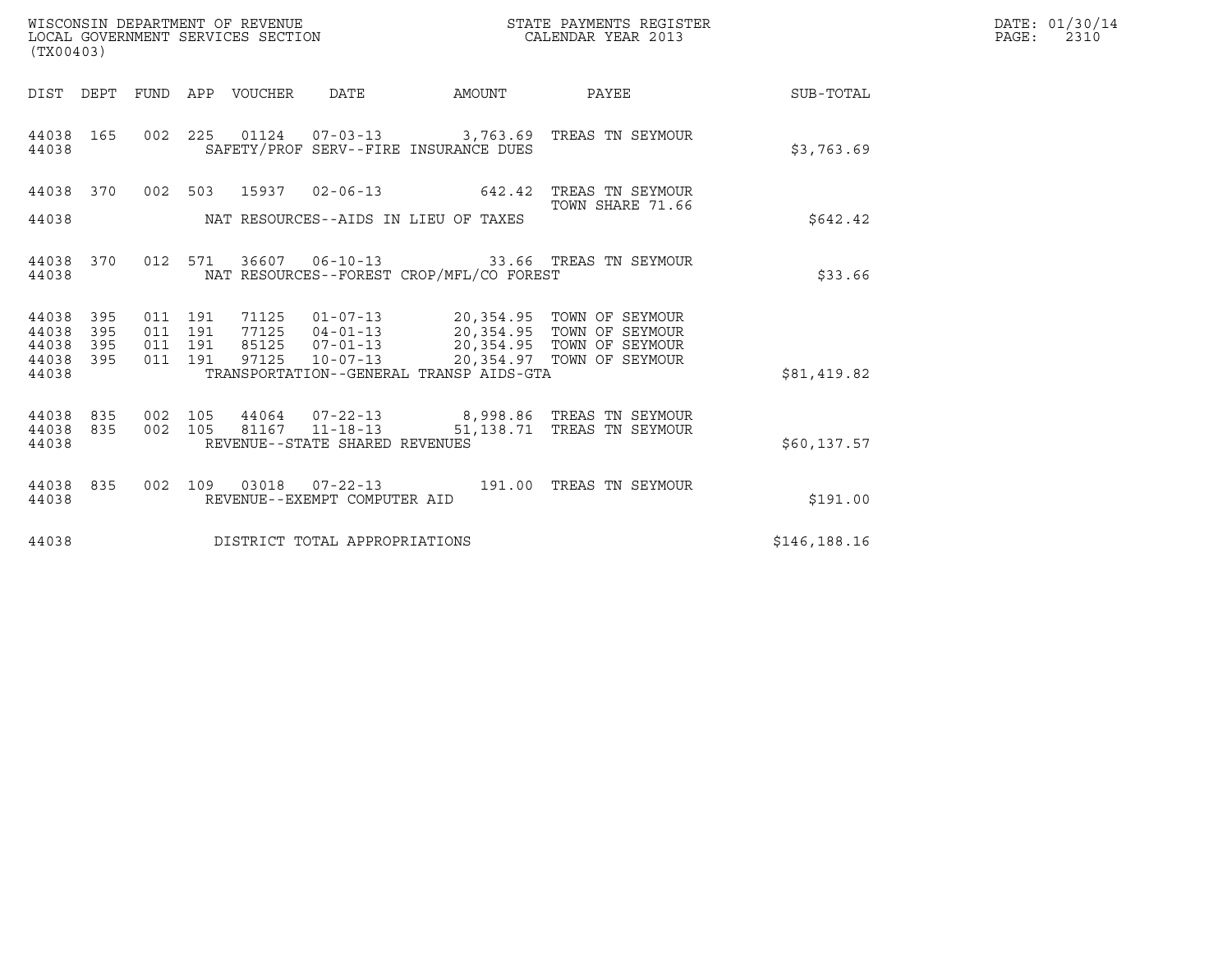WISCONSIN DEPARTMENT OF REVENUE
LOCAL GOVERNMENT SERVICES SECTION
(TX00403)

STATE PAYMENTS REGISTER
CALENDAR YEAR 2013

DATE: 01/30/14
PAGE: 2310

| DIST | DEPT | FUND | APP | VOUCHER | DATE | AMOUNT | PAYEE | SUB-TOTAL |
|---|---|---|---|---|---|---|---|---|
| 44038 | 165 | 002 | 225 | 01124 | 07-03-13 | 3,763.69 | TREAS TN SEYMOUR | |
| 44038 | | | | | SAFETY/PROF SERV--FIRE INSURANCE DUES | | | $3,763.69 |
| 44038 | 370 | 002 | 503 | 15937 | 02-06-13 | 642.42 | TREAS TN SEYMOUR TOWN SHARE 71.66 | |
| 44038 | | | | | NAT RESOURCES--AIDS IN LIEU OF TAXES | | | $642.42 |
| 44038 | 370 | 012 | 571 | 36607 | 06-10-13 | 33.66 | TREAS TN SEYMOUR | |
| 44038 | | | | | NAT RESOURCES--FOREST CROP/MFL/CO FOREST | | | $33.66 |
| 44038 | 395 | 011 | 191 | 71125 | 01-07-13 | 20,354.95 | TOWN OF SEYMOUR | |
| 44038 | 395 | 011 | 191 | 77125 | 04-01-13 | 20,354.95 | TOWN OF SEYMOUR | |
| 44038 | 395 | 011 | 191 | 85125 | 07-01-13 | 20,354.95 | TOWN OF SEYMOUR | |
| 44038 | 395 | 011 | 191 | 97125 | 10-07-13 | 20,354.97 | TOWN OF SEYMOUR | |
| 44038 | | | | | TRANSPORTATION--GENERAL TRANSP AIDS-GTA | | | $81,419.82 |
| 44038 | 835 | 002 | 105 | 44064 | 07-22-13 | 8,998.86 | TREAS TN SEYMOUR | |
| 44038 | 835 | 002 | 105 | 81167 | 11-18-13 | 51,138.71 | TREAS TN SEYMOUR | |
| 44038 | | | | | REVENUE--STATE SHARED REVENUES | | | $60,137.57 |
| 44038 | 835 | 002 | 109 | 03018 | 07-22-13 | 191.00 | TREAS TN SEYMOUR | |
| 44038 | | | | | REVENUE--EXEMPT COMPUTER AID | | | $191.00 |
| 44038 | | | | | DISTRICT TOTAL APPROPRIATIONS | | | $146,188.16 |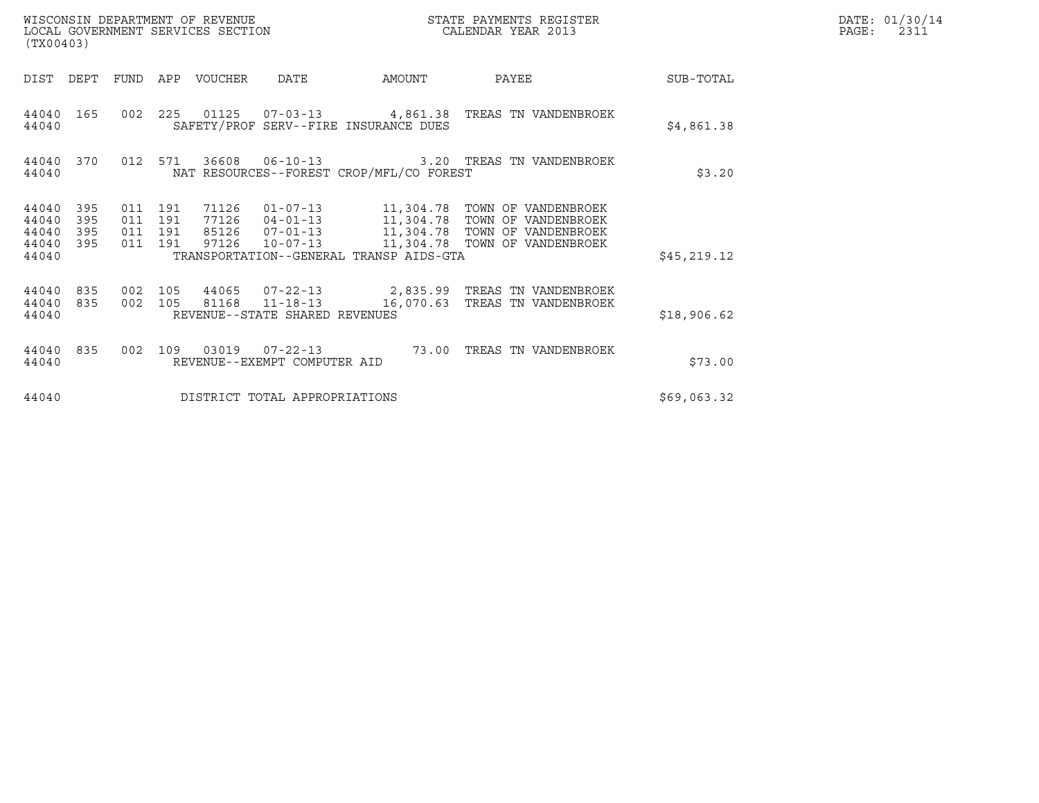WISCONSIN DEPARTMENT OF REVENUE
LOCAL GOVERNMENT SERVICES SECTION
(TX00403)

STATE PAYMENTS REGISTER
CALENDAR YEAR 2013

DATE: 01/30/14
PAGE: 2311

| DIST | DEPT | FUND | APP | VOUCHER | DATE | AMOUNT | PAYEE | SUB-TOTAL |
|---|---|---|---|---|---|---|---|---|
| 44040 | 165 | 002 | 225 | 01125 | 07-03-13 | 4,861.38 | TREAS TN VANDENBROEK | |
| 44040 | | | | SAFETY/PROF SERV--FIRE INSURANCE DUES | | | | $4,861.38 |
| 44040 | 370 | 012 | 571 | 36608 | 06-10-13 | 3.20 | TREAS TN VANDENBROEK | |
| 44040 | | | | NAT RESOURCES--FOREST CROP/MFL/CO FOREST | | | | $3.20 |
| 44040 | 395 | 011 | 191 | 71126 | 01-07-13 | 11,304.78 | TOWN OF VANDENBROEK | |
| 44040 | 395 | 011 | 191 | 77126 | 04-01-13 | 11,304.78 | TOWN OF VANDENBROEK | |
| 44040 | 395 | 011 | 191 | 85126 | 07-01-13 | 11,304.78 | TOWN OF VANDENBROEK | |
| 44040 | 395 | 011 | 191 | 97126 | 10-07-13 | 11,304.78 | TOWN OF VANDENBROEK | |
| 44040 | | | | TRANSPORTATION--GENERAL TRANSP AIDS-GTA | | | | $45,219.12 |
| 44040 | 835 | 002 | 105 | 44065 | 07-22-13 | 2,835.99 | TREAS TN VANDENBROEK | |
| 44040 | 835 | 002 | 105 | 81168 | 11-18-13 | 16,070.63 | TREAS TN VANDENBROEK | |
| 44040 | | | | REVENUE--STATE SHARED REVENUES | | | | $18,906.62 |
| 44040 | 835 | 002 | 109 | 03019 | 07-22-13 | 73.00 | TREAS TN VANDENBROEK | |
| 44040 | | | | REVENUE--EXEMPT COMPUTER AID | | | | $73.00 |
| 44040 | | | | DISTRICT TOTAL APPROPRIATIONS | | | | $69,063.32 |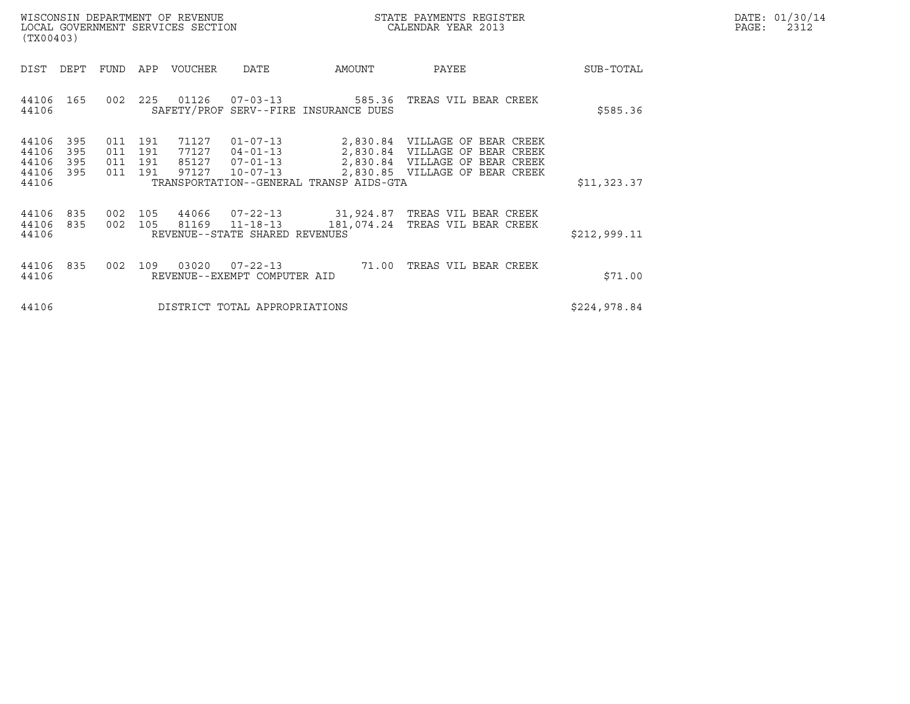WISCONSIN DEPARTMENT OF REVENUE
LOCAL GOVERNMENT SERVICES SECTION
(TX00403)

STATE PAYMENTS REGISTER
CALENDAR YEAR 2013

DATE: 01/30/14

| DIST | DEPT | FUND | APP | VOUCHER | DATE | AMOUNT | PAYEE | SUB-TOTAL |
|---|---|---|---|---|---|---|---|---|
| 44106 | 165 | 002 | 225 | 01126 | 07-03-13 | 585.36 | TREAS VIL BEAR CREEK | |
| 44106 | | | | SAFETY/PROF SERV--FIRE INSURANCE DUES | | | | $585.36 |
| 44106 | 395 | 011 | 191 | 71127 | 01-07-13 | 2,830.84 | VILLAGE OF BEAR CREEK | |
| 44106 | 395 | 011 | 191 | 77127 | 04-01-13 | 2,830.84 | VILLAGE OF BEAR CREEK | |
| 44106 | 395 | 011 | 191 | 85127 | 07-01-13 | 2,830.84 | VILLAGE OF BEAR CREEK | |
| 44106 | 395 | 011 | 191 | 97127 | 10-07-13 | 2,830.85 | VILLAGE OF BEAR CREEK | |
| 44106 | | | | TRANSPORTATION--GENERAL TRANSP AIDS-GTA | | | | $11,323.37 |
| 44106 | 835 | 002 | 105 | 44066 | 07-22-13 | 31,924.87 | TREAS VIL BEAR CREEK | |
| 44106 | 835 | 002 | 105 | 81169 | 11-18-13 | 181,074.24 | TREAS VIL BEAR CREEK | |
| 44106 | | | | REVENUE--STATE SHARED REVENUES | | | | $212,999.11 |
| 44106 | 835 | 002 | 109 | 03020 | 07-22-13 | 71.00 | TREAS VIL BEAR CREEK | |
| 44106 | | | | REVENUE--EXEMPT COMPUTER AID | | | | $71.00 |
| 44106 | | | | DISTRICT TOTAL APPROPRIATIONS | | | | $224,978.84 |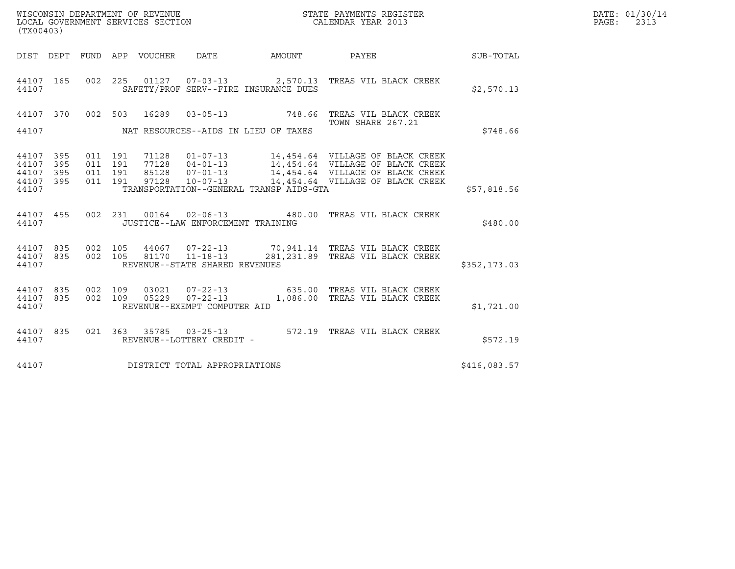WISCONSIN DEPARTMENT OF REVENUE
LOCAL GOVERNMENT SERVICES SECTION
(TX00403)

STATE PAYMENTS REGISTER
CALENDAR YEAR 2013

DATE: 01/30/14
PAGE: 2313

| DIST | DEPT | FUND | APP | VOUCHER | DATE | AMOUNT | PAYEE | SUB-TOTAL |
|---|---|---|---|---|---|---|---|---|
| 44107 | 165 | 002 | 225 | 01127 | 07-03-13 | 2,570.13 | TREAS VIL BLACK CREEK | |
| 44107 | | | | | SAFETY/PROF SERV--FIRE INSURANCE DUES | | | $2,570.13 |
| 44107 | 370 | 002 | 503 | 16289 | 03-05-13 | 748.66 | TREAS VIL BLACK CREEK TOWN SHARE 267.21 | |
| 44107 | | | | | NAT RESOURCES--AIDS IN LIEU OF TAXES | | | $748.66 |
| 44107 | 395 | 011 | 191 | 71128 | 01-07-13 | 14,454.64 | VILLAGE OF BLACK CREEK | |
| 44107 | 395 | 011 | 191 | 77128 | 04-01-13 | 14,454.64 | VILLAGE OF BLACK CREEK | |
| 44107 | 395 | 011 | 191 | 85128 | 07-01-13 | 14,454.64 | VILLAGE OF BLACK CREEK | |
| 44107 | 395 | 011 | 191 | 97128 | 10-07-13 | 14,454.64 | VILLAGE OF BLACK CREEK | |
| 44107 | | | | | TRANSPORTATION--GENERAL TRANSP AIDS-GTA | | | $57,818.56 |
| 44107 | 455 | 002 | 231 | 00164 | 02-06-13 | 480.00 | TREAS VIL BLACK CREEK | |
| 44107 | | | | | JUSTICE--LAW ENFORCEMENT TRAINING | | | $480.00 |
| 44107 | 835 | 002 | 105 | 44067 | 07-22-13 | 70,941.14 | TREAS VIL BLACK CREEK | |
| 44107 | 835 | 002 | 105 | 81170 | 11-18-13 | 281,231.89 | TREAS VIL BLACK CREEK | |
| 44107 | | | | | REVENUE--STATE SHARED REVENUES | | | $352,173.03 |
| 44107 | 835 | 002 | 109 | 03021 | 07-22-13 | 635.00 | TREAS VIL BLACK CREEK | |
| 44107 | 835 | 002 | 109 | 05229 | 07-22-13 | 1,086.00 | TREAS VIL BLACK CREEK | |
| 44107 | | | | | REVENUE--EXEMPT COMPUTER AID | | | $1,721.00 |
| 44107 | 835 | 021 | 363 | 35785 | 03-25-13 | 572.19 | TREAS VIL BLACK CREEK | |
| 44107 | | | | | REVENUE--LOTTERY CREDIT - | | | $572.19 |
| 44107 | | | | | DISTRICT TOTAL APPROPRIATIONS | | | $416,083.57 |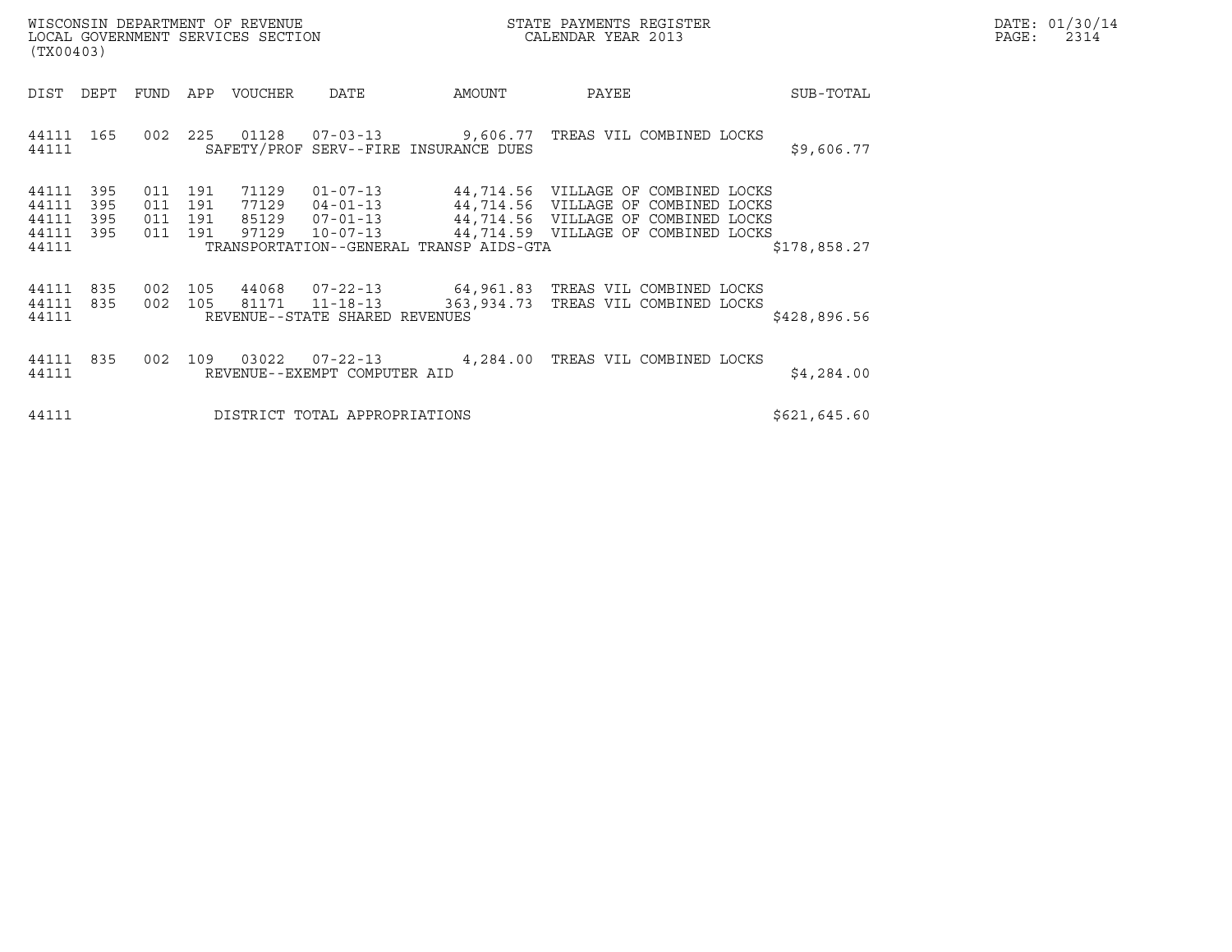WISCONSIN DEPARTMENT OF REVENUE
LOCAL GOVERNMENT SERVICES SECTION
(TX00403)

STATE PAYMENTS REGISTER
CALENDAR YEAR 2013

DATE: 01/30/14

| DIST | DEPT | FUND | APP | VOUCHER | DATE | AMOUNT | PAYEE | SUB-TOTAL |
|---|---|---|---|---|---|---|---|---|
| 44111 | 165 | 002 | 225 | 01128 | 07-03-13 | 9,606.77 | TREAS VIL COMBINED LOCKS | |
| 44111 | | | | SAFETY/PROF SERV--FIRE INSURANCE DUES | | | | $9,606.77 |
| 44111 | 395 | 011 | 191 | 71129 | 01-07-13 | 44,714.56 | VILLAGE OF COMBINED LOCKS | |
| 44111 | 395 | 011 | 191 | 77129 | 04-01-13 | 44,714.56 | VILLAGE OF COMBINED LOCKS | |
| 44111 | 395 | 011 | 191 | 85129 | 07-01-13 | 44,714.56 | VILLAGE OF COMBINED LOCKS | |
| 44111 | 395 | 011 | 191 | 97129 | 10-07-13 | 44,714.59 | VILLAGE OF COMBINED LOCKS | |
| 44111 | | | | TRANSPORTATION--GENERAL TRANSP AIDS-GTA | | | | $178,858.27 |
| 44111 | 835 | 002 | 105 | 44068 | 07-22-13 | 64,961.83 | TREAS VIL COMBINED LOCKS | |
| 44111 | 835 | 002 | 105 | 81171 | 11-18-13 | 363,934.73 | TREAS VIL COMBINED LOCKS | |
| 44111 | | | | REVENUE--STATE SHARED REVENUES | | | | $428,896.56 |
| 44111 | 835 | 002 | 109 | 03022 | 07-22-13 | 4,284.00 | TREAS VIL COMBINED LOCKS | |
| 44111 | | | | REVENUE--EXEMPT COMPUTER AID | | | | $4,284.00 |
| 44111 | | | | DISTRICT TOTAL APPROPRIATIONS | | | | $621,645.60 |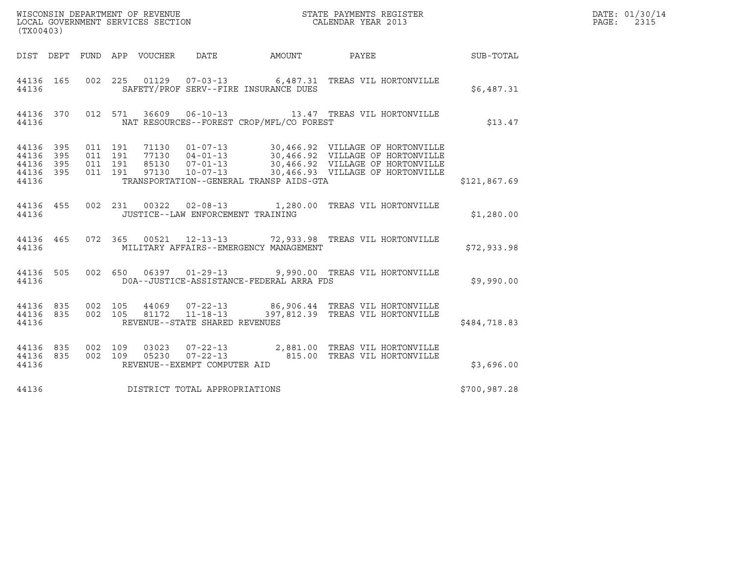WISCONSIN DEPARTMENT OF REVENUE
LOCAL GOVERNMENT SERVICES SECTION
(TX00403)

STATE PAYMENTS REGISTER
CALENDAR YEAR 2013

DATE: 01/30/14
PAGE: 2315

| DIST | DEPT | FUND | APP | VOUCHER | DATE | AMOUNT | PAYEE | SUB-TOTAL |
|---|---|---|---|---|---|---|---|---|
| 44136 | 165 | 002 | 225 | 01129 | 07-03-13 | 6,487.31 | TREAS VIL HORTONVILLE | |
| 44136 | | | | SAFETY/PROF SERV--FIRE INSURANCE DUES | | | | $6,487.31 |
| 44136 | 370 | 012 | 571 | 36609 | 06-10-13 | 13.47 | TREAS VIL HORTONVILLE | |
| 44136 | | | | NAT RESOURCES--FOREST CROP/MFL/CO FOREST | | | | $13.47 |
| 44136 | 395 | 011 | 191 | 71130 | 01-07-13 | 30,466.92 | VILLAGE OF HORTONVILLE | |
| 44136 | 395 | 011 | 191 | 77130 | 04-01-13 | 30,466.92 | VILLAGE OF HORTONVILLE | |
| 44136 | 395 | 011 | 191 | 85130 | 07-01-13 | 30,466.92 | VILLAGE OF HORTONVILLE | |
| 44136 | 395 | 011 | 191 | 97130 | 10-07-13 | 30,466.93 | VILLAGE OF HORTONVILLE | |
| 44136 | | | | TRANSPORTATION--GENERAL TRANSP AIDS-GTA | | | | $121,867.69 |
| 44136 | 455 | 002 | 231 | 00322 | 02-08-13 | 1,280.00 | TREAS VIL HORTONVILLE | |
| 44136 | | | | JUSTICE--LAW ENFORCEMENT TRAINING | | | | $1,280.00 |
| 44136 | 465 | 072 | 365 | 00521 | 12-13-13 | 72,933.98 | TREAS VIL HORTONVILLE | |
| 44136 | | | | MILITARY AFFAIRS--EMERGENCY MANAGEMENT | | | | $72,933.98 |
| 44136 | 505 | 002 | 650 | 06397 | 01-29-13 | 9,990.00 | TREAS VIL HORTONVILLE | |
| 44136 | | | | DOA--JUSTICE-ASSISTANCE-FEDERAL ARRA FDS | | | | $9,990.00 |
| 44136 | 835 | 002 | 105 | 44069 | 07-22-13 | 86,906.44 | TREAS VIL HORTONVILLE | |
| 44136 | 835 | 002 | 105 | 81172 | 11-18-13 | 397,812.39 | TREAS VIL HORTONVILLE | |
| 44136 | | | | REVENUE--STATE SHARED REVENUES | | | | $484,718.83 |
| 44136 | 835 | 002 | 109 | 03023 | 07-22-13 | 2,881.00 | TREAS VIL HORTONVILLE | |
| 44136 | 835 | 002 | 109 | 05230 | 07-22-13 | 815.00 | TREAS VIL HORTONVILLE | |
| 44136 | | | | REVENUE--EXEMPT COMPUTER AID | | | | $3,696.00 |
| 44136 | | | | DISTRICT TOTAL APPROPRIATIONS | | | | $700,987.28 |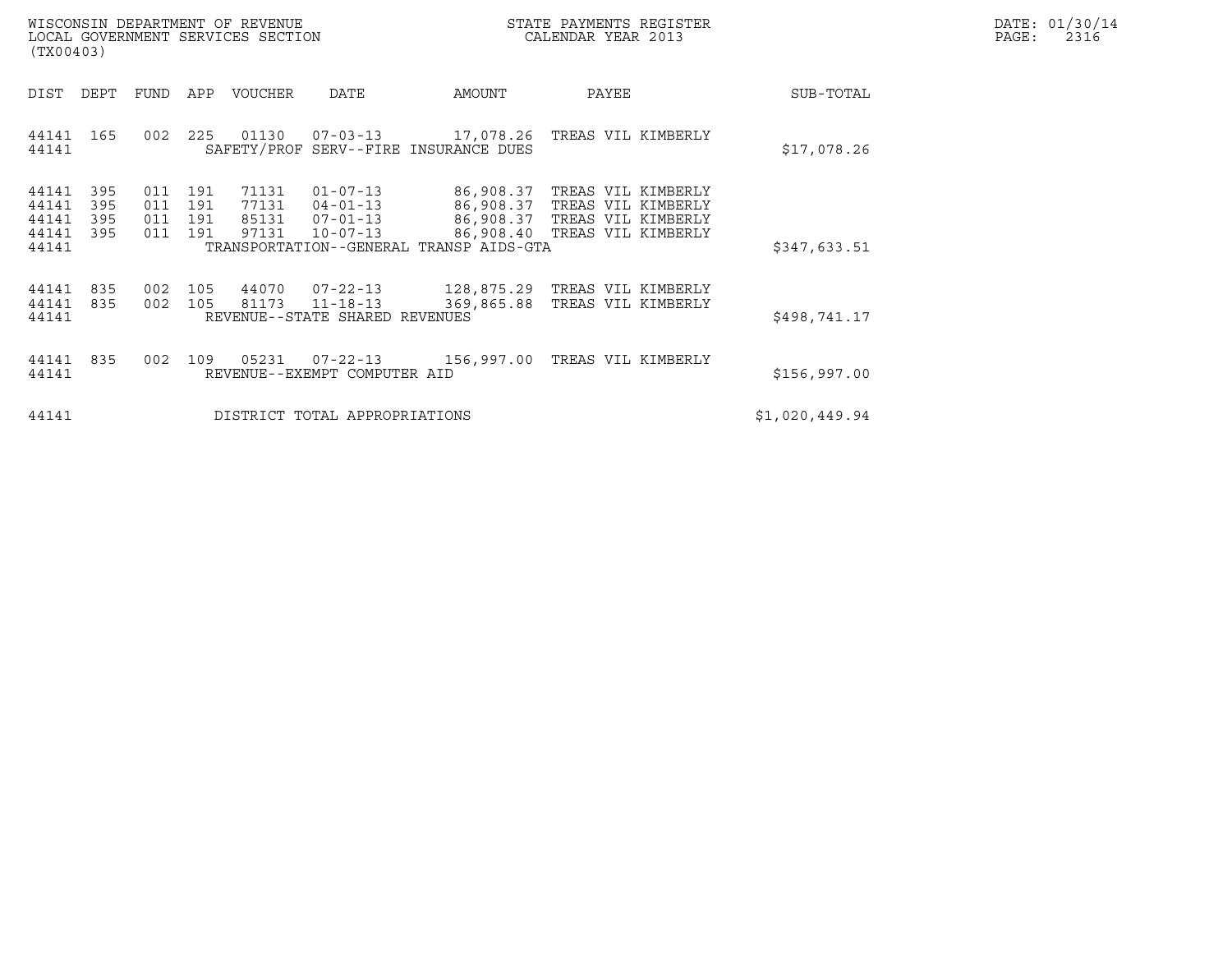WISCONSIN DEPARTMENT OF REVENUE
LOCAL GOVERNMENT SERVICES SECTION
(TX00403)

STATE PAYMENTS REGISTER
CALENDAR YEAR 2013

DATE: 01/30/14

| DIST | DEPT | FUND | APP | VOUCHER | DATE | AMOUNT | PAYEE | SUB-TOTAL |
|---|---|---|---|---|---|---|---|---|
| 44141 | 165 | 002 | 225 | 01130 | 07-03-13 | 17,078.26 | TREAS VIL KIMBERLY | |
| 44141 | | | | SAFETY/PROF SERV--FIRE INSURANCE DUES | | | | $17,078.26 |
| 44141 | 395 | 011 | 191 | 71131 | 01-07-13 | 86,908.37 | TREAS VIL KIMBERLY | |
| 44141 | 395 | 011 | 191 | 77131 | 04-01-13 | 86,908.37 | TREAS VIL KIMBERLY | |
| 44141 | 395 | 011 | 191 | 85131 | 07-01-13 | 86,908.37 | TREAS VIL KIMBERLY | |
| 44141 | 395 | 011 | 191 | 97131 | 10-07-13 | 86,908.40 | TREAS VIL KIMBERLY | |
| 44141 | | | | TRANSPORTATION--GENERAL TRANSP AIDS-GTA | | | | $347,633.51 |
| 44141 | 835 | 002 | 105 | 44070 | 07-22-13 | 128,875.29 | TREAS VIL KIMBERLY | |
| 44141 | 835 | 002 | 105 | 81173 | 11-18-13 | 369,865.88 | TREAS VIL KIMBERLY | |
| 44141 | | | | REVENUE--STATE SHARED REVENUES | | | | $498,741.17 |
| 44141 | 835 | 002 | 109 | 05231 | 07-22-13 | 156,997.00 | TREAS VIL KIMBERLY | |
| 44141 | | | | REVENUE--EXEMPT COMPUTER AID | | | | $156,997.00 |
| 44141 | | | | DISTRICT TOTAL APPROPRIATIONS | | | | $1,020,449.94 |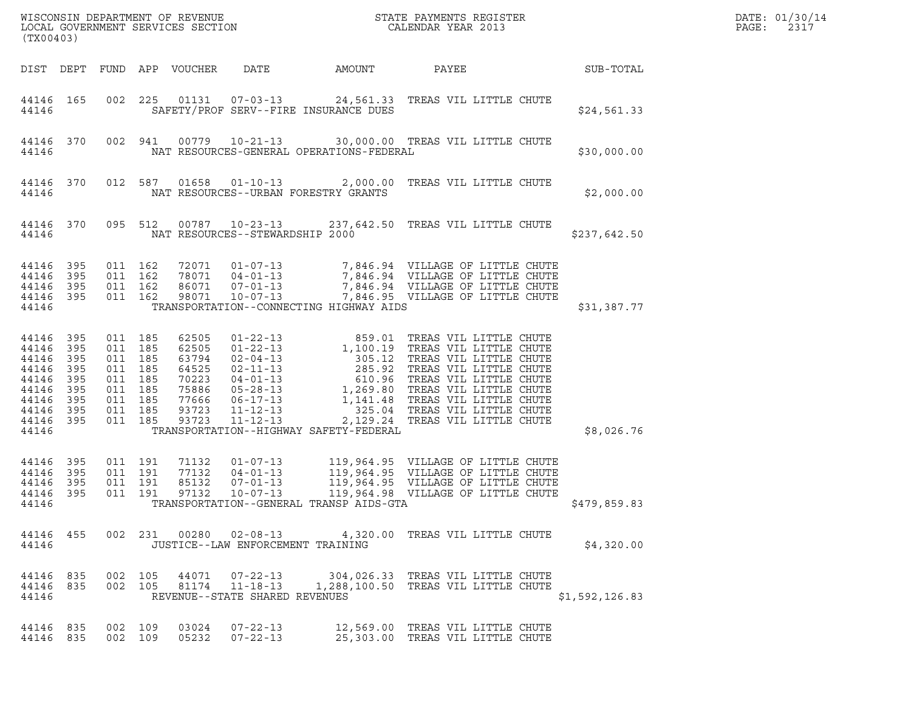WISCONSIN DEPARTMENT OF REVENUE
LOCAL GOVERNMENT SERVICES SECTION
(TX00403)

STATE PAYMENTS REGISTER
CALENDAR YEAR 2013

DATE: 01/30/14
PAGE: 2317

| DIST | DEPT | FUND | APP | VOUCHER | DATE | AMOUNT | PAYEE | SUB-TOTAL |
|---|---|---|---|---|---|---|---|---|
| 44146 | 165 | 002 | 225 | 01131 | 07-03-13 | 24,561.33 | TREAS VIL LITTLE CHUTE | |
| 44146 | | | | | SAFETY/PROF SERV--FIRE INSURANCE DUES | | | $24,561.33 |
| 44146 | 370 | 002 | 941 | 00779 | 10-21-13 | 30,000.00 | TREAS VIL LITTLE CHUTE | |
| 44146 | | | | | NAT RESOURCES-GENERAL OPERATIONS-FEDERAL | | | $30,000.00 |
| 44146 | 370 | 012 | 587 | 01658 | 01-10-13 | 2,000.00 | TREAS VIL LITTLE CHUTE | |
| 44146 | | | | | NAT RESOURCES--URBAN FORESTRY GRANTS | | | $2,000.00 |
| 44146 | 370 | 095 | 512 | 00787 | 10-23-13 | 237,642.50 | TREAS VIL LITTLE CHUTE | |
| 44146 | | | | | NAT RESOURCES--STEWARDSHIP 2000 | | | $237,642.50 |
| 44146 | 395 | 011 | 162 | 72071 | 01-07-13 | 7,846.94 | VILLAGE OF LITTLE CHUTE | |
| 44146 | 395 | 011 | 162 | 78071 | 04-01-13 | 7,846.94 | VILLAGE OF LITTLE CHUTE | |
| 44146 | 395 | 011 | 162 | 86071 | 07-01-13 | 7,846.94 | VILLAGE OF LITTLE CHUTE | |
| 44146 | 395 | 011 | 162 | 98071 | 10-07-13 | 7,846.95 | VILLAGE OF LITTLE CHUTE | |
| 44146 | | | | | TRANSPORTATION--CONNECTING HIGHWAY AIDS | | | $31,387.77 |
| 44146 | 395 | 011 | 185 | 62505 | 01-22-13 | 859.01 | TREAS VIL LITTLE CHUTE | |
| 44146 | 395 | 011 | 185 | 62505 | 01-22-13 | 1,100.19 | TREAS VIL LITTLE CHUTE | |
| 44146 | 395 | 011 | 185 | 63794 | 02-04-13 | 305.12 | TREAS VIL LITTLE CHUTE | |
| 44146 | 395 | 011 | 185 | 64525 | 02-11-13 | 285.92 | TREAS VIL LITTLE CHUTE | |
| 44146 | 395 | 011 | 185 | 70223 | 04-01-13 | 610.96 | TREAS VIL LITTLE CHUTE | |
| 44146 | 395 | 011 | 185 | 75886 | 05-28-13 | 1,269.80 | TREAS VIL LITTLE CHUTE | |
| 44146 | 395 | 011 | 185 | 77666 | 06-17-13 | 1,141.48 | TREAS VIL LITTLE CHUTE | |
| 44146 | 395 | 011 | 185 | 93723 | 11-12-13 | 325.04 | TREAS VIL LITTLE CHUTE | |
| 44146 | 395 | 011 | 185 | 93723 | 11-12-13 | 2,129.24 | TREAS VIL LITTLE CHUTE | |
| 44146 | | | | | TRANSPORTATION--HIGHWAY SAFETY-FEDERAL | | | $8,026.76 |
| 44146 | 395 | 011 | 191 | 71132 | 01-07-13 | 119,964.95 | VILLAGE OF LITTLE CHUTE | |
| 44146 | 395 | 011 | 191 | 77132 | 04-01-13 | 119,964.95 | VILLAGE OF LITTLE CHUTE | |
| 44146 | 395 | 011 | 191 | 85132 | 07-01-13 | 119,964.95 | VILLAGE OF LITTLE CHUTE | |
| 44146 | 395 | 011 | 191 | 97132 | 10-07-13 | 119,964.98 | VILLAGE OF LITTLE CHUTE | |
| 44146 | | | | | TRANSPORTATION--GENERAL TRANSP AIDS-GTA | | | $479,859.83 |
| 44146 | 455 | 002 | 231 | 00280 | 02-08-13 | 4,320.00 | TREAS VIL LITTLE CHUTE | |
| 44146 | | | | | JUSTICE--LAW ENFORCEMENT TRAINING | | | $4,320.00 |
| 44146 | 835 | 002 | 105 | 44071 | 07-22-13 | 304,026.33 | TREAS VIL LITTLE CHUTE | |
| 44146 | 835 | 002 | 105 | 81174 | 11-18-13 | 1,288,100.50 | TREAS VIL LITTLE CHUTE | |
| 44146 | | | | | REVENUE--STATE SHARED REVENUES | | | $1,592,126.83 |
| 44146 | 835 | 002 | 109 | 03024 | 07-22-13 | 12,569.00 | TREAS VIL LITTLE CHUTE | |
| 44146 | 835 | 002 | 109 | 05232 | 07-22-13 | 25,303.00 | TREAS VIL LITTLE CHUTE | |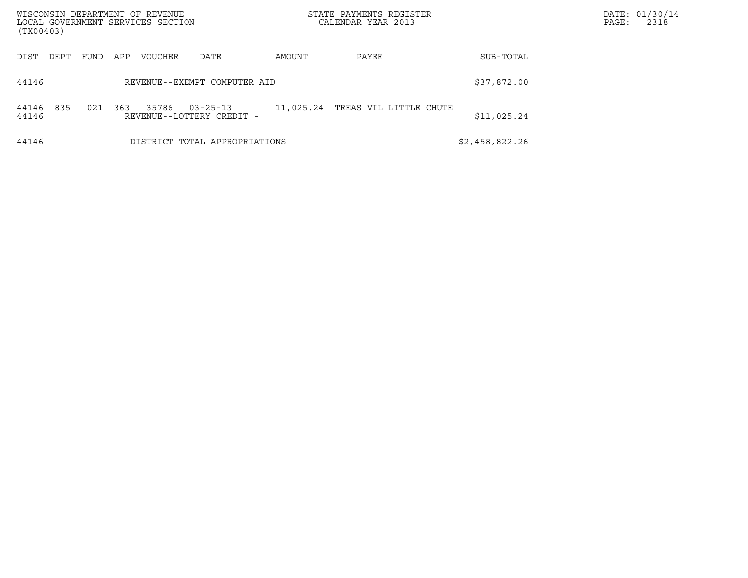| DIST | DEPT | FUND | APP | VOUCHER | DATE | AMOUNT | PAYEE | SUB-TOTAL |
|---|---|---|---|---|---|---|---|---|
| 44146 | | | | REVENUE--EXEMPT COMPUTER AID | | | | $37,872.00 |
| 44146 | 835 | 021 | 363 | 35786 | 03-25-13 | 11,025.24 | TREAS VIL LITTLE CHUTE | |
| 44146 | | | | REVENUE--LOTTERY CREDIT - | | | | $11,025.24 |
| 44146 | | | | DISTRICT TOTAL APPROPRIATIONS | | | | $2,458,822.26 |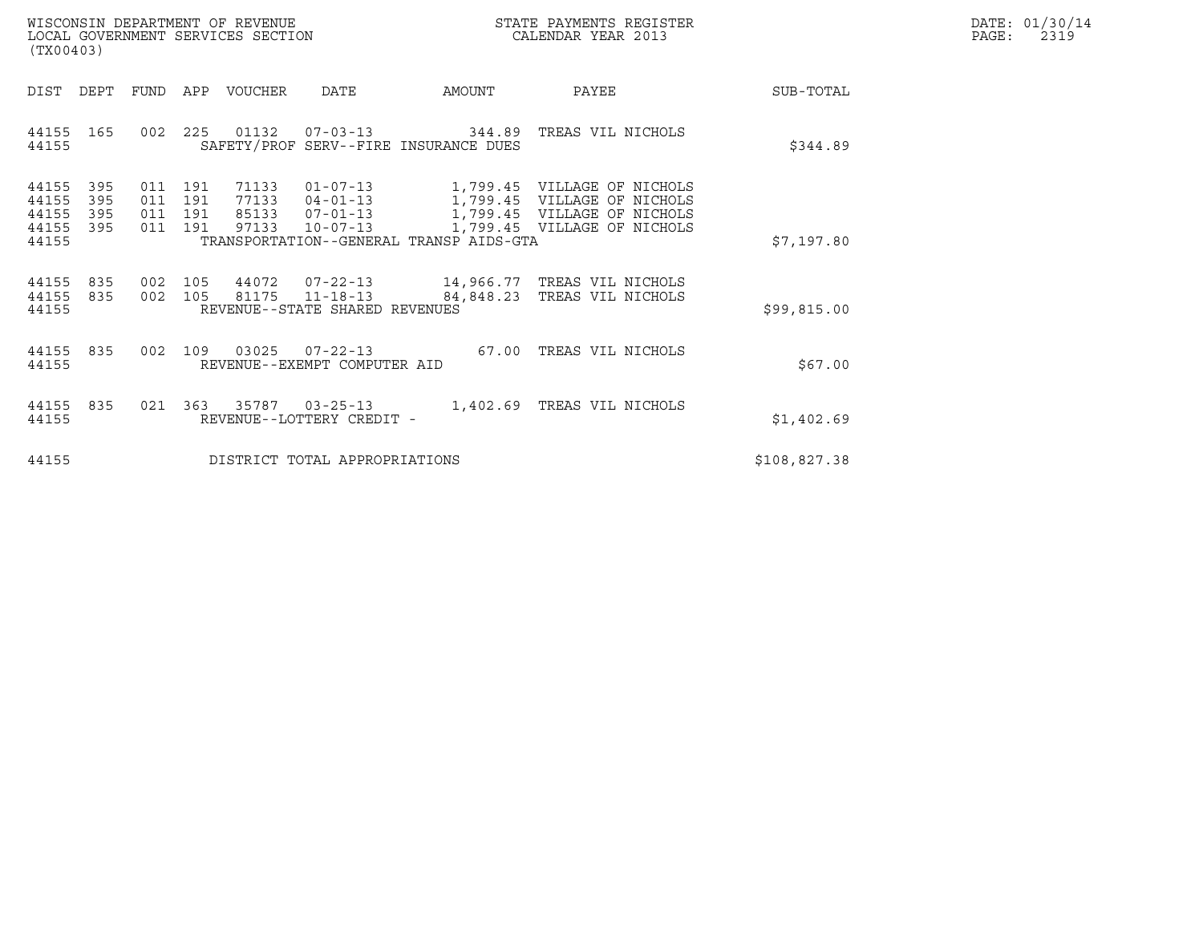WISCONSIN DEPARTMENT OF REVENUE
LOCAL GOVERNMENT SERVICES SECTION
(TX00403)

STATE PAYMENTS REGISTER
CALENDAR YEAR 2013

DATE: 01/30/14
PAGE: 2319

| DIST | DEPT | FUND | APP | VOUCHER | DATE | AMOUNT | PAYEE | SUB-TOTAL |
|---|---|---|---|---|---|---|---|---|
| 44155 | 165 | 002 | 225 | 01132 | 07-03-13 | 344.89 | TREAS VIL NICHOLS | |
| 44155 | | | | SAFETY/PROF SERV--FIRE INSURANCE DUES | | | | $344.89 |
| 44155 | 395 | 011 | 191 | 71133 | 01-07-13 | 1,799.45 | VILLAGE OF NICHOLS | |
| 44155 | 395 | 011 | 191 | 77133 | 04-01-13 | 1,799.45 | VILLAGE OF NICHOLS | |
| 44155 | 395 | 011 | 191 | 85133 | 07-01-13 | 1,799.45 | VILLAGE OF NICHOLS | |
| 44155 | 395 | 011 | 191 | 97133 | 10-07-13 | 1,799.45 | VILLAGE OF NICHOLS | |
| 44155 | | | | TRANSPORTATION--GENERAL TRANSP AIDS-GTA | | | | $7,197.80 |
| 44155 | 835 | 002 | 105 | 44072 | 07-22-13 | 14,966.77 | TREAS VIL NICHOLS | |
| 44155 | 835 | 002 | 105 | 81175 | 11-18-13 | 84,848.23 | TREAS VIL NICHOLS | |
| 44155 | | | | REVENUE--STATE SHARED REVENUES | | | | $99,815.00 |
| 44155 | 835 | 002 | 109 | 03025 | 07-22-13 | 67.00 | TREAS VIL NICHOLS | |
| 44155 | | | | REVENUE--EXEMPT COMPUTER AID | | | | $67.00 |
| 44155 | 835 | 021 | 363 | 35787 | 03-25-13 | 1,402.69 | TREAS VIL NICHOLS | |
| 44155 | | | | REVENUE--LOTTERY CREDIT - | | | | $1,402.69 |
| 44155 | | | | DISTRICT TOTAL APPROPRIATIONS | | | | $108,827.38 |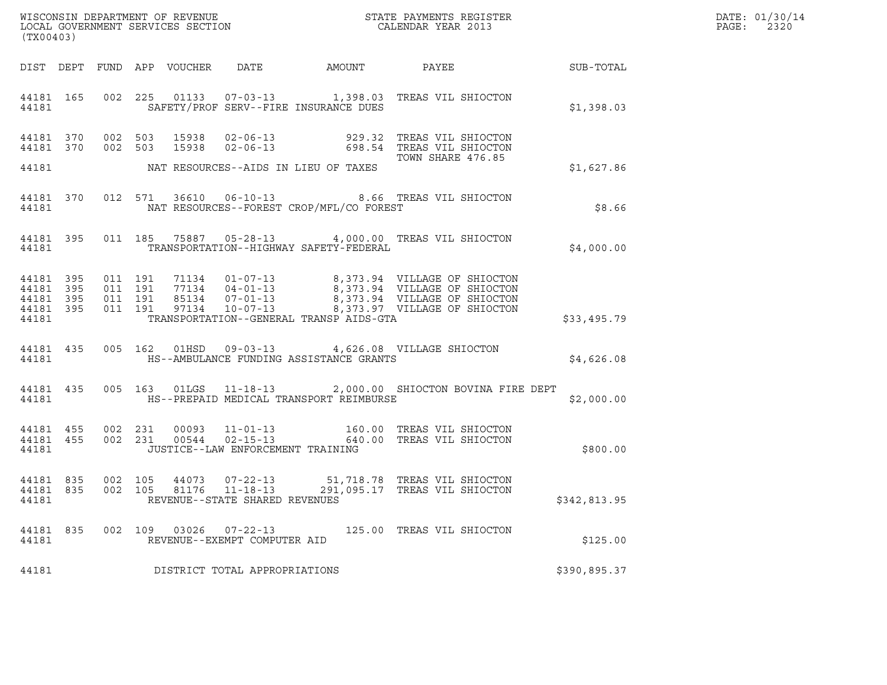WISCONSIN DEPARTMENT OF REVENUE
LOCAL GOVERNMENT SERVICES SECTION
(TX00403)

STATE PAYMENTS REGISTER
CALENDAR YEAR 2013

DATE: 01/30/14
PAGE: 2320

| DIST | DEPT | FUND | APP | VOUCHER | DATE | AMOUNT | PAYEE | SUB-TOTAL |
|---|---|---|---|---|---|---|---|---|
| 44181 | 165 | 002 | 225 | 01133 | 07-03-13 | 1,398.03 | TREAS VIL SHIOCTON | |
| 44181 | | | | | SAFETY/PROF SERV--FIRE INSURANCE DUES | | | $1,398.03 |
| 44181 | 370 | 002 | 503 | 15938 | 02-06-13 | 929.32 | TREAS VIL SHIOCTON | |
| 44181 | 370 | 002 | 503 | 15938 | 02-06-13 | 698.54 | TREAS VIL SHIOCTON TOWN SHARE 476.85 | |
| 44181 | | | | | NAT RESOURCES--AIDS IN LIEU OF TAXES | | | $1,627.86 |
| 44181 | 370 | 012 | 571 | 36610 | 06-10-13 | 8.66 | TREAS VIL SHIOCTON | |
| 44181 | | | | | NAT RESOURCES--FOREST CROP/MFL/CO FOREST | | | $8.66 |
| 44181 | 395 | 011 | 185 | 75887 | 05-28-13 | 4,000.00 | TREAS VIL SHIOCTON | |
| 44181 | | | | | TRANSPORTATION--HIGHWAY SAFETY-FEDERAL | | | $4,000.00 |
| 44181 | 395 | 011 | 191 | 71134 | 01-07-13 | 8,373.94 | VILLAGE OF SHIOCTON | |
| 44181 | 395 | 011 | 191 | 77134 | 04-01-13 | 8,373.94 | VILLAGE OF SHIOCTON | |
| 44181 | 395 | 011 | 191 | 85134 | 07-01-13 | 8,373.94 | VILLAGE OF SHIOCTON | |
| 44181 | 395 | 011 | 191 | 97134 | 10-07-13 | 8,373.97 | VILLAGE OF SHIOCTON | |
| 44181 | | | | | TRANSPORTATION--GENERAL TRANSP AIDS-GTA | | | $33,495.79 |
| 44181 | 435 | 005 | 162 | 01HSD | 09-03-13 | 4,626.08 | VILLAGE SHIOCTON | |
| 44181 | | | | | HS--AMBULANCE FUNDING ASSISTANCE GRANTS | | | $4,626.08 |
| 44181 | 435 | 005 | 163 | 01LGS | 11-18-13 | 2,000.00 | SHIOCTON BOVINA FIRE DEPT | |
| 44181 | | | | | HS--PREPAID MEDICAL TRANSPORT REIMBURSE | | | $2,000.00 |
| 44181 | 455 | 002 | 231 | 00093 | 11-01-13 | 160.00 | TREAS VIL SHIOCTON | |
| 44181 | 455 | 002 | 231 | 00544 | 02-15-13 | 640.00 | TREAS VIL SHIOCTON | |
| 44181 | | | | | JUSTICE--LAW ENFORCEMENT TRAINING | | | $800.00 |
| 44181 | 835 | 002 | 105 | 44073 | 07-22-13 | 51,718.78 | TREAS VIL SHIOCTON | |
| 44181 | 835 | 002 | 105 | 81176 | 11-18-13 | 291,095.17 | TREAS VIL SHIOCTON | |
| 44181 | | | | | REVENUE--STATE SHARED REVENUES | | | $342,813.95 |
| 44181 | 835 | 002 | 109 | 03026 | 07-22-13 | 125.00 | TREAS VIL SHIOCTON | |
| 44181 | | | | | REVENUE--EXEMPT COMPUTER AID | | | $125.00 |
| 44181 | | | | | DISTRICT TOTAL APPROPRIATIONS | | | $390,895.37 |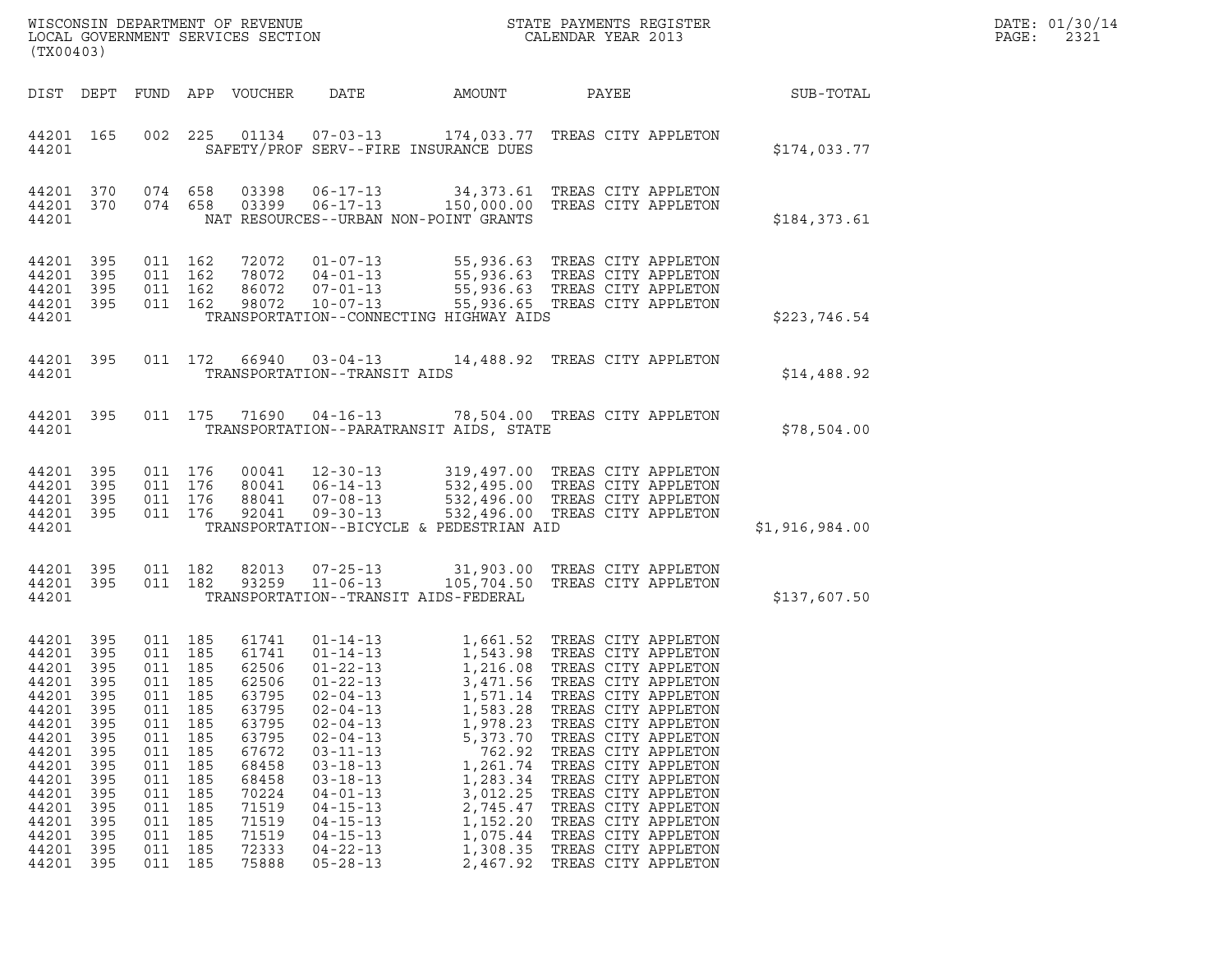WISCONSIN DEPARTMENT OF REVENUE
LOCAL GOVERNMENT SERVICES SECTION
(TX00403)

STATE PAYMENTS REGISTER
CALENDAR YEAR 2013

DATE: 01/30/14

| DIST | DEPT | FUND | APP | VOUCHER | DATE | AMOUNT | PAYEE | SUB-TOTAL |
|---|---|---|---|---|---|---|---|---|
| 44201 | 165 | 002 | 225 | 01134 | 07-03-13 | 174,033.77 | TREAS CITY APPLETON | |
| 44201 | | | | | SAFETY/PROF SERV--FIRE INSURANCE DUES | | | $174,033.77 |
| 44201 | 370 | 074 | 658 | 03398 | 06-17-13 | 34,373.61 | TREAS CITY APPLETON | |
| 44201 | 370 | 074 | 658 | 03399 | 06-17-13 | 150,000.00 | TREAS CITY APPLETON | |
| 44201 | | | | | NAT RESOURCES--URBAN NON-POINT GRANTS | | | $184,373.61 |
| 44201 | 395 | 011 | 162 | 72072 | 01-07-13 | 55,936.63 | TREAS CITY APPLETON | |
| 44201 | 395 | 011 | 162 | 78072 | 04-01-13 | 55,936.63 | TREAS CITY APPLETON | |
| 44201 | 395 | 011 | 162 | 86072 | 07-01-13 | 55,936.63 | TREAS CITY APPLETON | |
| 44201 | 395 | 011 | 162 | 98072 | 10-07-13 | 55,936.65 | TREAS CITY APPLETON | |
| 44201 | | | | | TRANSPORTATION--CONNECTING HIGHWAY AIDS | | | $223,746.54 |
| 44201 | 395 | 011 | 172 | 66940 | 03-04-13 | 14,488.92 | TREAS CITY APPLETON | |
| 44201 | | | | | TRANSPORTATION--TRANSIT AIDS | | | $14,488.92 |
| 44201 | 395 | 011 | 175 | 71690 | 04-16-13 | 78,504.00 | TREAS CITY APPLETON | |
| 44201 | | | | | TRANSPORTATION--PARATRANSIT AIDS, STATE | | | $78,504.00 |
| 44201 | 395 | 011 | 176 | 00041 | 12-30-13 | 319,497.00 | TREAS CITY APPLETON | |
| 44201 | 395 | 011 | 176 | 80041 | 06-14-13 | 532,495.00 | TREAS CITY APPLETON | |
| 44201 | 395 | 011 | 176 | 88041 | 07-08-13 | 532,496.00 | TREAS CITY APPLETON | |
| 44201 | 395 | 011 | 176 | 92041 | 09-30-13 | 532,496.00 | TREAS CITY APPLETON | |
| 44201 | | | | | TRANSPORTATION--BICYCLE & PEDESTRIAN AID | | | $1,916,984.00 |
| 44201 | 395 | 011 | 182 | 82013 | 07-25-13 | 31,903.00 | TREAS CITY APPLETON | |
| 44201 | 395 | 011 | 182 | 93259 | 11-06-13 | 105,704.50 | TREAS CITY APPLETON | |
| 44201 | | | | | TRANSPORTATION--TRANSIT AIDS-FEDERAL | | | $137,607.50 |
| 44201 | 395 | 011 | 185 | 61741 | 01-14-13 | 1,661.52 | TREAS CITY APPLETON | |
| 44201 | 395 | 011 | 185 | 61741 | 01-14-13 | 1,543.98 | TREAS CITY APPLETON | |
| 44201 | 395 | 011 | 185 | 62506 | 01-22-13 | 1,216.08 | TREAS CITY APPLETON | |
| 44201 | 395 | 011 | 185 | 62506 | 01-22-13 | 3,471.56 | TREAS CITY APPLETON | |
| 44201 | 395 | 011 | 185 | 63795 | 02-04-13 | 1,571.14 | TREAS CITY APPLETON | |
| 44201 | 395 | 011 | 185 | 63795 | 02-04-13 | 1,583.28 | TREAS CITY APPLETON | |
| 44201 | 395 | 011 | 185 | 63795 | 02-04-13 | 1,978.23 | TREAS CITY APPLETON | |
| 44201 | 395 | 011 | 185 | 63795 | 02-04-13 | 5,373.70 | TREAS CITY APPLETON | |
| 44201 | 395 | 011 | 185 | 67672 | 03-11-13 | 762.92 | TREAS CITY APPLETON | |
| 44201 | 395 | 011 | 185 | 68458 | 03-18-13 | 1,261.74 | TREAS CITY APPLETON | |
| 44201 | 395 | 011 | 185 | 68458 | 03-18-13 | 1,283.34 | TREAS CITY APPLETON | |
| 44201 | 395 | 011 | 185 | 70224 | 04-01-13 | 3,012.25 | TREAS CITY APPLETON | |
| 44201 | 395 | 011 | 185 | 71519 | 04-15-13 | 2,745.47 | TREAS CITY APPLETON | |
| 44201 | 395 | 011 | 185 | 71519 | 04-15-13 | 1,152.20 | TREAS CITY APPLETON | |
| 44201 | 395 | 011 | 185 | 71519 | 04-15-13 | 1,075.44 | TREAS CITY APPLETON | |
| 44201 | 395 | 011 | 185 | 72333 | 04-22-13 | 1,308.35 | TREAS CITY APPLETON | |
| 44201 | 395 | 011 | 185 | 75888 | 05-28-13 | 2,467.92 | TREAS CITY APPLETON | |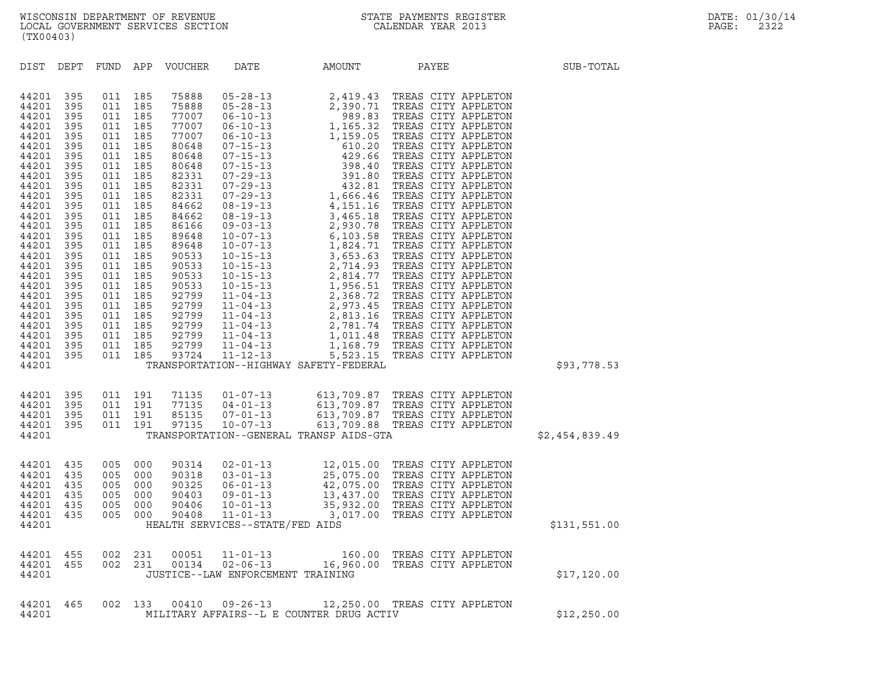WISCONSIN DEPARTMENT OF REVENUE
LOCAL GOVERNMENT SERVICES SECTION
(TX00403)

STATE PAYMENTS REGISTER
CALENDAR YEAR 2013

DATE: 01/30/14
PAGE: 2322

| DIST | DEPT | FUND | APP | VOUCHER | DATE | AMOUNT | PAYEE | SUB-TOTAL |
|---|---|---|---|---|---|---|---|---|
| 44201 | 395 | 011 | 185 | 75888 | 05-28-13 | 2,419.43 | TREAS CITY APPLETON | |
| 44201 | 395 | 011 | 185 | 75888 | 05-28-13 | 2,390.71 | TREAS CITY APPLETON | |
| 44201 | 395 | 011 | 185 | 77007 | 06-10-13 | 989.83 | TREAS CITY APPLETON | |
| 44201 | 395 | 011 | 185 | 77007 | 06-10-13 | 1,165.32 | TREAS CITY APPLETON | |
| 44201 | 395 | 011 | 185 | 77007 | 06-10-13 | 1,159.05 | TREAS CITY APPLETON | |
| 44201 | 395 | 011 | 185 | 80648 | 07-15-13 | 610.20 | TREAS CITY APPLETON | |
| 44201 | 395 | 011 | 185 | 80648 | 07-15-13 | 429.66 | TREAS CITY APPLETON | |
| 44201 | 395 | 011 | 185 | 80648 | 07-15-13 | 398.40 | TREAS CITY APPLETON | |
| 44201 | 395 | 011 | 185 | 82331 | 07-29-13 | 391.80 | TREAS CITY APPLETON | |
| 44201 | 395 | 011 | 185 | 82331 | 07-29-13 | 432.81 | TREAS CITY APPLETON | |
| 44201 | 395 | 011 | 185 | 82331 | 07-29-13 | 1,666.46 | TREAS CITY APPLETON | |
| 44201 | 395 | 011 | 185 | 84662 | 08-19-13 | 4,151.16 | TREAS CITY APPLETON | |
| 44201 | 395 | 011 | 185 | 84662 | 08-19-13 | 3,465.18 | TREAS CITY APPLETON | |
| 44201 | 395 | 011 | 185 | 86166 | 09-03-13 | 2,930.78 | TREAS CITY APPLETON | |
| 44201 | 395 | 011 | 185 | 89648 | 10-07-13 | 6,103.58 | TREAS CITY APPLETON | |
| 44201 | 395 | 011 | 185 | 89648 | 10-07-13 | 1,824.71 | TREAS CITY APPLETON | |
| 44201 | 395 | 011 | 185 | 90533 | 10-15-13 | 3,653.63 | TREAS CITY APPLETON | |
| 44201 | 395 | 011 | 185 | 90533 | 10-15-13 | 2,714.93 | TREAS CITY APPLETON | |
| 44201 | 395 | 011 | 185 | 90533 | 10-15-13 | 2,814.77 | TREAS CITY APPLETON | |
| 44201 | 395 | 011 | 185 | 90533 | 10-15-13 | 1,956.51 | TREAS CITY APPLETON | |
| 44201 | 395 | 011 | 185 | 92799 | 11-04-13 | 2,368.72 | TREAS CITY APPLETON | |
| 44201 | 395 | 011 | 185 | 92799 | 11-04-13 | 2,973.45 | TREAS CITY APPLETON | |
| 44201 | 395 | 011 | 185 | 92799 | 11-04-13 | 2,813.16 | TREAS CITY APPLETON | |
| 44201 | 395 | 011 | 185 | 92799 | 11-04-13 | 2,781.74 | TREAS CITY APPLETON | |
| 44201 | 395 | 011 | 185 | 92799 | 11-04-13 | 1,011.48 | TREAS CITY APPLETON | |
| 44201 | 395 | 011 | 185 | 92799 | 11-04-13 | 1,168.79 | TREAS CITY APPLETON | |
| 44201 | 395 | 011 | 185 | 93724 | 11-12-13 | 5,523.15 | TREAS CITY APPLETON | |
| 44201 | | | | | TRANSPORTATION--HIGHWAY SAFETY-FEDERAL | | | $93,778.53 |
| 44201 | 395 | 011 | 191 | 71135 | 01-07-13 | 613,709.87 | TREAS CITY APPLETON | |
| 44201 | 395 | 011 | 191 | 77135 | 04-01-13 | 613,709.87 | TREAS CITY APPLETON | |
| 44201 | 395 | 011 | 191 | 85135 | 07-01-13 | 613,709.87 | TREAS CITY APPLETON | |
| 44201 | 395 | 011 | 191 | 97135 | 10-07-13 | 613,709.88 | TREAS CITY APPLETON | |
| 44201 | | | | | TRANSPORTATION--GENERAL TRANSP AIDS-GTA | | | $2,454,839.49 |
| 44201 | 435 | 005 | 000 | 90314 | 02-01-13 | 12,015.00 | TREAS CITY APPLETON | |
| 44201 | 435 | 005 | 000 | 90318 | 03-01-13 | 25,075.00 | TREAS CITY APPLETON | |
| 44201 | 435 | 005 | 000 | 90325 | 06-01-13 | 42,075.00 | TREAS CITY APPLETON | |
| 44201 | 435 | 005 | 000 | 90403 | 09-01-13 | 13,437.00 | TREAS CITY APPLETON | |
| 44201 | 435 | 005 | 000 | 90406 | 10-01-13 | 35,932.00 | TREAS CITY APPLETON | |
| 44201 | 435 | 005 | 000 | 90408 | 11-01-13 | 3,017.00 | TREAS CITY APPLETON | |
| 44201 | | | | | HEALTH SERVICES--STATE/FED AIDS | | | $131,551.00 |
| 44201 | 455 | 002 | 231 | 00051 | 11-01-13 | 160.00 | TREAS CITY APPLETON | |
| 44201 | 455 | 002 | 231 | 00134 | 02-06-13 | 16,960.00 | TREAS CITY APPLETON | |
| 44201 | | | | | JUSTICE--LAW ENFORCEMENT TRAINING | | | $17,120.00 |
| 44201 | 465 | 002 | 133 | 00410 | 09-26-13 | 12,250.00 | TREAS CITY APPLETON | |
| 44201 | | | | | MILITARY AFFAIRS--L E COUNTER DRUG ACTIV | | | $12,250.00 |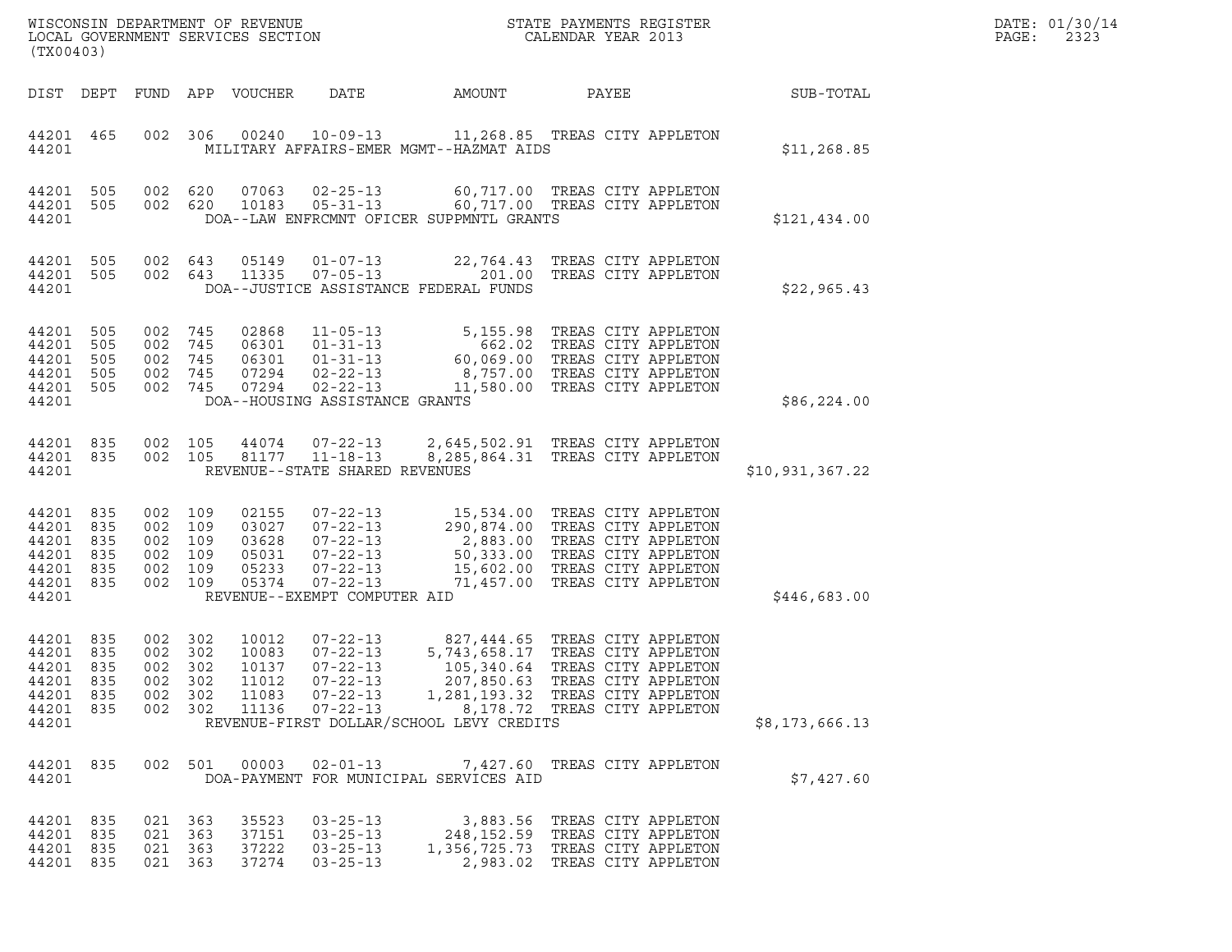WISCONSIN DEPARTMENT OF REVENUE
LOCAL GOVERNMENT SERVICES SECTION
(TX00403)

STATE PAYMENTS REGISTER
CALENDAR YEAR 2013

DATE: 01/30/14

| DIST | DEPT | FUND | APP | VOUCHER | DATE | AMOUNT | PAYEE | SUB-TOTAL |
|---|---|---|---|---|---|---|---|---|
| 44201 | 465 | 002 | 306 | 00240 | 10-09-13 | 11,268.85 | TREAS CITY APPLETON | |
| 44201 | | | | | MILITARY AFFAIRS-EMER MGMT--HAZMAT AIDS | | | $11,268.85 |
| 44201 | 505 | 002 | 620 | 07063 | 02-25-13 | 60,717.00 | TREAS CITY APPLETON | |
| 44201 | 505 | 002 | 620 | 10183 | 05-31-13 | 60,717.00 | TREAS CITY APPLETON | |
| 44201 | | | | | DOA--LAW ENFRCMNT OFICER SUPPMNTL GRANTS | | | $121,434.00 |
| 44201 | 505 | 002 | 643 | 05149 | 01-07-13 | 22,764.43 | TREAS CITY APPLETON | |
| 44201 | 505 | 002 | 643 | 11335 | 07-05-13 | 201.00 | TREAS CITY APPLETON | |
| 44201 | | | | | DOA--JUSTICE ASSISTANCE FEDERAL FUNDS | | | $22,965.43 |
| 44201 | 505 | 002 | 745 | 02868 | 11-05-13 | 5,155.98 | TREAS CITY APPLETON | |
| 44201 | 505 | 002 | 745 | 06301 | 01-31-13 | 662.02 | TREAS CITY APPLETON | |
| 44201 | 505 | 002 | 745 | 06301 | 01-31-13 | 60,069.00 | TREAS CITY APPLETON | |
| 44201 | 505 | 002 | 745 | 07294 | 02-22-13 | 8,757.00 | TREAS CITY APPLETON | |
| 44201 | 505 | 002 | 745 | 07294 | 02-22-13 | 11,580.00 | TREAS CITY APPLETON | |
| 44201 | | | | | DOA--HOUSING ASSISTANCE GRANTS | | | $86,224.00 |
| 44201 | 835 | 002 | 105 | 44074 | 07-22-13 | 2,645,502.91 | TREAS CITY APPLETON | |
| 44201 | 835 | 002 | 105 | 81177 | 11-18-13 | 8,285,864.31 | TREAS CITY APPLETON | |
| 44201 | | | | | REVENUE--STATE SHARED REVENUES | | | $10,931,367.22 |
| 44201 | 835 | 002 | 109 | 02155 | 07-22-13 | 15,534.00 | TREAS CITY APPLETON | |
| 44201 | 835 | 002 | 109 | 03027 | 07-22-13 | 290,874.00 | TREAS CITY APPLETON | |
| 44201 | 835 | 002 | 109 | 03628 | 07-22-13 | 2,883.00 | TREAS CITY APPLETON | |
| 44201 | 835 | 002 | 109 | 05031 | 07-22-13 | 50,333.00 | TREAS CITY APPLETON | |
| 44201 | 835 | 002 | 109 | 05233 | 07-22-13 | 15,602.00 | TREAS CITY APPLETON | |
| 44201 | 835 | 002 | 109 | 05374 | 07-22-13 | 71,457.00 | TREAS CITY APPLETON | |
| 44201 | | | | | REVENUE--EXEMPT COMPUTER AID | | | $446,683.00 |
| 44201 | 835 | 002 | 302 | 10012 | 07-22-13 | 827,444.65 | TREAS CITY APPLETON | |
| 44201 | 835 | 002 | 302 | 10083 | 07-22-13 | 5,743,658.17 | TREAS CITY APPLETON | |
| 44201 | 835 | 002 | 302 | 10137 | 07-22-13 | 105,340.64 | TREAS CITY APPLETON | |
| 44201 | 835 | 002 | 302 | 11012 | 07-22-13 | 207,850.63 | TREAS CITY APPLETON | |
| 44201 | 835 | 002 | 302 | 11083 | 07-22-13 | 1,281,193.32 | TREAS CITY APPLETON | |
| 44201 | 835 | 002 | 302 | 11136 | 07-22-13 | 8,178.72 | TREAS CITY APPLETON | |
| 44201 | | | | | REVENUE-FIRST DOLLAR/SCHOOL LEVY CREDITS | | | $8,173,666.13 |
| 44201 | 835 | 002 | 501 | 00003 | 02-01-13 | 7,427.60 | TREAS CITY APPLETON | |
| 44201 | | | | | DOA-PAYMENT FOR MUNICIPAL SERVICES AID | | | $7,427.60 |
| 44201 | 835 | 021 | 363 | 35523 | 03-25-13 | 3,883.56 | TREAS CITY APPLETON | |
| 44201 | 835 | 021 | 363 | 37151 | 03-25-13 | 248,152.59 | TREAS CITY APPLETON | |
| 44201 | 835 | 021 | 363 | 37222 | 03-25-13 | 1,356,725.73 | TREAS CITY APPLETON | |
| 44201 | 835 | 021 | 363 | 37274 | 03-25-13 | 2,983.02 | TREAS CITY APPLETON | |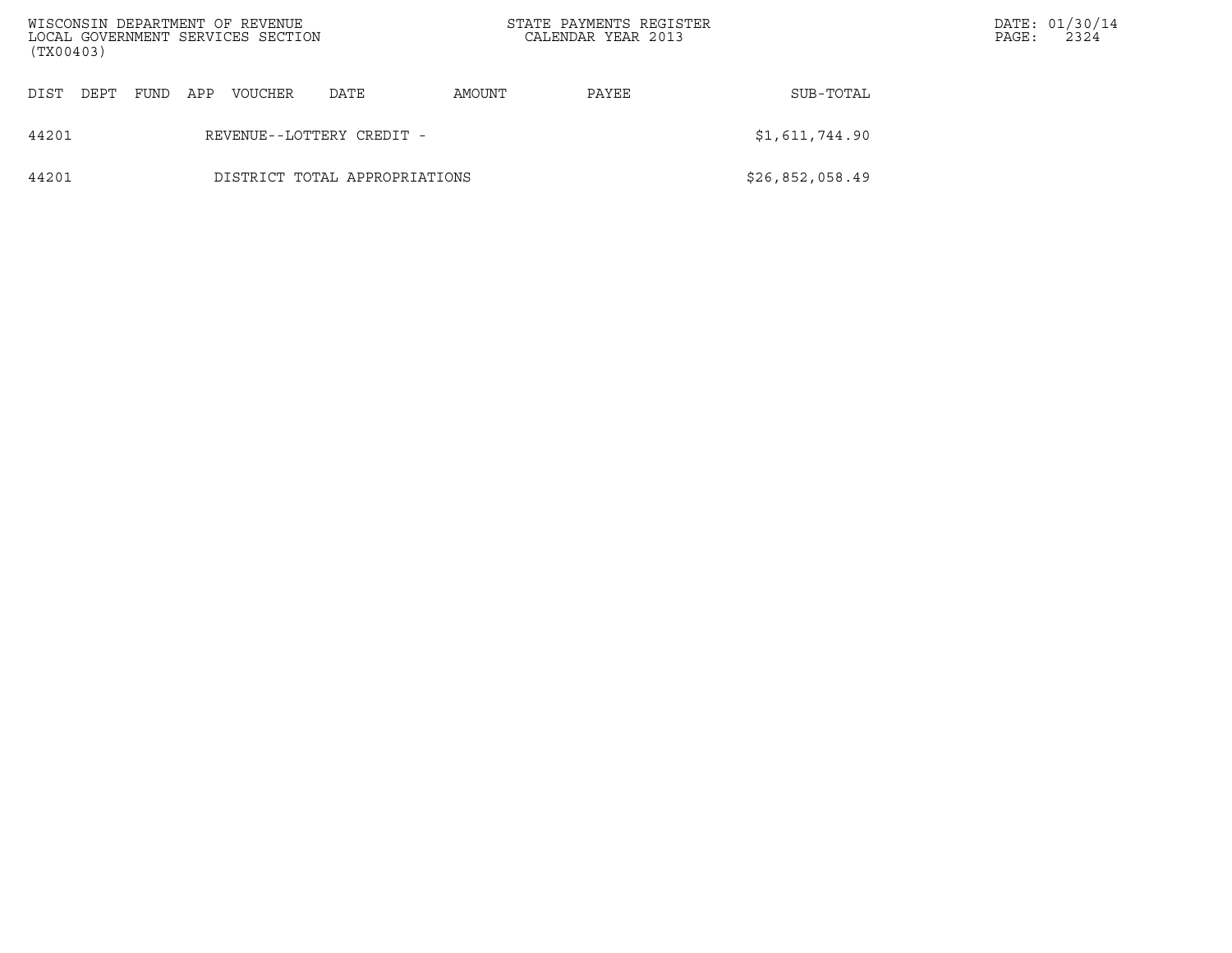| DIST | DEPT | FUND | APP | VOUCHER | DATE | AMOUNT | PAYEE | SUB-TOTAL |
|---|---|---|---|---|---|---|---|---|
| 44201 | | | REVENUE--LOTTERY CREDIT - | | | | | $1,611,744.90 |
| 44201 | | | DISTRICT TOTAL APPROPRIATIONS | | | | | $26,852,058.49 |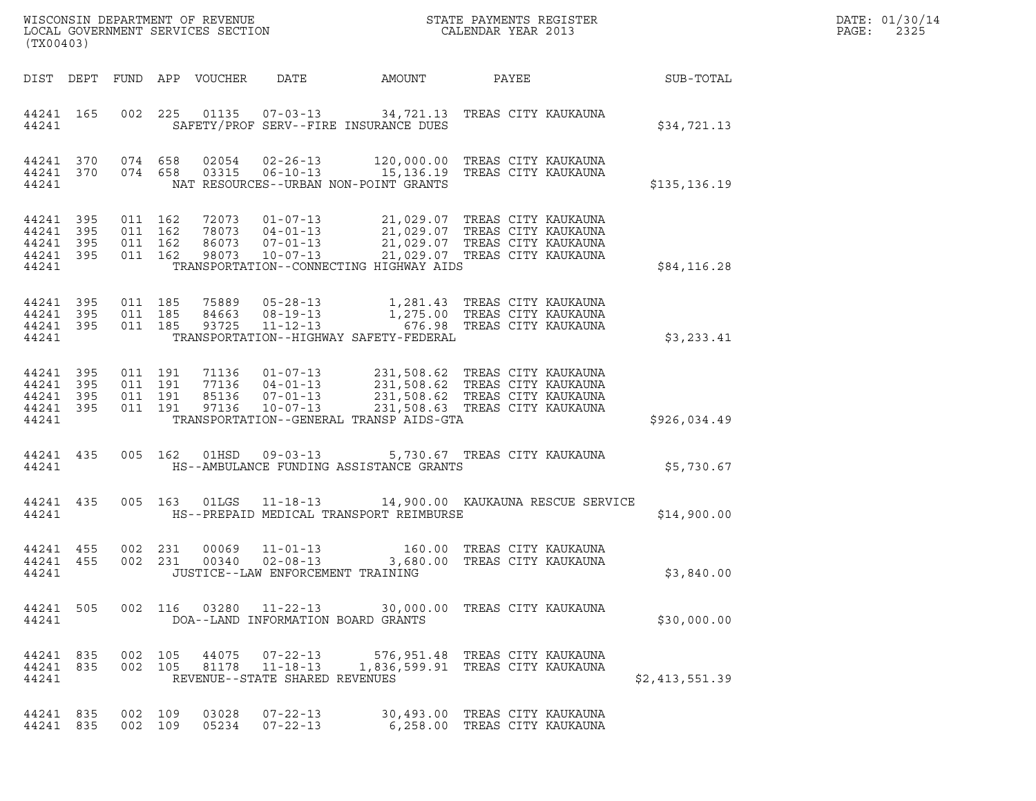WISCONSIN DEPARTMENT OF REVENUE
LOCAL GOVERNMENT SERVICES SECTION
(TX00403)

STATE PAYMENTS REGISTER
CALENDAR YEAR 2013

DATE: 01/30/14
PAGE: 2325

| DIST | DEPT | FUND | APP | VOUCHER | DATE | AMOUNT | PAYEE | SUB-TOTAL |
|---|---|---|---|---|---|---|---|---|
| 44241 | 165 | 002 | 225 | 01135 | 07-03-13 | 34,721.13 | TREAS CITY KAUKAUNA | |
| 44241 | | | | | SAFETY/PROF SERV--FIRE INSURANCE DUES | | | $34,721.13 |
| 44241 | 370 | 074 | 658 | 02054 | 02-26-13 | 120,000.00 | TREAS CITY KAUKAUNA | |
| 44241 | 370 | 074 | 658 | 03315 | 06-10-13 | 15,136.19 | TREAS CITY KAUKAUNA | |
| 44241 | | | | | NAT RESOURCES--URBAN NON-POINT GRANTS | | | $135,136.19 |
| 44241 | 395 | 011 | 162 | 72073 | 01-07-13 | 21,029.07 | TREAS CITY KAUKAUNA | |
| 44241 | 395 | 011 | 162 | 78073 | 04-01-13 | 21,029.07 | TREAS CITY KAUKAUNA | |
| 44241 | 395 | 011 | 162 | 86073 | 07-01-13 | 21,029.07 | TREAS CITY KAUKAUNA | |
| 44241 | 395 | 011 | 162 | 98073 | 10-07-13 | 21,029.07 | TREAS CITY KAUKAUNA | |
| 44241 | | | | | TRANSPORTATION--CONNECTING HIGHWAY AIDS | | | $84,116.28 |
| 44241 | 395 | 011 | 185 | 75889 | 05-28-13 | 1,281.43 | TREAS CITY KAUKAUNA | |
| 44241 | 395 | 011 | 185 | 84663 | 08-19-13 | 1,275.00 | TREAS CITY KAUKAUNA | |
| 44241 | 395 | 011 | 185 | 93725 | 11-12-13 | 676.98 | TREAS CITY KAUKAUNA | |
| 44241 | | | | | TRANSPORTATION--HIGHWAY SAFETY-FEDERAL | | | $3,233.41 |
| 44241 | 395 | 011 | 191 | 71136 | 01-07-13 | 231,508.62 | TREAS CITY KAUKAUNA | |
| 44241 | 395 | 011 | 191 | 77136 | 04-01-13 | 231,508.62 | TREAS CITY KAUKAUNA | |
| 44241 | 395 | 011 | 191 | 85136 | 07-01-13 | 231,508.62 | TREAS CITY KAUKAUNA | |
| 44241 | 395 | 011 | 191 | 97136 | 10-07-13 | 231,508.63 | TREAS CITY KAUKAUNA | |
| 44241 | | | | | TRANSPORTATION--GENERAL TRANSP AIDS-GTA | | | $926,034.49 |
| 44241 | 435 | 005 | 162 | 01HSD | 09-03-13 | 5,730.67 | TREAS CITY KAUKAUNA | |
| 44241 | | | | | HS--AMBULANCE FUNDING ASSISTANCE GRANTS | | | $5,730.67 |
| 44241 | 435 | 005 | 163 | 01LGS | 11-18-13 | 14,900.00 | KAUKAUNA RESCUE SERVICE | |
| 44241 | | | | | HS--PREPAID MEDICAL TRANSPORT REIMBURSE | | | $14,900.00 |
| 44241 | 455 | 002 | 231 | 00069 | 11-01-13 | 160.00 | TREAS CITY KAUKAUNA | |
| 44241 | 455 | 002 | 231 | 00340 | 02-08-13 | 3,680.00 | TREAS CITY KAUKAUNA | |
| 44241 | | | | | JUSTICE--LAW ENFORCEMENT TRAINING | | | $3,840.00 |
| 44241 | 505 | 002 | 116 | 03280 | 11-22-13 | 30,000.00 | TREAS CITY KAUKAUNA | |
| 44241 | | | | | DOA--LAND INFORMATION BOARD GRANTS | | | $30,000.00 |
| 44241 | 835 | 002 | 105 | 44075 | 07-22-13 | 576,951.48 | TREAS CITY KAUKAUNA | |
| 44241 | 835 | 002 | 105 | 81178 | 11-18-13 | 1,836,599.91 | TREAS CITY KAUKAUNA | |
| 44241 | | | | | REVENUE--STATE SHARED REVENUES | | | $2,413,551.39 |
| 44241 | 835 | 002 | 109 | 03028 | 07-22-13 | 30,493.00 | TREAS CITY KAUKAUNA | |
| 44241 | 835 | 002 | 109 | 05234 | 07-22-13 | 6,258.00 | TREAS CITY KAUKAUNA | |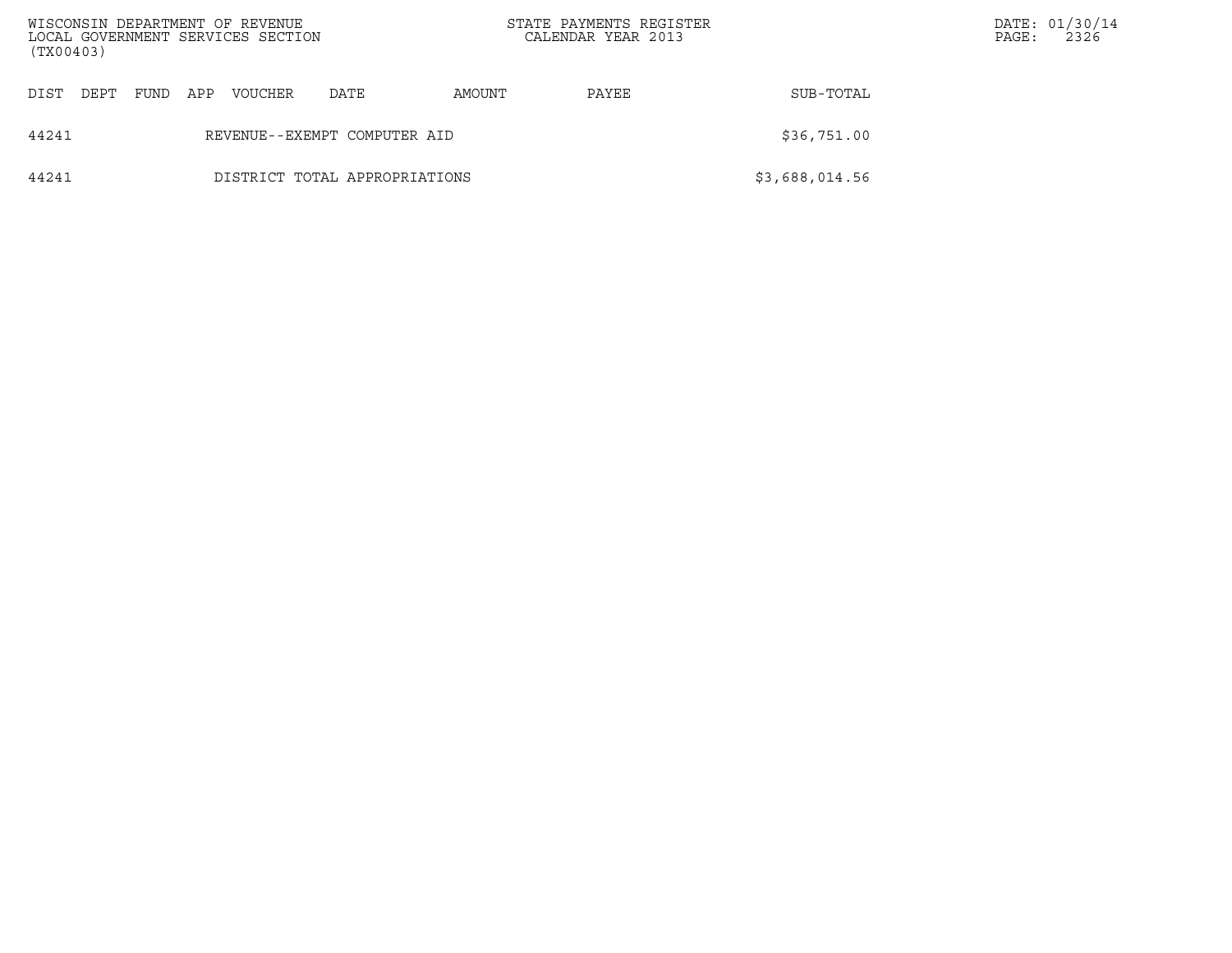| DIST | DEPT | FUND | APP | VOUCHER | DATE | AMOUNT | PAYEE | SUB-TOTAL |
|---|---|---|---|---|---|---|---|---|
| 44241 | | | REVENUE--EXEMPT COMPUTER AID | | | | | $36,751.00 |
| 44241 | | | DISTRICT TOTAL APPROPRIATIONS | | | | | $3,688,014.56 |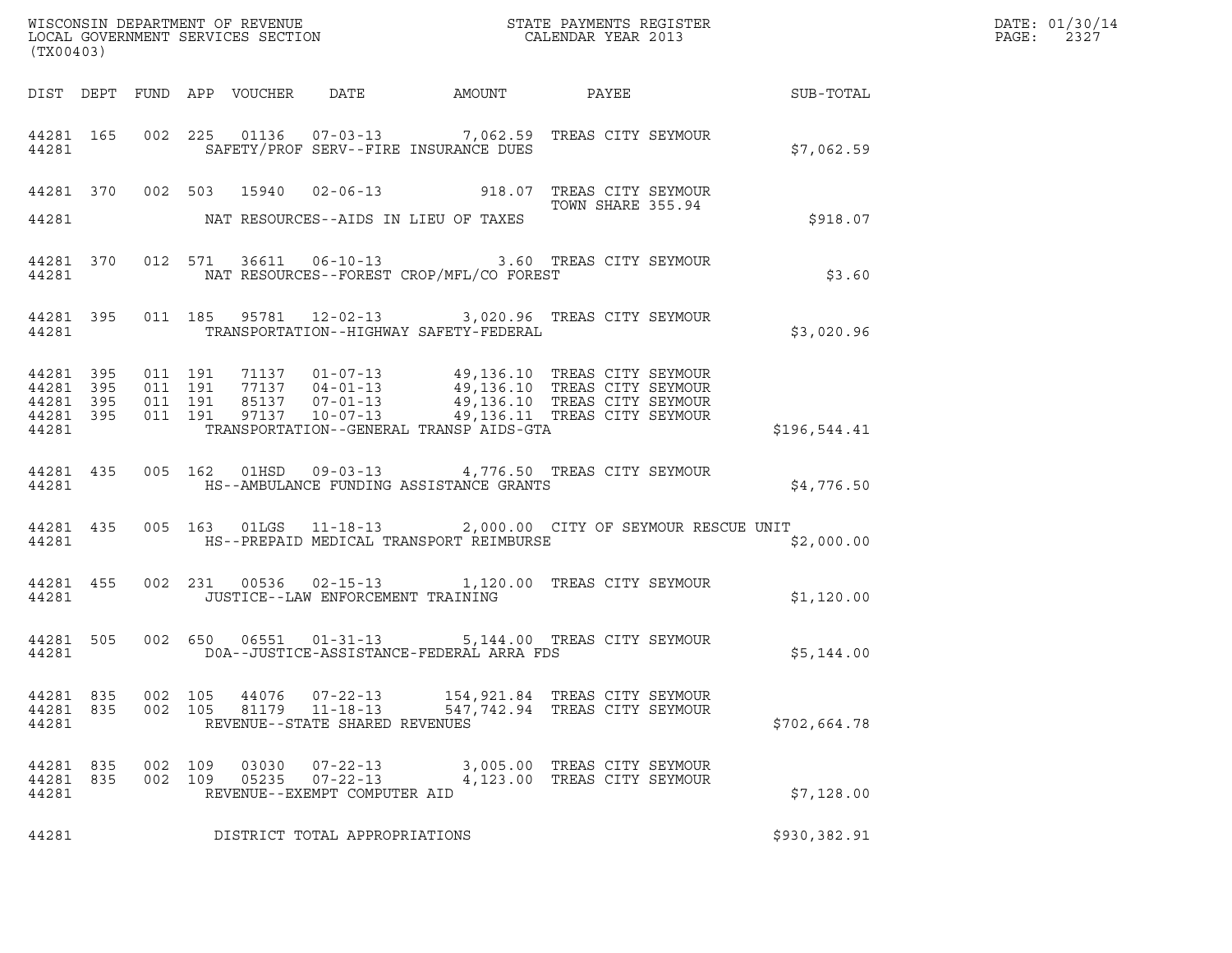WISCONSIN DEPARTMENT OF REVENUE
LOCAL GOVERNMENT SERVICES SECTION
(TX00403)

STATE PAYMENTS REGISTER
CALENDAR YEAR 2013

DATE: 01/30/14

| DIST | DEPT | FUND | APP | VOUCHER | DATE | AMOUNT | PAYEE | SUB-TOTAL |
|---|---|---|---|---|---|---|---|---|
| 44281 | 165 | 002 | 225 | 01136 | 07-03-13 | 7,062.59 | TREAS CITY SEYMOUR | |
| 44281 | | | | SAFETY/PROF SERV--FIRE INSURANCE DUES | | | | $7,062.59 |
| 44281 | 370 | 002 | 503 | 15940 | 02-06-13 | 918.07 | TREAS CITY SEYMOUR TOWN SHARE 355.94 | |
| 44281 | | | | NAT RESOURCES--AIDS IN LIEU OF TAXES | | | | $918.07 |
| 44281 | 370 | 012 | 571 | 36611 | 06-10-13 | 3.60 | TREAS CITY SEYMOUR | |
| 44281 | | | | NAT RESOURCES--FOREST CROP/MFL/CO FOREST | | | | $3.60 |
| 44281 | 395 | 011 | 185 | 95781 | 12-02-13 | 3,020.96 | TREAS CITY SEYMOUR | |
| 44281 | | | | TRANSPORTATION--HIGHWAY SAFETY-FEDERAL | | | | $3,020.96 |
| 44281 | 395 | 011 | 191 | 71137 | 01-07-13 | 49,136.10 | TREAS CITY SEYMOUR | |
| 44281 | 395 | 011 | 191 | 77137 | 04-01-13 | 49,136.10 | TREAS CITY SEYMOUR | |
| 44281 | 395 | 011 | 191 | 85137 | 07-01-13 | 49,136.10 | TREAS CITY SEYMOUR | |
| 44281 | 395 | 011 | 191 | 97137 | 10-07-13 | 49,136.11 | TREAS CITY SEYMOUR | |
| 44281 | | | | TRANSPORTATION--GENERAL TRANSP AIDS-GTA | | | | $196,544.41 |
| 44281 | 435 | 005 | 162 | 01HSD | 09-03-13 | 4,776.50 | TREAS CITY SEYMOUR | |
| 44281 | | | | HS--AMBULANCE FUNDING ASSISTANCE GRANTS | | | | $4,776.50 |
| 44281 | 435 | 005 | 163 | 01LGS | 11-18-13 | 2,000.00 | CITY OF SEYMOUR RESCUE UNIT | |
| 44281 | | | | HS--PREPAID MEDICAL TRANSPORT REIMBURSE | | | | $2,000.00 |
| 44281 | 455 | 002 | 231 | 00536 | 02-15-13 | 1,120.00 | TREAS CITY SEYMOUR | |
| 44281 | | | | JUSTICE--LAW ENFORCEMENT TRAINING | | | | $1,120.00 |
| 44281 | 505 | 002 | 650 | 06551 | 01-31-13 | 5,144.00 | TREAS CITY SEYMOUR | |
| 44281 | | | | DOA--JUSTICE-ASSISTANCE-FEDERAL ARRA FDS | | | | $5,144.00 |
| 44281 | 835 | 002 | 105 | 44076 | 07-22-13 | 154,921.84 | TREAS CITY SEYMOUR | |
| 44281 | 835 | 002 | 105 | 81179 | 11-18-13 | 547,742.94 | TREAS CITY SEYMOUR | |
| 44281 | | | | REVENUE--STATE SHARED REVENUES | | | | $702,664.78 |
| 44281 | 835 | 002 | 109 | 03030 | 07-22-13 | 3,005.00 | TREAS CITY SEYMOUR | |
| 44281 | 835 | 002 | 109 | 05235 | 07-22-13 | 4,123.00 | TREAS CITY SEYMOUR | |
| 44281 | | | | REVENUE--EXEMPT COMPUTER AID | | | | $7,128.00 |
| 44281 | | | | DISTRICT TOTAL APPROPRIATIONS | | | | $930,382.91 |